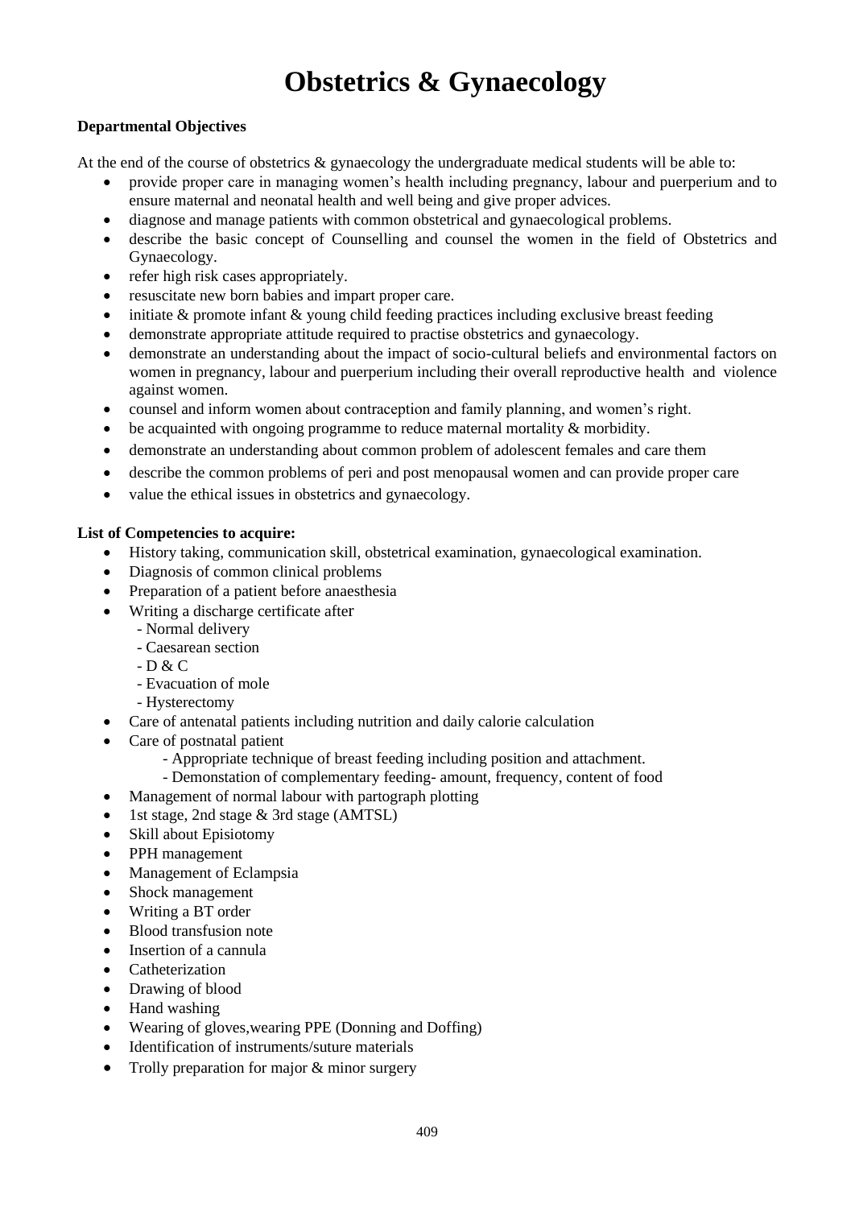# Obstetrics & Gynaecology

**Departmental Objectives**

At the end of the course of obstetrics & gynaecology the undergraduate medical students will be able to:

- provide proper care in managing women's health including pregnancy, labour and puerperium and to ensure maternal and neonatal health and well being and give proper advices.
- diagnose and manage patients with common obstetrical and gynaecological problems.
- describe the basic concept of Counselling and counsel the women in the field of Obstetrics and Gynaecology.
- refer high risk cases appropriately.
- resuscitate new born babies and impart proper care.
- initiate & promote infant & young child feeding practices including exclusive breast feeding
- demonstrate appropriate attitude required to practise obstetrics and gynaecology.
- demonstrate an understanding about the impact of socio-cultural beliefs and environmental factors on women in pregnancy, labour and puerperium including their overall reproductive health and violence against women.
- counsel and inform women about contraception and family planning, and women's right.
- be acquainted with ongoing programme to reduce maternal mortality & morbidity.
- demonstrate an understanding about common problem of adolescent females and care them
- describe the common problems of peri and post menopausal women and can provide proper care
- value the ethical issues in obstetrics and gynaecology.

**List of Competencies to acquire:**

- History taking, communication skill, obstetrical examination, gynaecological examination.
- Diagnosis of common clinical problems
- Preparation of a patient before anaesthesia
- Writing a discharge certificate after
  - Normal delivery
  - Caesarean section
  - D & C
  - Evacuation of mole
  - Hysterectomy
- Care of antenatal patients including nutrition and daily calorie calculation
- Care of postnatal patient
  - Appropriate technique of breast feeding including position and attachment.
  - Demonstation of complementary feeding- amount, frequency, content of food
- Management of normal labour with partograph plotting
- 1st stage, 2nd stage & 3rd stage (AMTSL)
- Skill about Episiotomy
- PPH management
- Management of Eclampsia
- Shock management
- Writing a BT order
- Blood transfusion note
- Insertion of a cannula
- Catheterization
- Drawing of blood
- Hand washing
- Wearing of gloves,wearing PPE (Donning and Doffing)
- Identification of instruments/suture materials
- Trolly preparation for major & minor surgery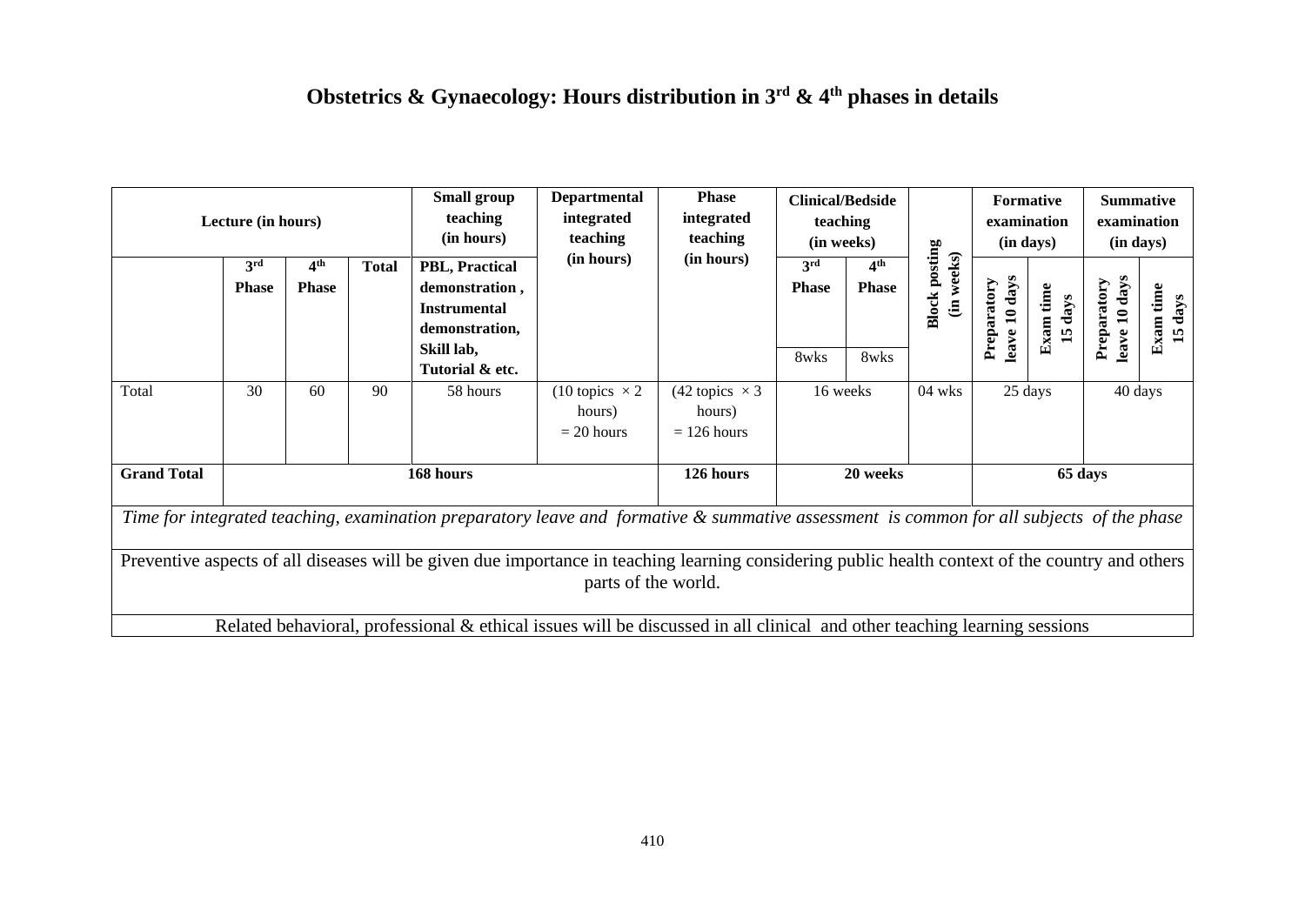# Obstetrics & Gynaecology: Hours distribution in 3rd & 4th phases in details

| Lecture (in hours) | | | | Small group teaching (in hours) | Departmental integrated teaching (in hours) | Phase integrated teaching (in hours) | Clinical/Bedside teaching (in weeks) | | Block posting (in weeks) | Formative examination (in days) | | Summative examination (in days) | |
|---|---|---|---|---|---|---|---|---|---|---|---|---|---|
| | 3rd Phase | 4th Phase | Total | PBL, Practical demonstration , Instrumental demonstration, Skill lab, Tutorial & etc. | | | 3rd Phase 8wks | 4th Phase 8wks | | Preparatory leave 10 days | Exam time 15 days | Preparatory leave 10 days | Exam time 15 days |
| Total | 30 | 60 | 90 | 58 hours | (10 topics × 2 hours) = 20 hours | (42 topics × 3 hours) = 126 hours | 16 weeks | | 04 wks | 25 days | | 40 days | |
| **Grand Total** | **168 hours** | | | | | **126 hours** | **20 weeks** | | | **65 days** | | | |
| *Time for integrated teaching, examination preparatory leave and formative & summative assessment is common for all subjects of the phase* | | | | | | | | | | | | | |
| Preventive aspects of all diseases will be given due importance in teaching learning considering public health context of the country and others parts of the world. | | | | | | | | | | | | | |
| Related behavioral, professional & ethical issues will be discussed in all clinical and other teaching learning sessions | | | | | | | | | | | | | |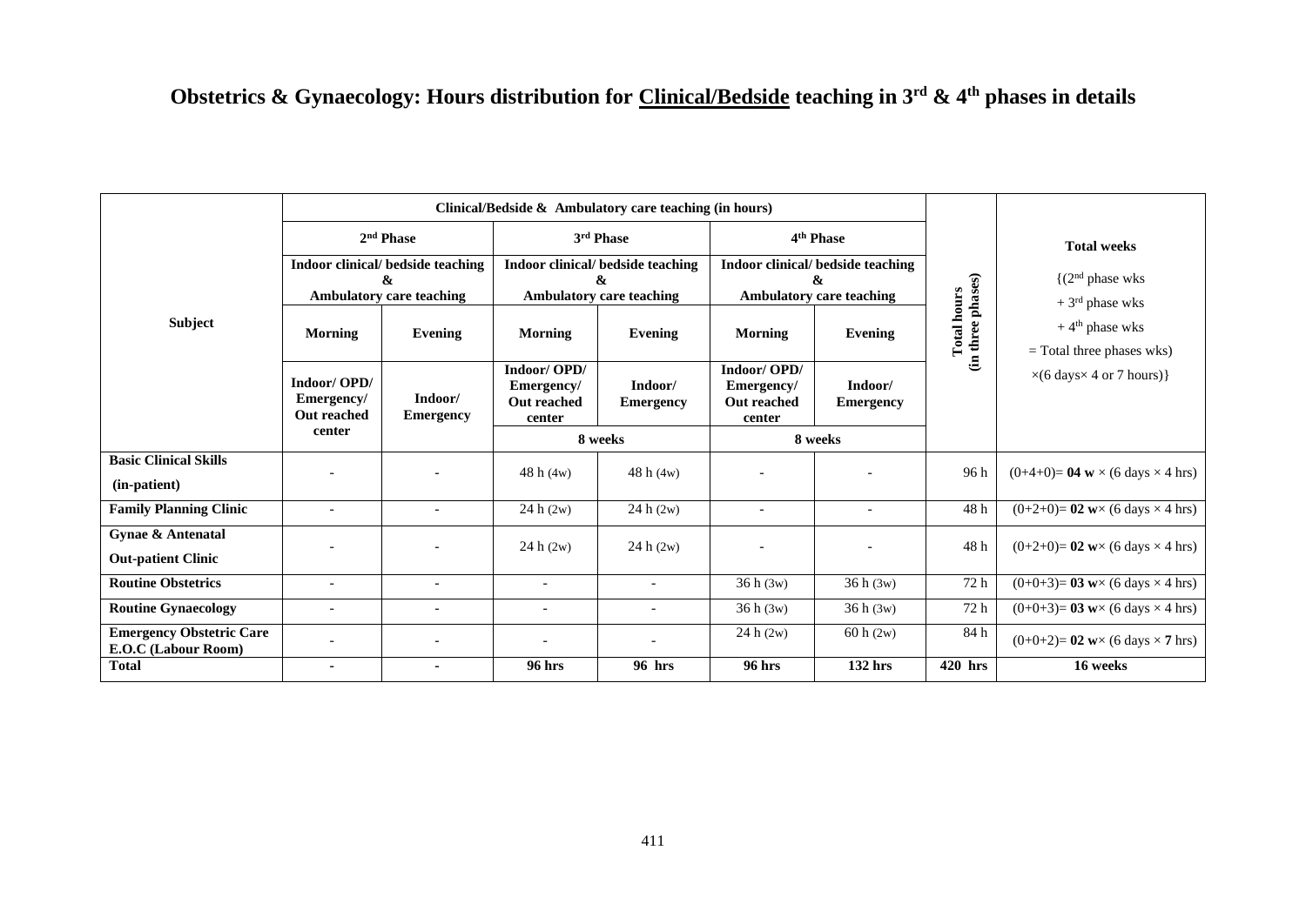# Obstetrics & Gynaecology: Hours distribution for Clinical/Bedside teaching in 3rd & 4th phases in details

| Subject | Clinical/Bedside & Ambulatory care teaching (in hours) | | | | | | Total hours (in three phases) | Total weeks {(2nd phase wks + 3rd phase wks + 4th phase wks = Total three phases wks) ×(6 days× 4 or 7 hours)} |
|---|---|---|---|---|---|---|---|---|
| | 2nd Phase | | 3rd Phase | | 4th Phase | | | |
| | Indoor clinical/ bedside teaching & Ambulatory care teaching | | Indoor clinical/ bedside teaching & Ambulatory care teaching | | Indoor clinical/ bedside teaching & Ambulatory care teaching | | | |
| | Morning | Evening | Morning | Evening | Morning | Evening | | |
| | Indoor/ OPD/ Emergency/ Out reached center | Indoor/ Emergency | Indoor/ OPD/ Emergency/ Out reached center | Indoor/ Emergency | Indoor/ OPD/ Emergency/ Out reached center | Indoor/ Emergency | | |
| | | | 8 weeks | | 8 weeks | | | |
| **Basic Clinical Skills (in-patient)** | - | - | 48 h (4w) | 48 h (4w) | - | - | 96 h | (0+4+0)= **04 w** × (6 days × 4 hrs) |
| **Family Planning Clinic** | - | - | 24 h (2w) | 24 h (2w) | - | - | 48 h | (0+2+0)= **02 w**× (6 days × 4 hrs) |
| **Gynae & Antenatal Out-patient Clinic** | - | - | 24 h (2w) | 24 h (2w) | - | - | 48 h | (0+2+0)= **02 w**× (6 days × 4 hrs) |
| **Routine Obstetrics** | - | - | - | - | 36 h (3w) | 36 h (3w) | 72 h | (0+0+3)= **03 w**× (6 days × 4 hrs) |
| **Routine Gynaecology** | - | - | - | - | 36 h (3w) | 36 h (3w) | 72 h | (0+0+3)= **03 w**× (6 days × 4 hrs) |
| **Emergency Obstetric Care E.O.C (Labour Room)** | - | - | - | - | 24 h (2w) | 60 h (2w) | 84 h | (0+0+2)= **02 w**× (6 days × **7** hrs) |
| **Total** | - | - | **96 hrs** | **96 hrs** | **96 hrs** | **132 hrs** | **420 hrs** | **16 weeks** |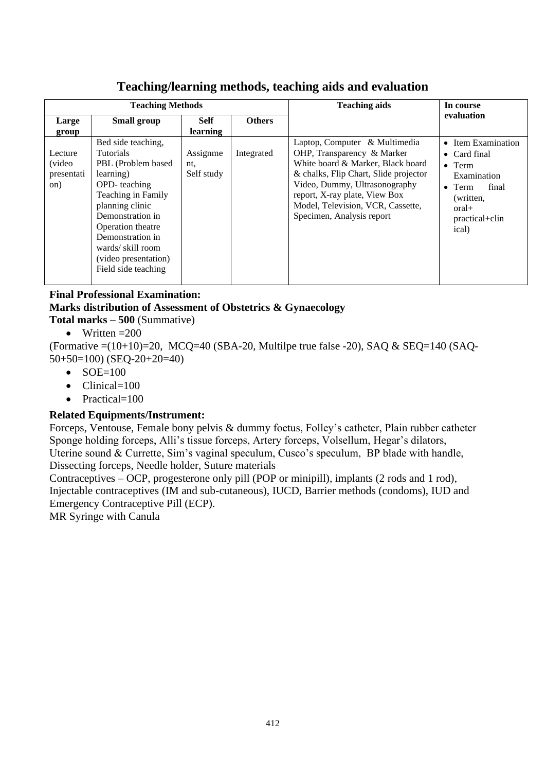## Teaching/learning methods, teaching aids and evaluation

| Teaching Methods | | | | Teaching aids | In course evaluation |
|---|---|---|---|---|---|
| **Large group** | **Small group** | **Self learning** | **Others** | | |
| Lecture (video presentation) | Bed side teaching, Tutorials PBL (Problem based learning) OPD- teaching Teaching in Family planning clinic Demonstration in Operation theatre Demonstration in wards/ skill room (video presentation) Field side teaching | Assignment, Self study | Integrated | Laptop, Computer & Multimedia OHP, Transparency & Marker White board & Marker, Black board & chalks, Flip Chart, Slide projector Video, Dummy, Ultrasonography report, X-ray plate, View Box Model, Television, VCR, Cassette, Specimen, Analysis report | • Item Examination • Card final • Term Examination • Term final (written, oral+ practical+clinical) |

**Final Professional Examination:**

**Marks distribution of Assessment of Obstetrics & Gynaecology**

**Total marks – 500** (Summative)

- Written =200

(Formative =(10+10)=20, MCQ=40 (SBA-20, Multilpe true false -20), SAQ & SEQ=140 (SAQ-50+50=100) (SEQ-20+20=40)

- SOE=100
- Clinical=100
- Practical=100

**Related Equipments/Instrument:**

Forceps, Ventouse, Female bony pelvis & dummy foetus, Folley's catheter, Plain rubber catheter Sponge holding forceps, Alli's tissue forceps, Artery forceps, Volsellum, Hegar's dilators, Uterine sound & Currette, Sim's vaginal speculum, Cusco's speculum, BP blade with handle, Dissecting forceps, Needle holder, Suture materials

Contraceptives – OCP, progesterone only pill (POP or minipill), implants (2 rods and 1 rod), Injectable contraceptives (IM and sub-cutaneous), IUCD, Barrier methods (condoms), IUD and Emergency Contraceptive Pill (ECP).

MR Syringe with Canula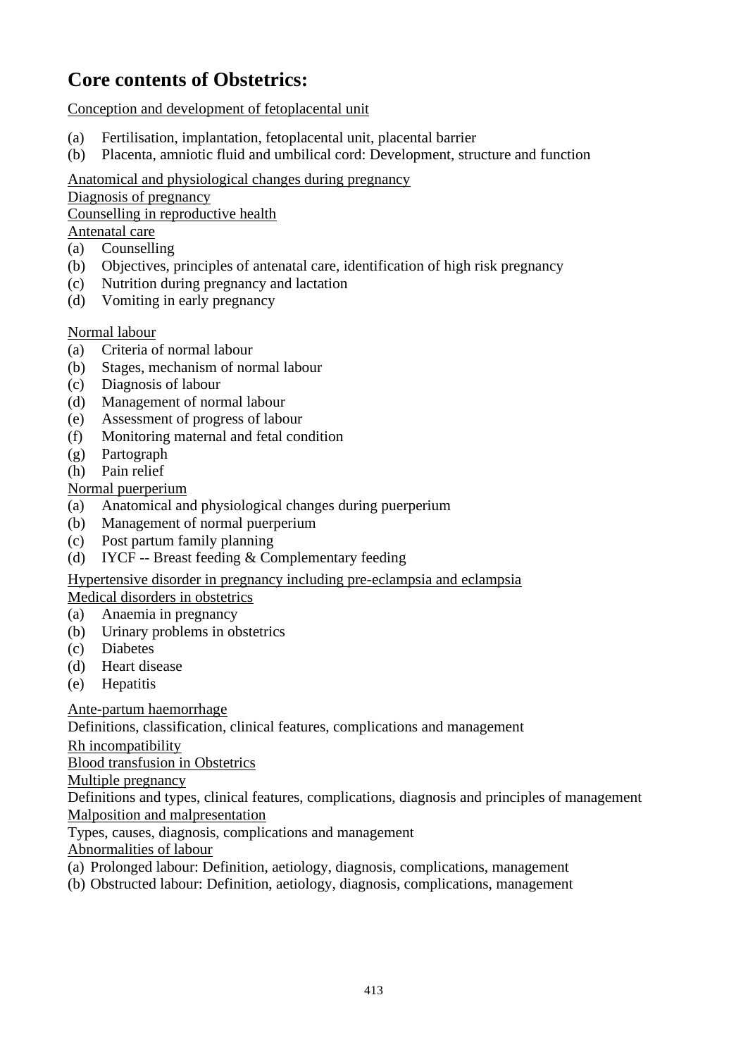# Core contents of Obstetrics:

<u>Conception and development of fetoplacental unit</u>

(a) Fertilisation, implantation, fetoplacental unit, placental barrier
(b) Placenta, amniotic fluid and umbilical cord: Development, structure and function

<u>Anatomical and physiological changes during pregnancy</u>
<u>Diagnosis of pregnancy</u>
<u>Counselling in reproductive health</u>
<u>Antenatal care</u>

(a) Counselling
(b) Objectives, principles of antenatal care, identification of high risk pregnancy
(c) Nutrition during pregnancy and lactation
(d) Vomiting in early pregnancy

<u>Normal labour</u>

(a) Criteria of normal labour
(b) Stages, mechanism of normal labour
(c) Diagnosis of labour
(d) Management of normal labour
(e) Assessment of progress of labour
(f) Monitoring maternal and fetal condition
(g) Partograph
(h) Pain relief

<u>Normal puerperium</u>

(a) Anatomical and physiological changes during puerperium
(b) Management of normal puerperium
(c) Post partum family planning
(d) IYCF -- Breast feeding & Complementary feeding

<u>Hypertensive disorder in pregnancy including pre-eclampsia and eclampsia</u>
<u>Medical disorders in obstetrics</u>

(a) Anaemia in pregnancy
(b) Urinary problems in obstetrics
(c) Diabetes
(d) Heart disease
(e) Hepatitis

<u>Ante-partum haemorrhage</u>
Definitions, classification, clinical features, complications and management
<u>Rh incompatibility</u>
<u>Blood transfusion in Obstetrics</u>
<u>Multiple pregnancy</u>
Definitions and types, clinical features, complications, diagnosis and principles of management
<u>Malposition and malpresentation</u>
Types, causes, diagnosis, complications and management
<u>Abnormalities of labour</u>

(a) Prolonged labour: Definition, aetiology, diagnosis, complications, management
(b) Obstructed labour: Definition, aetiology, diagnosis, complications, management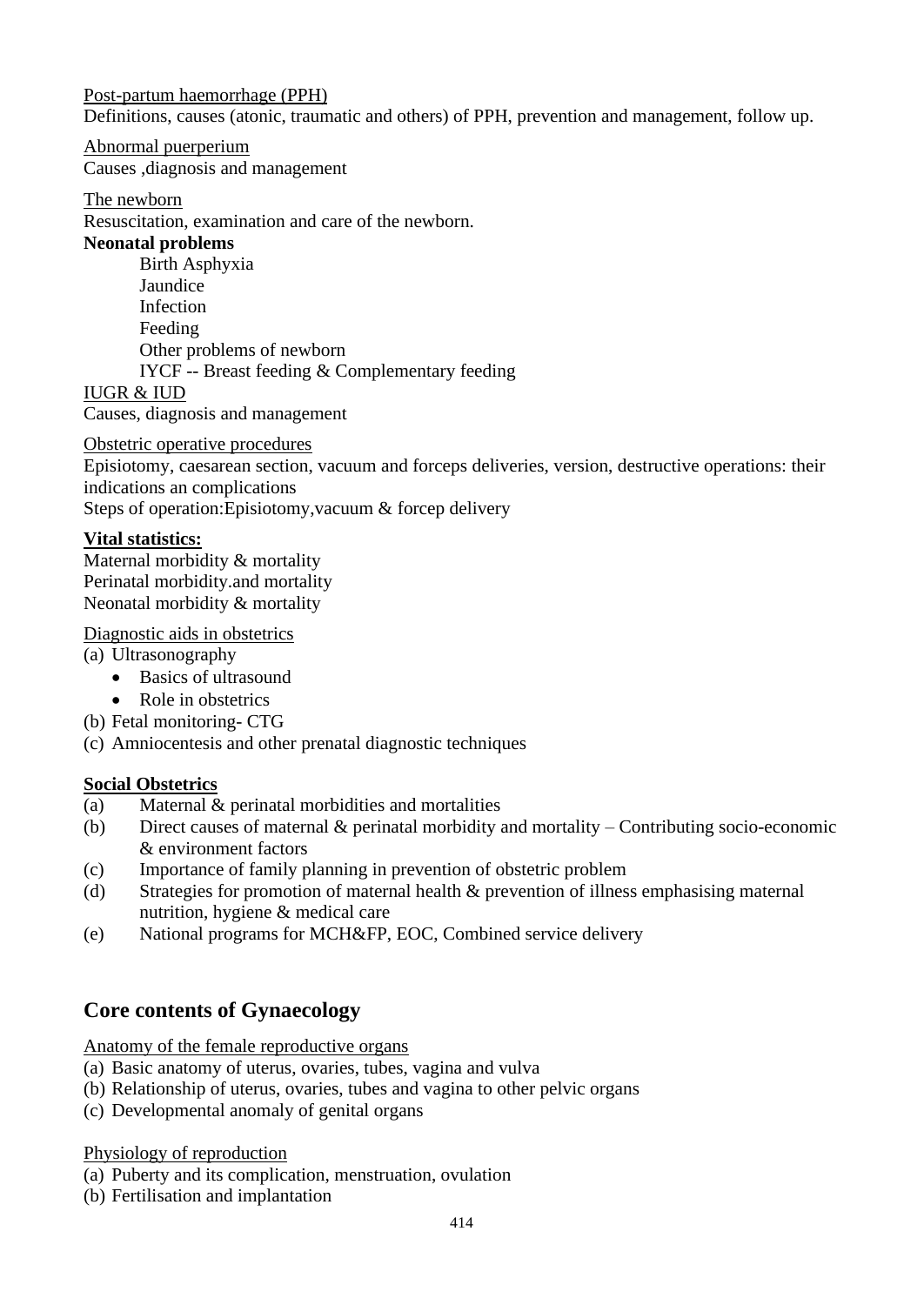Post-partum haemorrhage (PPH)
Definitions, causes (atonic, traumatic and others) of PPH, prevention and management, follow up.

Abnormal puerperium
Causes ,diagnosis and management

The newborn
Resuscitation, examination and care of the newborn.

**Neonatal problems**

- Birth Asphyxia
- Jaundice
- Infection
- Feeding
- Other problems of newborn
- IYCF -- Breast feeding & Complementary feeding

IUGR & IUD
Causes, diagnosis and management

Obstetric operative procedures
Episiotomy, caesarean section, vacuum and forceps deliveries, version, destructive operations: their indications an complications
Steps of operation:Episiotomy,vacuum & forcep delivery

**Vital statistics:**
Maternal morbidity & mortality
Perinatal morbidity.and mortality
Neonatal morbidity & mortality

Diagnostic aids in obstetrics
(a) Ultrasonography
- Basics of ultrasound
- Role in obstetrics

(b) Fetal monitoring- CTG
(c) Amniocentesis and other prenatal diagnostic techniques

**Social Obstetrics**
(a) Maternal & perinatal morbidities and mortalities
(b) Direct causes of maternal & perinatal morbidity and mortality – Contributing socio-economic & environment factors
(c) Importance of family planning in prevention of obstetric problem
(d) Strategies for promotion of maternal health & prevention of illness emphasising maternal nutrition, hygiene & medical care
(e) National programs for MCH&FP, EOC, Combined service delivery

## Core contents of Gynaecology

Anatomy of the female reproductive organs
(a) Basic anatomy of uterus, ovaries, tubes, vagina and vulva
(b) Relationship of uterus, ovaries, tubes and vagina to other pelvic organs
(c) Developmental anomaly of genital organs

Physiology of reproduction
(a) Puberty and its complication, menstruation, ovulation
(b) Fertilisation and implantation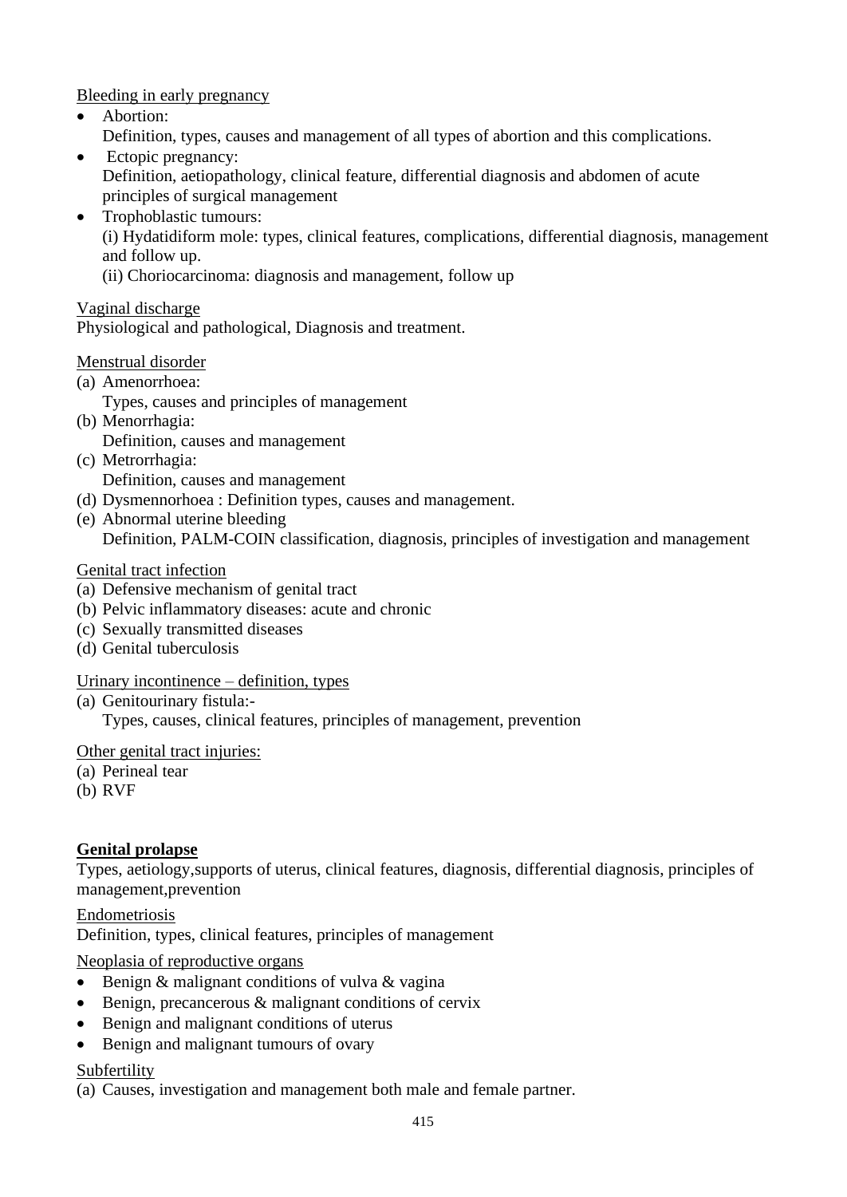Bleeding in early pregnancy

- Abortion:
  Definition, types, causes and management of all types of abortion and this complications.
- Ectopic pregnancy:
  Definition, aetiopathology, clinical feature, differential diagnosis and abdomen of acute principles of surgical management
- Trophoblastic tumours:
  (i) Hydatidiform mole: types, clinical features, complications, differential diagnosis, management and follow up.
  (ii) Choriocarcinoma: diagnosis and management, follow up

Vaginal discharge

Physiological and pathological, Diagnosis and treatment.

Menstrual disorder

(a) Amenorrhoea:
    Types, causes and principles of management
(b) Menorrhagia:
    Definition, causes and management
(c) Metrorrhagia:
    Definition, causes and management
(d) Dysmennorhoea : Definition types, causes and management.
(e) Abnormal uterine bleeding
    Definition, PALM-COIN classification, diagnosis, principles of investigation and management

Genital tract infection

(a) Defensive mechanism of genital tract
(b) Pelvic inflammatory diseases: acute and chronic
(c) Sexually transmitted diseases
(d) Genital tuberculosis

Urinary incontinence – definition, types

(a) Genitourinary fistula:-
    Types, causes, clinical features, principles of management, prevention

Other genital tract injuries:

(a) Perineal tear
(b) RVF

**Genital prolapse**

Types, aetiology,supports of uterus, clinical features, diagnosis, differential diagnosis, principles of management,prevention

Endometriosis

Definition, types, clinical features, principles of management

Neoplasia of reproductive organs

- Benign & malignant conditions of vulva & vagina
- Benign, precancerous & malignant conditions of cervix
- Benign and malignant conditions of uterus
- Benign and malignant tumours of ovary

Subfertility

(a) Causes, investigation and management both male and female partner.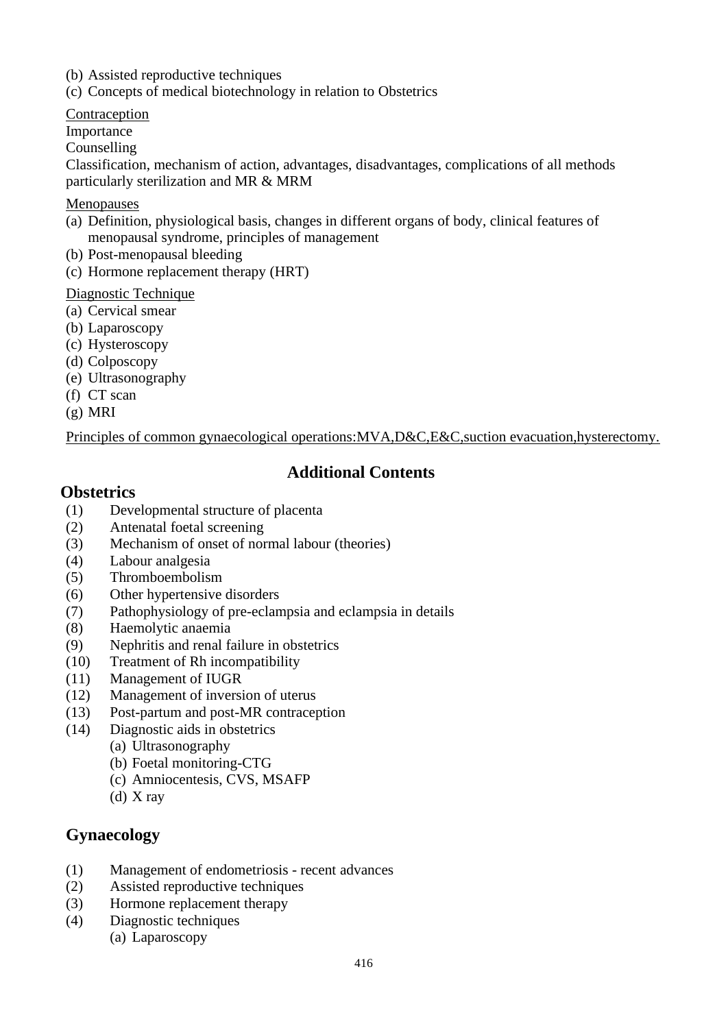(b) Assisted reproductive techniques
(c) Concepts of medical biotechnology in relation to Obstetrics

<u>Contraception</u>
Importance
Counselling
Classification, mechanism of action, advantages, disadvantages, complications of all methods particularly sterilization and MR & MRM

<u>Menopauses</u>

(a) Definition, physiological basis, changes in different organs of body, clinical features of menopausal syndrome, principles of management
(b) Post-menopausal bleeding
(c) Hormone replacement therapy (HRT)

<u>Diagnostic Technique</u>

(a) Cervical smear
(b) Laparoscopy
(c) Hysteroscopy
(d) Colposcopy
(e) Ultrasonography
(f) CT scan
(g) MRI

<u>Principles of common gynaecological operations:MVA,D&C,E&C,suction evacuation,hysterectomy.</u>

## Additional Contents

### Obstetrics

(1) Developmental structure of placenta
(2) Antenatal foetal screening
(3) Mechanism of onset of normal labour (theories)
(4) Labour analgesia
(5) Thromboembolism
(6) Other hypertensive disorders
(7) Pathophysiology of pre-eclampsia and eclampsia in details
(8) Haemolytic anaemia
(9) Nephritis and renal failure in obstetrics
(10) Treatment of Rh incompatibility
(11) Management of IUGR
(12) Management of inversion of uterus
(13) Post-partum and post-MR contraception
(14) Diagnostic aids in obstetrics
    (a) Ultrasonography
    (b) Foetal monitoring-CTG
    (c) Amniocentesis, CVS, MSAFP
    (d) X ray

### Gynaecology

(1) Management of endometriosis - recent advances
(2) Assisted reproductive techniques
(3) Hormone replacement therapy
(4) Diagnostic techniques
    (a) Laparoscopy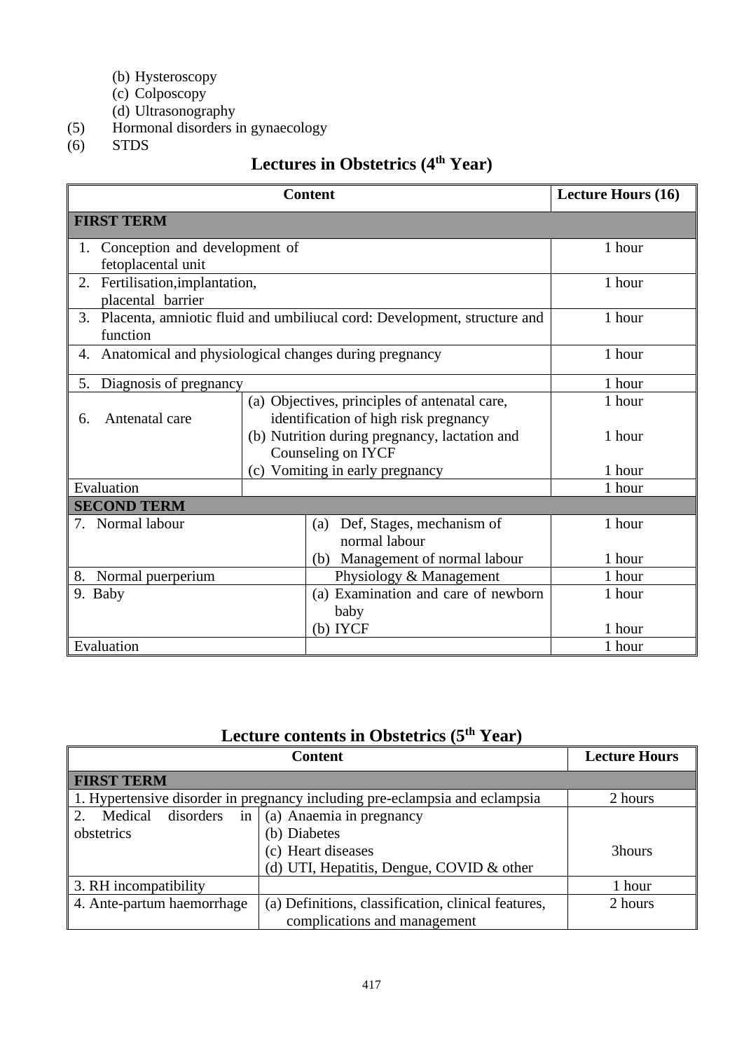(b) Hysteroscopy
(c) Colposcopy
(d) Ultrasonography

(5) Hormonal disorders in gynaecology

(6) STDS

## Lectures in Obstetrics (4th Year)

| Content | | Lecture Hours (16) |
|---|---|---|
| **FIRST TERM** | | |
| 1. Conception and development of fetoplacental unit | | 1 hour |
| 2. Fertilisation,implantation, placental barrier | | 1 hour |
| 3. Placenta, amniotic fluid and umbiliucal cord: Development, structure and function | | 1 hour |
| 4. Anatomical and physiological changes during pregnancy | | 1 hour |
| 5. Diagnosis of pregnancy | | 1 hour |
| 6. Antenatal care | (a) Objectives, principles of antenatal care, identification of high risk pregnancy | 1 hour |
| | (b) Nutrition during pregnancy, lactation and Counseling on IYCF | 1 hour |
| | (c) Vomiting in early pregnancy | 1 hour |
| Evaluation | | 1 hour |
| **SECOND TERM** | | |
| 7. Normal labour | (a) Def, Stages, mechanism of normal labour | 1 hour |
| | (b) Management of normal labour | 1 hour |
| 8. Normal puerperium | Physiology & Management | 1 hour |
| 9. Baby | (a) Examination and care of newborn baby | 1 hour |
| | (b) IYCF | 1 hour |
| Evaluation | | 1 hour |

## Lecture contents in Obstetrics (5th Year)

| Content | | Lecture Hours |
|---|---|---|
| **FIRST TERM** | | |
| 1. Hypertensive disorder in pregnancy including pre-eclampsia and eclampsia | | 2 hours |
| 2. Medical disorders in obstetrics | (a) Anaemia in pregnancy<br>(b) Diabetes<br>(c) Heart diseases<br>(d) UTI, Hepatitis, Dengue, COVID & other | 3hours |
| 3. RH incompatibility | | 1 hour |
| 4. Ante-partum haemorrhage | (a) Definitions, classification, clinical features, complications and management | 2 hours |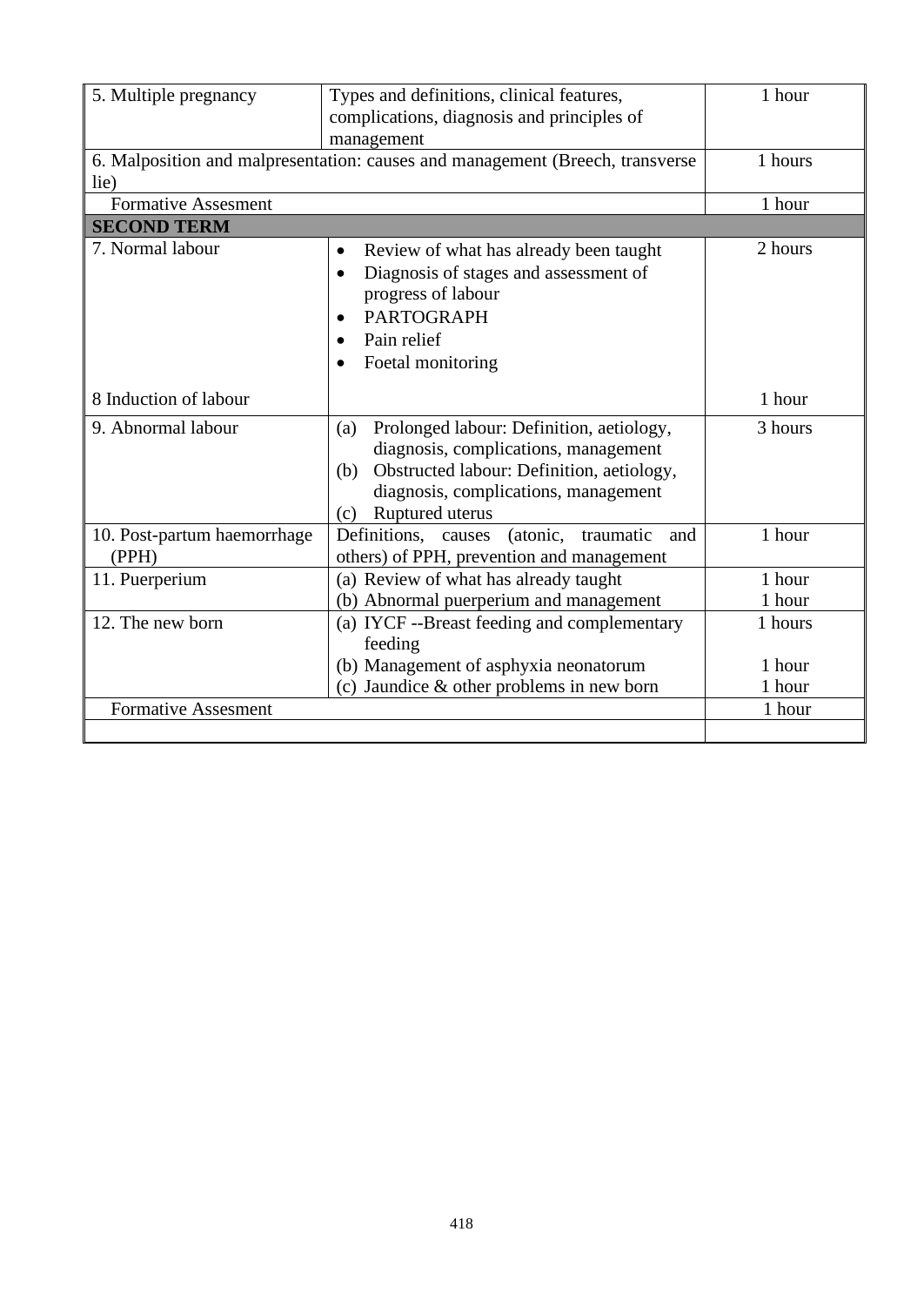| | | |
|---|---|---|
| 5. Multiple pregnancy | Types and definitions, clinical features, complications, diagnosis and principles of management | 1 hour |
| 6. Malposition and malpresentation: causes and management (Breech, transverse lie) | | 1 hours |
| Formative Assesment | | 1 hour |
| **SECOND TERM** | | |
| 7. Normal labour | • Review of what has already been taught<br>• Diagnosis of stages and assessment of progress of labour<br>• PARTOGRAPH<br>• Pain relief<br>• Foetal monitoring | 2 hours |
| 8 Induction of labour | | 1 hour |
| 9. Abnormal labour | (a) Prolonged labour: Definition, aetiology, diagnosis, complications, management<br>(b) Obstructed labour: Definition, aetiology, diagnosis, complications, management<br>(c) Ruptured uterus | 3 hours |
| 10. Post-partum haemorrhage (PPH) | Definitions, causes (atonic, traumatic and others) of PPH, prevention and management | 1 hour |
| 11. Puerperium | (a) Review of what has already taught<br>(b) Abnormal puerperium and management | 1 hour<br>1 hour |
| 12. The new born | (a) IYCF --Breast feeding and complementary feeding<br>(b) Management of asphyxia neonatorum<br>(c) Jaundice & other problems in new born | 1 hours<br>1 hour<br>1 hour |
| Formative Assesment | | 1 hour |
| | | |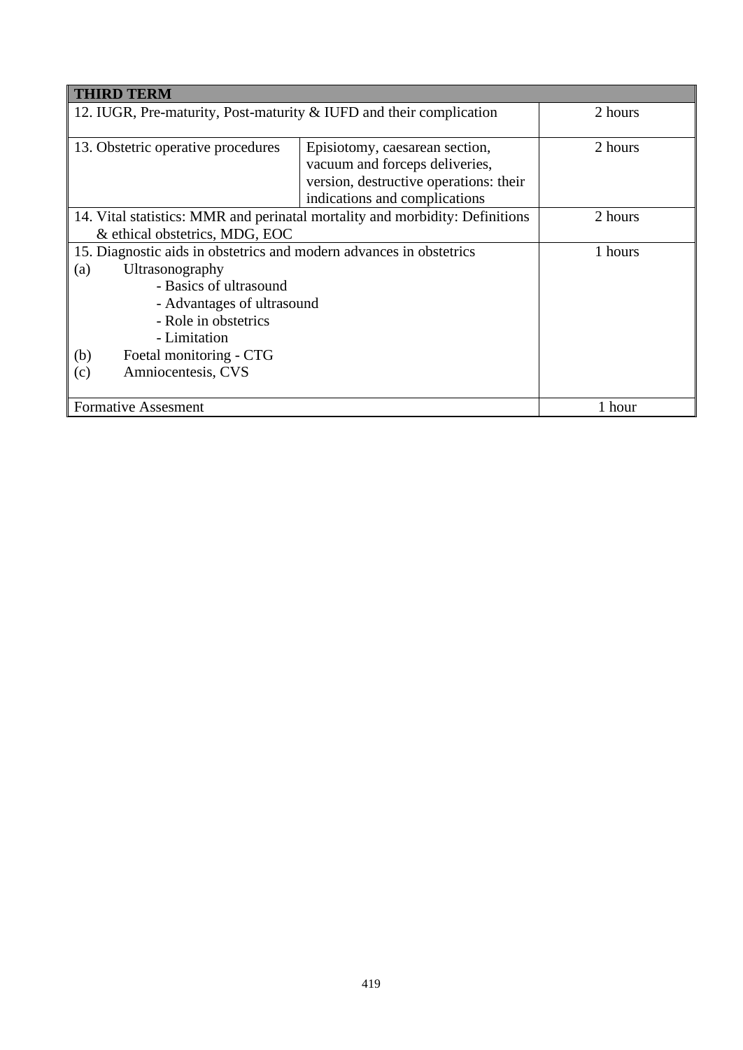| THIRD TERM | | |
| --- | --- | --- |
| 12. IUGR, Pre-maturity, Post-maturity & IUFD and their complication | | 2 hours |
| 13. Obstetric operative procedures | Episiotomy, caesarean section, vacuum and forceps deliveries, version, destructive operations: their indications and complications | 2 hours |
| 14. Vital statistics: MMR and perinatal mortality and morbidity: Definitions & ethical obstetrics, MDG, EOC | | 2 hours |
| 15. Diagnostic aids in obstetrics and modern advances in obstetrics<br>(a) Ultrasonography<br>- Basics of ultrasound<br>- Advantages of ultrasound<br>- Role in obstetrics<br>- Limitation<br>(b) Foetal monitoring - CTG<br>(c) Amniocentesis, CVS | | 1 hours |
| Formative Assesment | | 1 hour |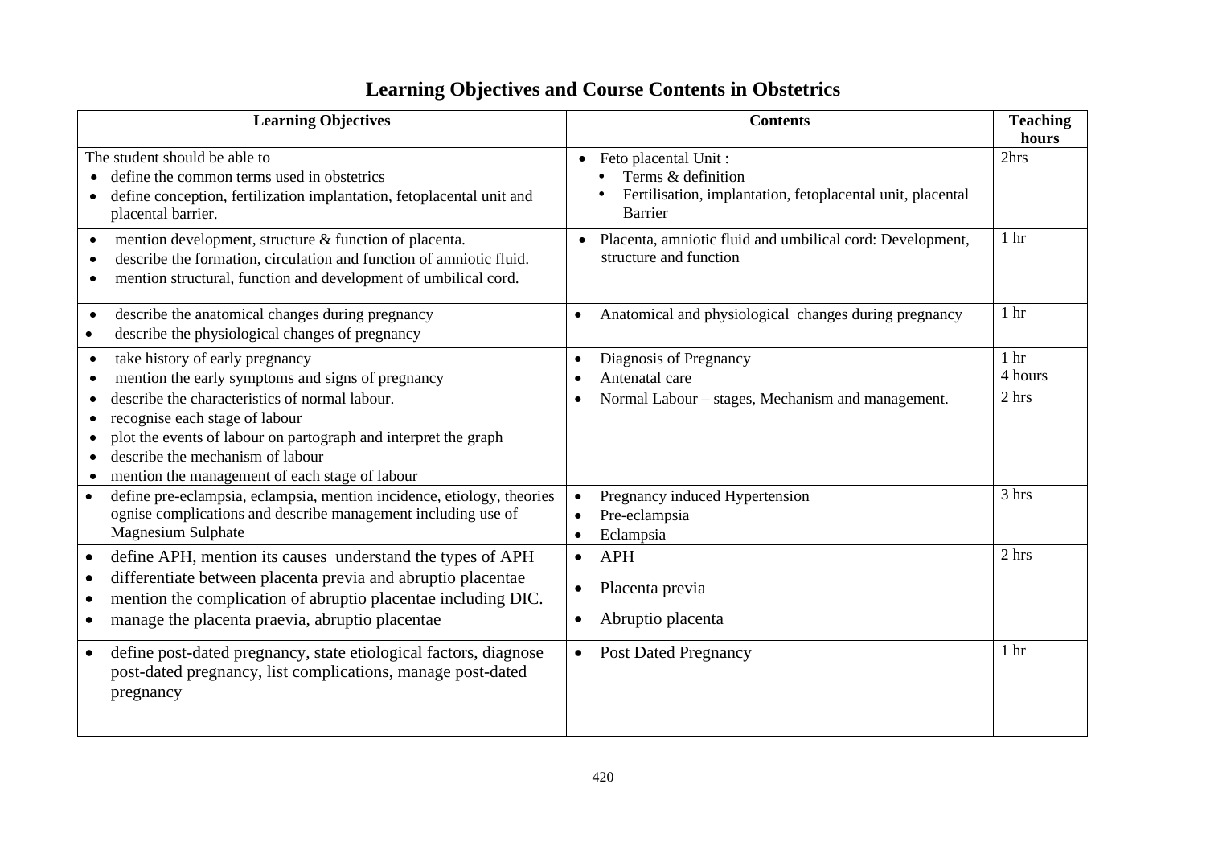# Learning Objectives and Course Contents in Obstetrics

| Learning Objectives | Contents | Teaching hours |
|---|---|---|
| The student should be able to<br>• define the common terms used in obstetrics<br>• define conception, fertilization implantation, fetoplacental unit and placental barrier. | • Feto placental Unit :<br>• Terms & definition<br>• Fertilisation, implantation, fetoplacental unit, placental Barrier | 2hrs |
| • mention development, structure & function of placenta.<br>• describe the formation, circulation and function of amniotic fluid.<br>• mention structural, function and development of umbilical cord. | • Placenta, amniotic fluid and umbilical cord: Development, structure and function | 1 hr |
| • describe the anatomical changes during pregnancy<br>• describe the physiological changes of pregnancy | • Anatomical and physiological changes during pregnancy | 1 hr |
| • take history of early pregnancy<br>• mention the early symptoms and signs of pregnancy | • Diagnosis of Pregnancy<br>• Antenatal care | 1 hr<br>4 hours |
| • describe the characteristics of normal labour.<br>• recognise each stage of labour<br>• plot the events of labour on partograph and interpret the graph<br>• describe the mechanism of labour<br>• mention the management of each stage of labour | • Normal Labour – stages, Mechanism and management. | 2 hrs |
| • define pre-eclampsia, eclampsia, mention incidence, etiology, theories ognise complications and describe management including use of Magnesium Sulphate | • Pregnancy induced Hypertension<br>• Pre-eclampsia<br>• Eclampsia | 3 hrs |
| • define APH, mention its causes understand the types of APH<br>• differentiate between placenta previa and abruptio placentae<br>• mention the complication of abruptio placentae including DIC.<br>• manage the placenta praevia, abruptio placentae | • APH<br>• Placenta previa<br>• Abruptio placenta | 2 hrs |
| • define post-dated pregnancy, state etiological factors, diagnose post-dated pregnancy, list complications, manage post-dated pregnancy | • Post Dated Pregnancy | 1 hr |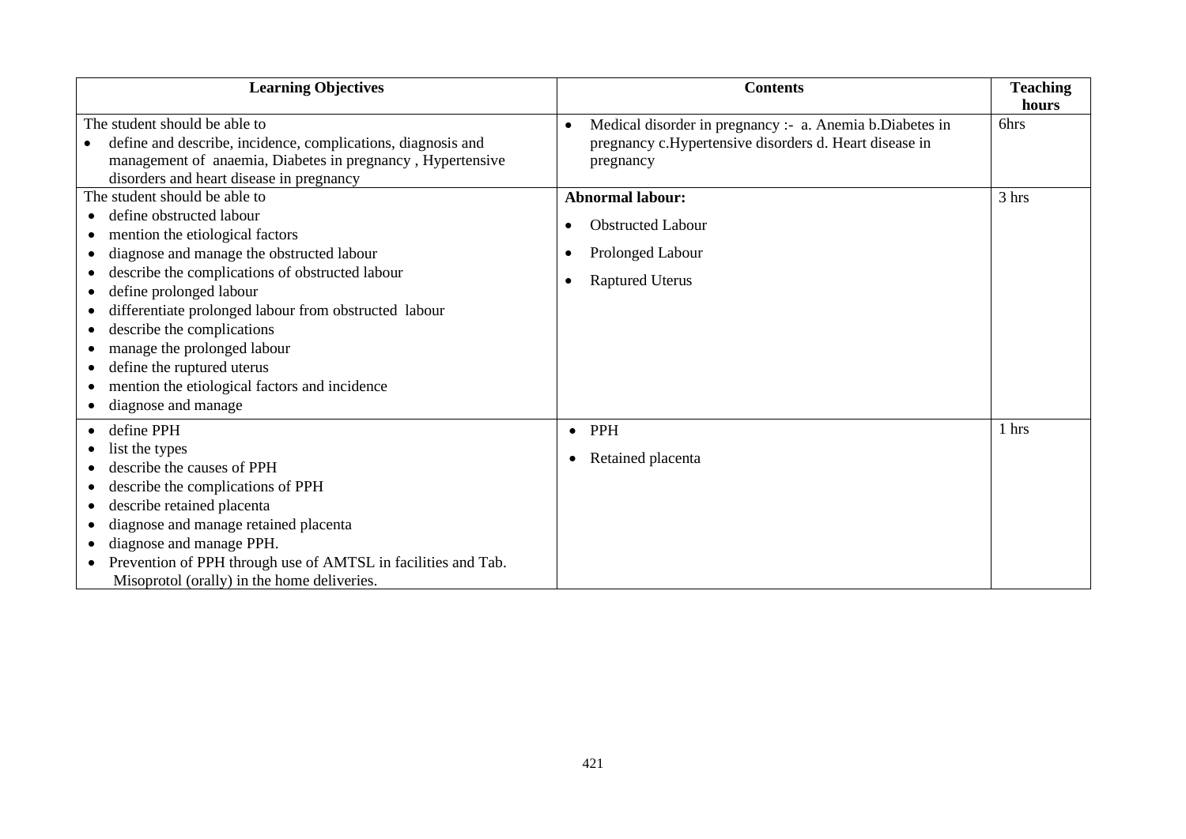| Learning Objectives | Contents | Teaching hours |
|---|---|---|
| The student should be able to<br>• define and describe, incidence, complications, diagnosis and management of anaemia, Diabetes in pregnancy , Hypertensive disorders and heart disease in pregnancy | • Medical disorder in pregnancy :- a. Anemia b.Diabetes in pregnancy c.Hypertensive disorders d. Heart disease in pregnancy | 6hrs |
| The student should be able to<br>• define obstructed labour<br>• mention the etiological factors<br>• diagnose and manage the obstructed labour<br>• describe the complications of obstructed labour<br>• define prolonged labour<br>• differentiate prolonged labour from obstructed labour<br>• describe the complications<br>• manage the prolonged labour<br>• define the ruptured uterus<br>• mention the etiological factors and incidence<br>• diagnose and manage | **Abnormal labour:**<br>• Obstructed Labour<br>• Prolonged Labour<br>• Raptured Uterus | 3 hrs |
| • define PPH<br>• list the types<br>• describe the causes of PPH<br>• describe the complications of PPH<br>• describe retained placenta<br>• diagnose and manage retained placenta<br>• diagnose and manage PPH.<br>• Prevention of PPH through use of AMTSL in facilities and Tab. Misoprotol (orally) in the home deliveries. | • PPH<br>• Retained placenta | 1 hrs |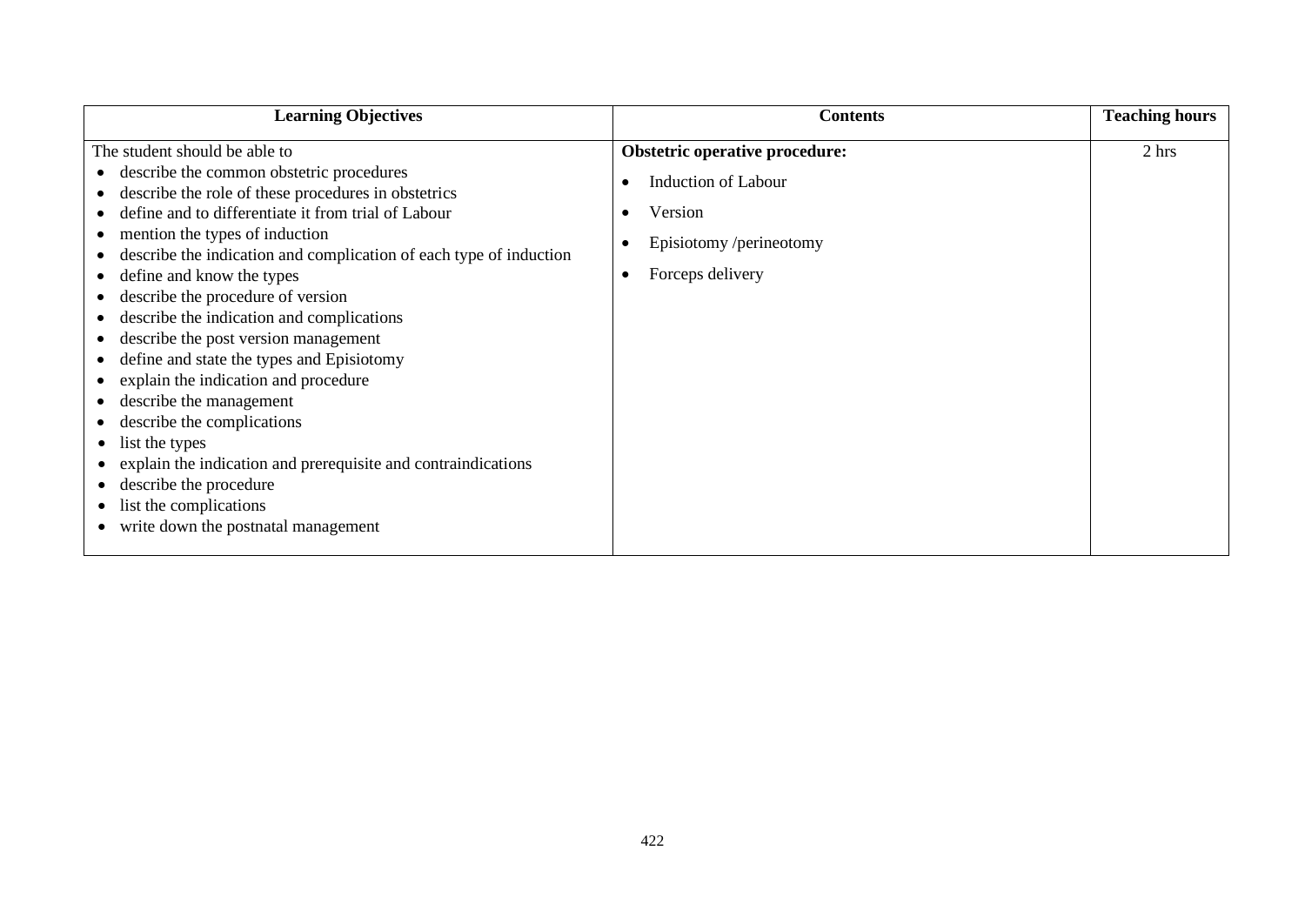| Learning Objectives | Contents | Teaching hours |
|---|---|---|
| The student should be able to<br>• describe the common obstetric procedures<br>• describe the role of these procedures in obstetrics<br>• define and to differentiate it from trial of Labour<br>• mention the types of induction<br>• describe the indication and complication of each type of induction<br>• define and know the types<br>• describe the procedure of version<br>• describe the indication and complications<br>• describe the post version management<br>• define and state the types and Episiotomy<br>• explain the indication and procedure<br>• describe the management<br>• describe the complications<br>• list the types<br>• explain the indication and prerequisite and contraindications<br>• describe the procedure<br>• list the complications<br>• write down the postnatal management | **Obstetric operative procedure:**<br>• Induction of Labour<br>• Version<br>• Episiotomy /perineotomy<br>• Forceps delivery | 2 hrs |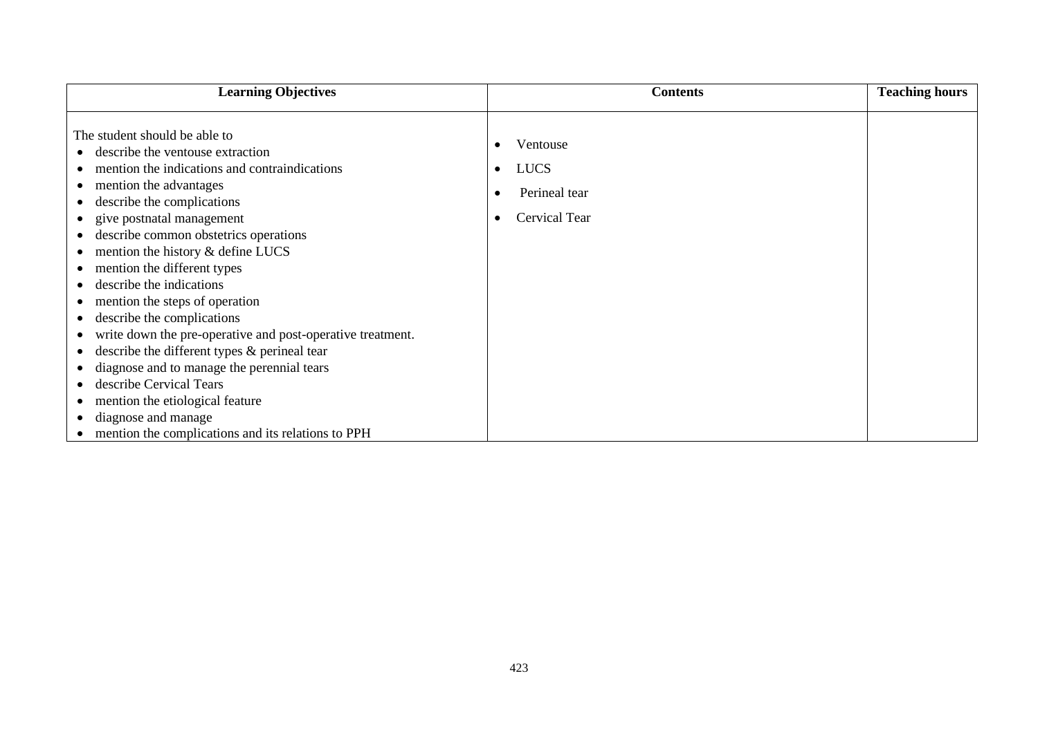| Learning Objectives | Contents | Teaching hours |
|---|---|---|
| The student should be able to<br>• describe the ventouse extraction<br>• mention the indications and contraindications<br>• mention the advantages<br>• describe the complications<br>• give postnatal management<br>• describe common obstetrics operations<br>• mention the history & define LUCS<br>• mention the different types<br>• describe the indications<br>• mention the steps of operation<br>• describe the complications<br>• write down the pre-operative and post-operative treatment.<br>• describe the different types & perineal tear<br>• diagnose and to manage the perennial tears<br>• describe Cervical Tears<br>• mention the etiological feature<br>• diagnose and manage<br>• mention the complications and its relations to PPH | • Ventouse<br>• LUCS<br>• Perineal tear<br>• Cervical Tear | |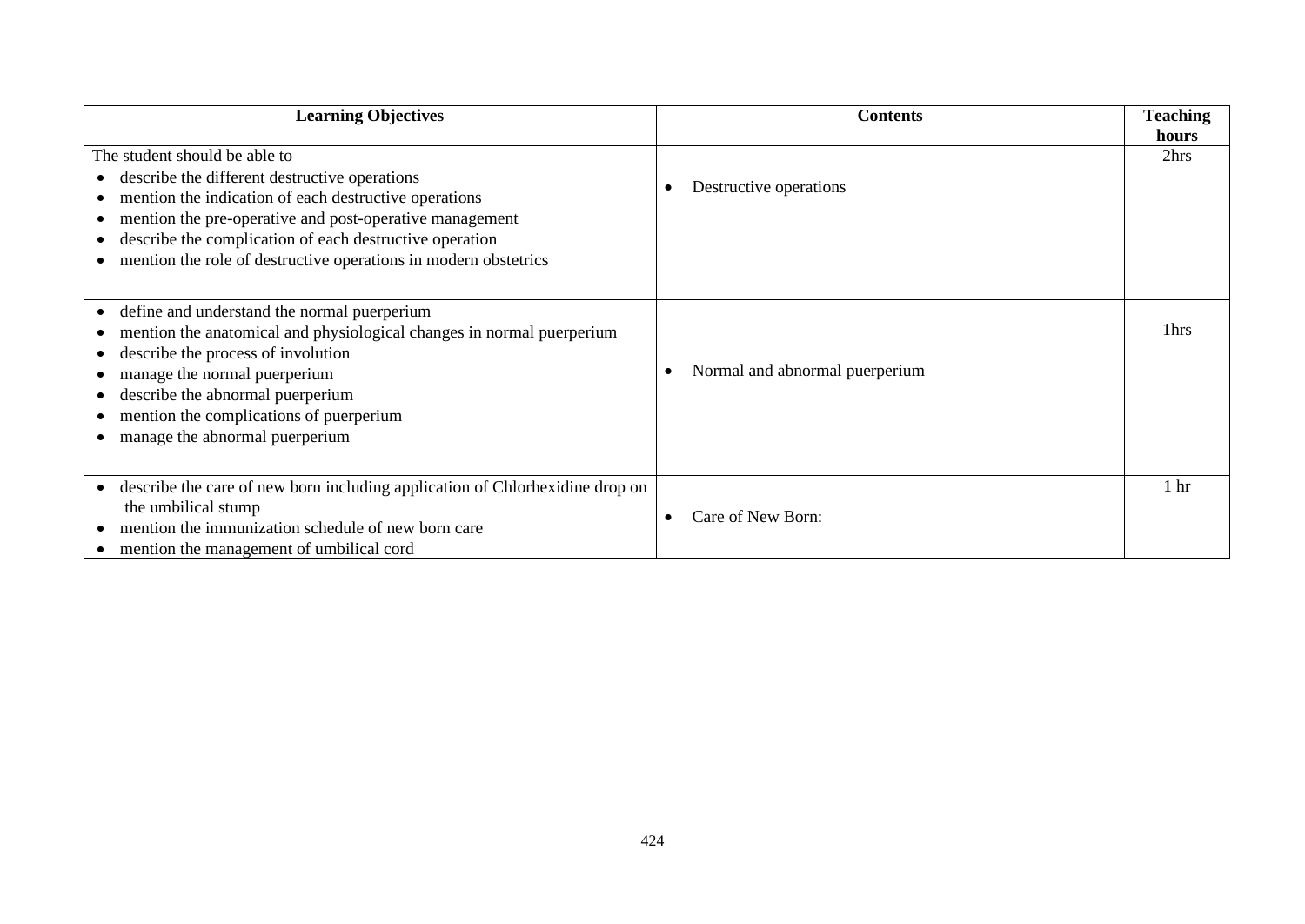| Learning Objectives | Contents | Teaching hours |
|---|---|---|
| The student should be able to<br>• describe the different destructive operations<br>• mention the indication of each destructive operations<br>• mention the pre-operative and post-operative management<br>• describe the complication of each destructive operation<br>• mention the role of destructive operations in modern obstetrics | • Destructive operations | 2hrs |
| • define and understand the normal puerperium<br>• mention the anatomical and physiological changes in normal puerperium<br>• describe the process of involution<br>• manage the normal puerperium<br>• describe the abnormal puerperium<br>• mention the complications of puerperium<br>• manage the abnormal puerperium | • Normal and abnormal puerperium | 1hrs |
| • describe the care of new born including application of Chlorhexidine drop on the umbilical stump<br>• mention the immunization schedule of new born care<br>• mention the management of umbilical cord | • Care of New Born: | 1 hr |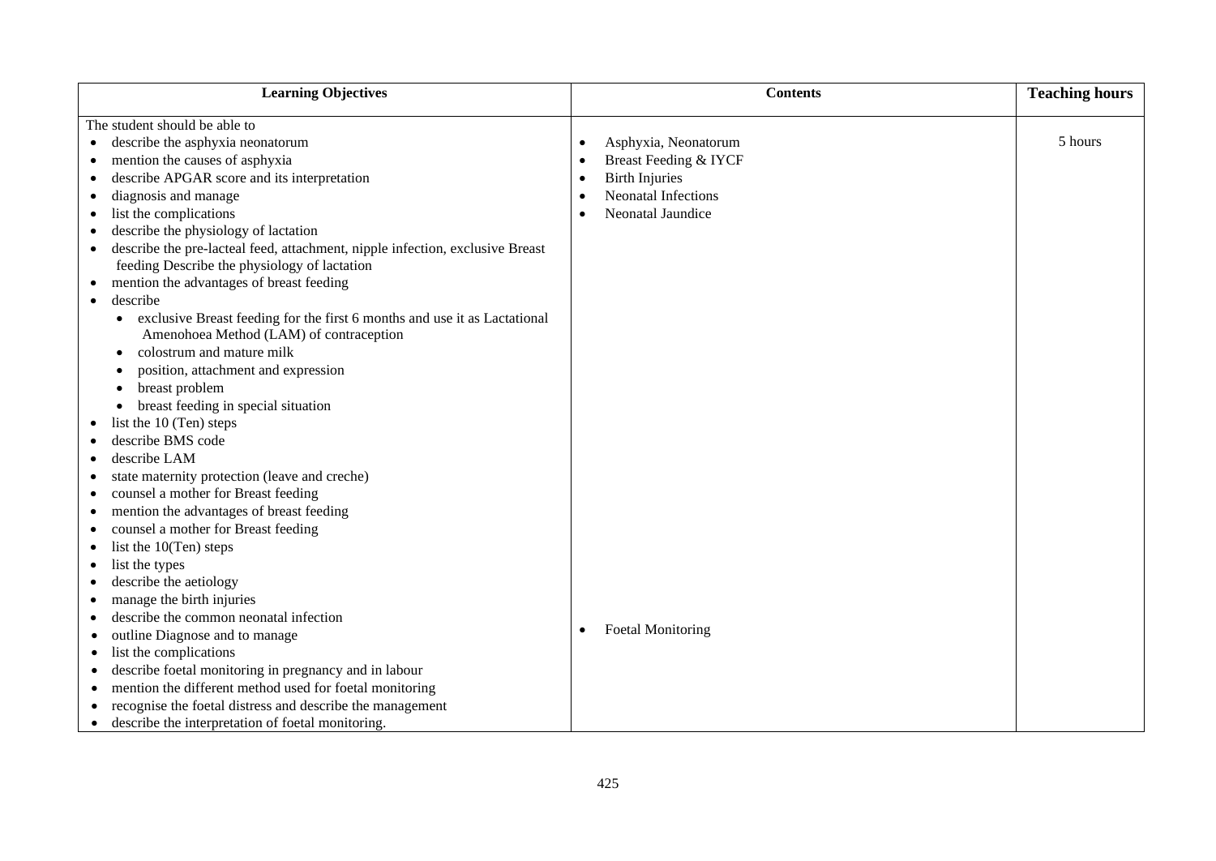| Learning Objectives | Contents | Teaching hours |
|---|---|---|
| The student should be able to<br>• describe the asphyxia neonatorum<br>• mention the causes of asphyxia<br>• describe APGAR score and its interpretation<br>• diagnosis and manage<br>• list the complications<br>• describe the physiology of lactation<br>• describe the pre-lacteal feed, attachment, nipple infection, exclusive Breast feeding Describe the physiology of lactation<br>• mention the advantages of breast feeding<br>• describe<br>&nbsp;&nbsp;• exclusive Breast feeding for the first 6 months and use it as Lactational Amenohoea Method (LAM) of contraception<br>&nbsp;&nbsp;• colostrum and mature milk<br>&nbsp;&nbsp;• position, attachment and expression<br>&nbsp;&nbsp;• breast problem<br>&nbsp;&nbsp;• breast feeding in special situation<br>• list the 10 (Ten) steps<br>• describe BMS code<br>• describe LAM<br>• state maternity protection (leave and creche)<br>• counsel a mother for Breast feeding<br>• mention the advantages of breast feeding<br>• counsel a mother for Breast feeding<br>• list the 10(Ten) steps<br>• list the types<br>• describe the aetiology<br>• manage the birth injuries<br>• describe the common neonatal infection<br>• outline Diagnose and to manage<br>• list the complications<br>• describe foetal monitoring in pregnancy and in labour<br>• mention the different method used for foetal monitoring<br>• recognise the foetal distress and describe the management<br>• describe the interpretation of foetal monitoring. | • Asphyxia, Neonatorum<br>• Breast Feeding & IYCF<br>• Birth Injuries<br>• Neonatal Infections<br>• Neonatal Jaundice<br><br>• Foetal Monitoring | 5 hours |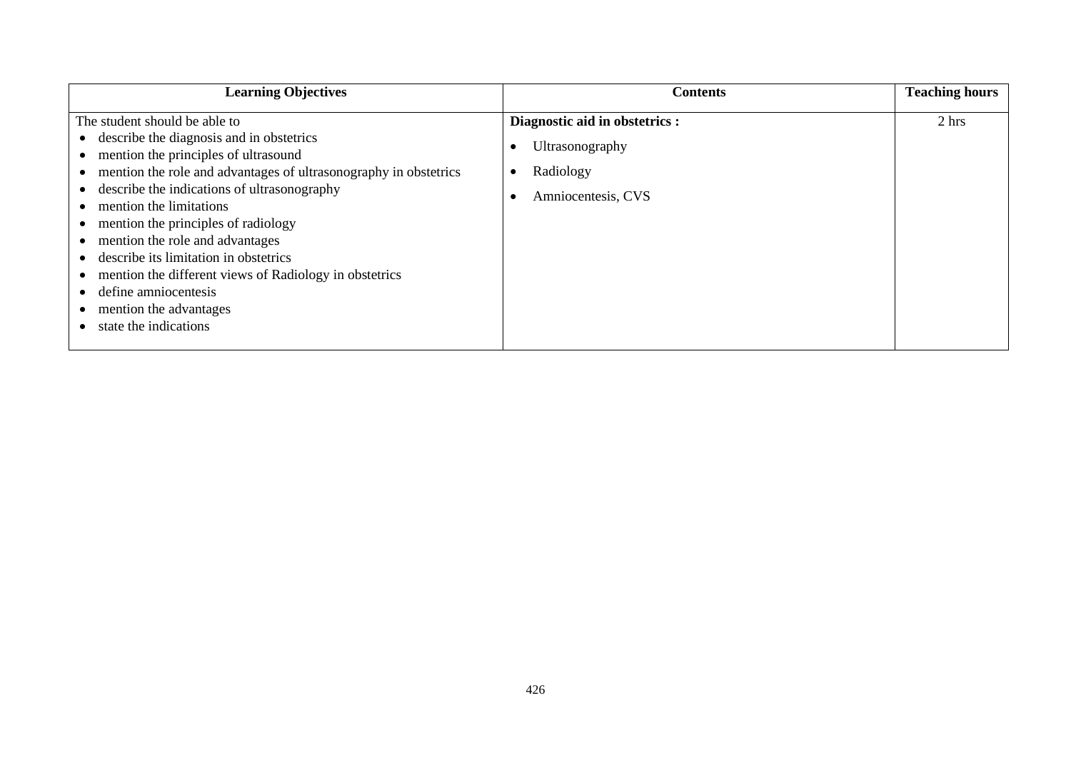| Learning Objectives | Contents | Teaching hours |
|---|---|---|
| The student should be able to<br>• describe the diagnosis and in obstetrics<br>• mention the principles of ultrasound<br>• mention the role and advantages of ultrasonography in obstetrics<br>• describe the indications of ultrasonography<br>• mention the limitations<br>• mention the principles of radiology<br>• mention the role and advantages<br>• describe its limitation in obstetrics<br>• mention the different views of Radiology in obstetrics<br>• define amniocentesis<br>• mention the advantages<br>• state the indications | **Diagnostic aid in obstetrics :**<br>• Ultrasonography<br>• Radiology<br>• Amniocentesis, CVS | 2 hrs |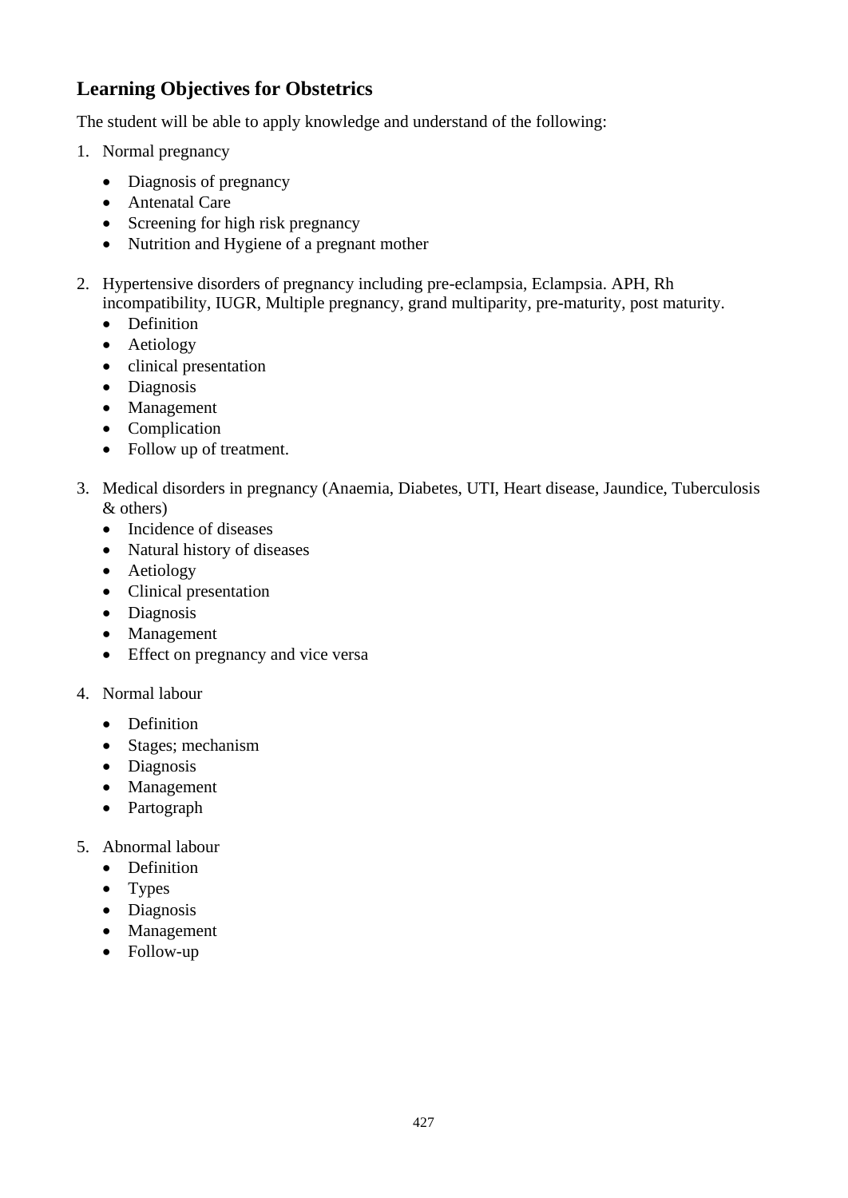## Learning Objectives for Obstetrics

The student will be able to apply knowledge and understand of the following:

1. Normal pregnancy

    - Diagnosis of pregnancy
    - Antenatal Care
    - Screening for high risk pregnancy
    - Nutrition and Hygiene of a pregnant mother

2. Hypertensive disorders of pregnancy including pre-eclampsia, Eclampsia. APH, Rh incompatibility, IUGR, Multiple pregnancy, grand multiparity, pre-maturity, post maturity.
    - Definition
    - Aetiology
    - clinical presentation
    - Diagnosis
    - Management
    - Complication
    - Follow up of treatment.

3. Medical disorders in pregnancy (Anaemia, Diabetes, UTI, Heart disease, Jaundice, Tuberculosis & others)
    - Incidence of diseases
    - Natural history of diseases
    - Aetiology
    - Clinical presentation
    - Diagnosis
    - Management
    - Effect on pregnancy and vice versa

4. Normal labour

    - Definition
    - Stages; mechanism
    - Diagnosis
    - Management
    - Partograph

5. Abnormal labour
    - Definition
    - Types
    - Diagnosis
    - Management
    - Follow-up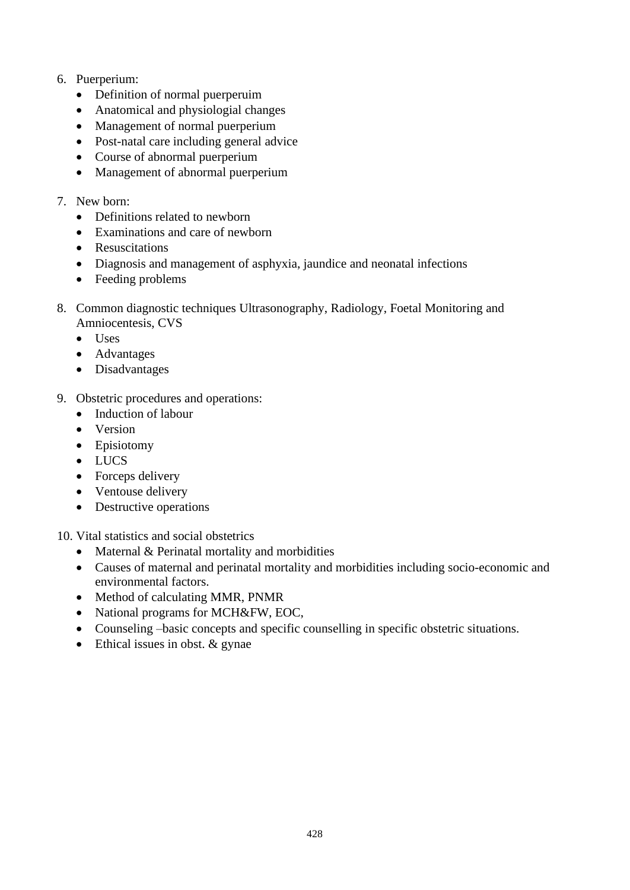6. Puerperium:
    - Definition of normal puerperuim
    - Anatomical and physiologial changes
    - Management of normal puerperium
    - Post-natal care including general advice
    - Course of abnormal puerperium
    - Management of abnormal puerperium

7. New born:
    - Definitions related to newborn
    - Examinations and care of newborn
    - Resuscitations
    - Diagnosis and management of asphyxia, jaundice and neonatal infections
    - Feeding problems

8. Common diagnostic techniques Ultrasonography, Radiology, Foetal Monitoring and Amniocentesis, CVS
    - Uses
    - Advantages
    - Disadvantages

9. Obstetric procedures and operations:
    - Induction of labour
    - Version
    - Episiotomy
    - LUCS
    - Forceps delivery
    - Ventouse delivery
    - Destructive operations

10. Vital statistics and social obstetrics
    - Maternal & Perinatal mortality and morbidities
    - Causes of maternal and perinatal mortality and morbidities including socio-economic and environmental factors.
    - Method of calculating MMR, PNMR
    - National programs for MCH&FW, EOC,
    - Counseling –basic concepts and specific counselling in specific obstetric situations.
    - Ethical issues in obst. & gynae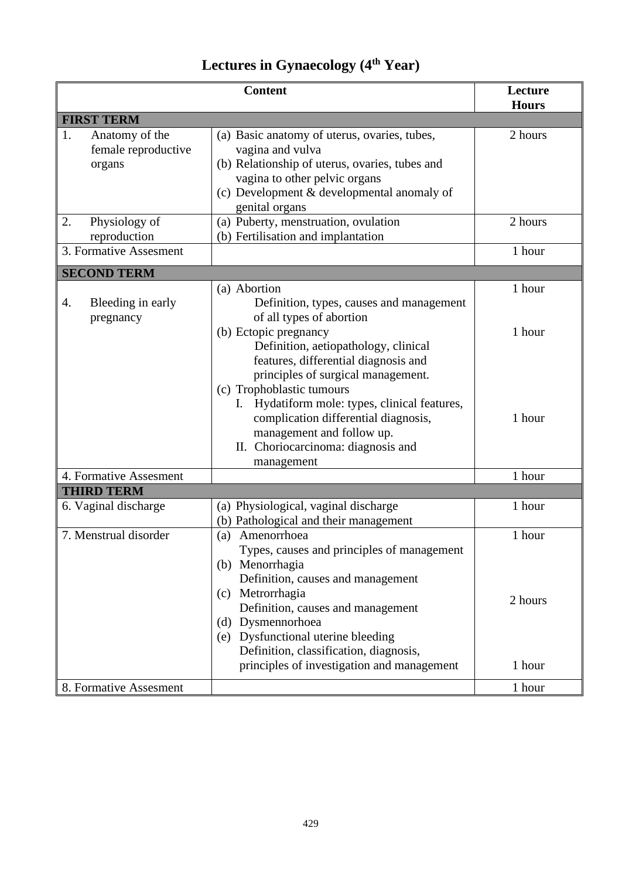# Lectures in Gynaecology (4th Year)

| Content | | Lecture Hours |
|---|---|---|
| **FIRST TERM** | | |
| 1. Anatomy of the female reproductive organs | (a) Basic anatomy of uterus, ovaries, tubes, vagina and vulva<br>(b) Relationship of uterus, ovaries, tubes and vagina to other pelvic organs<br>(c) Development & developmental anomaly of genital organs | 2 hours |
| 2. Physiology of reproduction | (a) Puberty, menstruation, ovulation<br>(b) Fertilisation and implantation | 2 hours |
| 3. Formative Assesment | | 1 hour |
| **SECOND TERM** | | |
| 4. Bleeding in early pregnancy | (a) Abortion<br>Definition, types, causes and management of all types of abortion | 1 hour |
| | (b) Ectopic pregnancy<br>Definition, aetiopathology, clinical features, differential diagnosis and principles of surgical management. | 1 hour |
| | (c) Trophoblastic tumours<br>I. Hydatiform mole: types, clinical features, complication differential diagnosis, management and follow up.<br>II. Choriocarcinoma: diagnosis and management | 1 hour |
| 4. Formative Assesment | | 1 hour |
| **THIRD TERM** | | |
| 6. Vaginal discharge | (a) Physiological, vaginal discharge<br>(b) Pathological and their management | 1 hour |
| 7. Menstrual disorder | (a) Amenorrhoea<br>Types, causes and principles of management | 1 hour |
| | (b) Menorrhagia<br>Definition, causes and management<br>(c) Metrorrhagia<br>Definition, causes and management<br>(d) Dysmennorhoea | 2 hours |
| | (e) Dysfunctional uterine bleeding<br>Definition, classification, diagnosis, principles of investigation and management | 1 hour |
| 8. Formative Assesment | | 1 hour |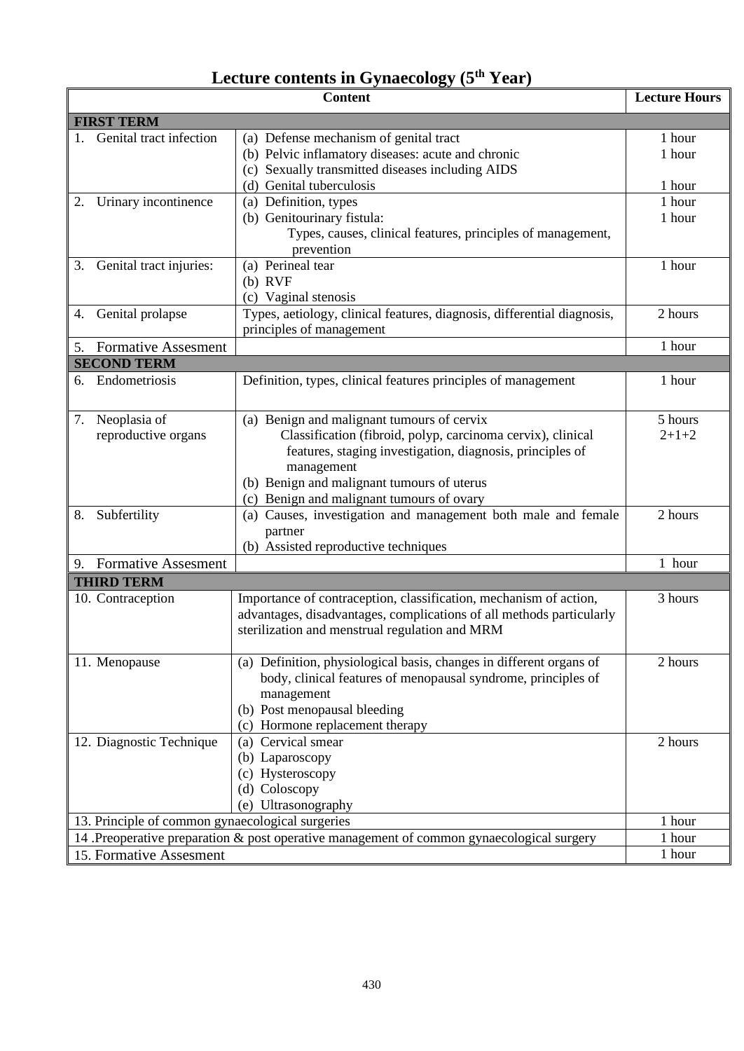# Lecture contents in Gynaecology (5th Year)

| Content | | Lecture Hours |
|---|---|---|
| **FIRST TERM** | | |
| 1. Genital tract infection | (a) Defense mechanism of genital tract<br>(b) Pelvic inflamatory diseases: acute and chronic<br>(c) Sexually transmitted diseases including AIDS<br>(d) Genital tuberculosis | 1 hour<br>1 hour<br><br>1 hour |
| 2. Urinary incontinence | (a) Definition, types<br>(b) Genitourinary fistula: Types, causes, clinical features, principles of management, prevention | 1 hour<br>1 hour |
| 3. Genital tract injuries: | (a) Perineal tear<br>(b) RVF<br>(c) Vaginal stenosis | 1 hour |
| 4. Genital prolapse | Types, aetiology, clinical features, diagnosis, differential diagnosis, principles of management | 2 hours |
| 5. Formative Assesment | | 1 hour |
| **SECOND TERM** | | |
| 6. Endometriosis | Definition, types, clinical features principles of management | 1 hour |
| 7. Neoplasia of reproductive organs | (a) Benign and malignant tumours of cervix<br>Classification (fibroid, polyp, carcinoma cervix), clinical features, staging investigation, diagnosis, principles of management<br>(b) Benign and malignant tumours of uterus<br>(c) Benign and malignant tumours of ovary | 5 hours<br>2+1+2 |
| 8. Subfertility | (a) Causes, investigation and management both male and female partner<br>(b) Assisted reproductive techniques | 2 hours |
| 9. Formative Assesment | | 1 hour |
| **THIRD TERM** | | |
| 10. Contraception | Importance of contraception, classification, mechanism of action, advantages, disadvantages, complications of all methods particularly sterilization and menstrual regulation and MRM | 3 hours |
| 11. Menopause | (a) Definition, physiological basis, changes in different organs of body, clinical features of menopausal syndrome, principles of management<br>(b) Post menopausal bleeding<br>(c) Hormone replacement therapy | 2 hours |
| 12. Diagnostic Technique | (a) Cervical smear<br>(b) Laparoscopy<br>(c) Hysteroscopy<br>(d) Coloscopy<br>(e) Ultrasonography | 2 hours |
| 13. Principle of common gynaecological surgeries | | 1 hour |
| 14 .Preoperative preparation & post operative management of common gynaecological surgery | | 1 hour |
| 15. Formative Assesment | | 1 hour |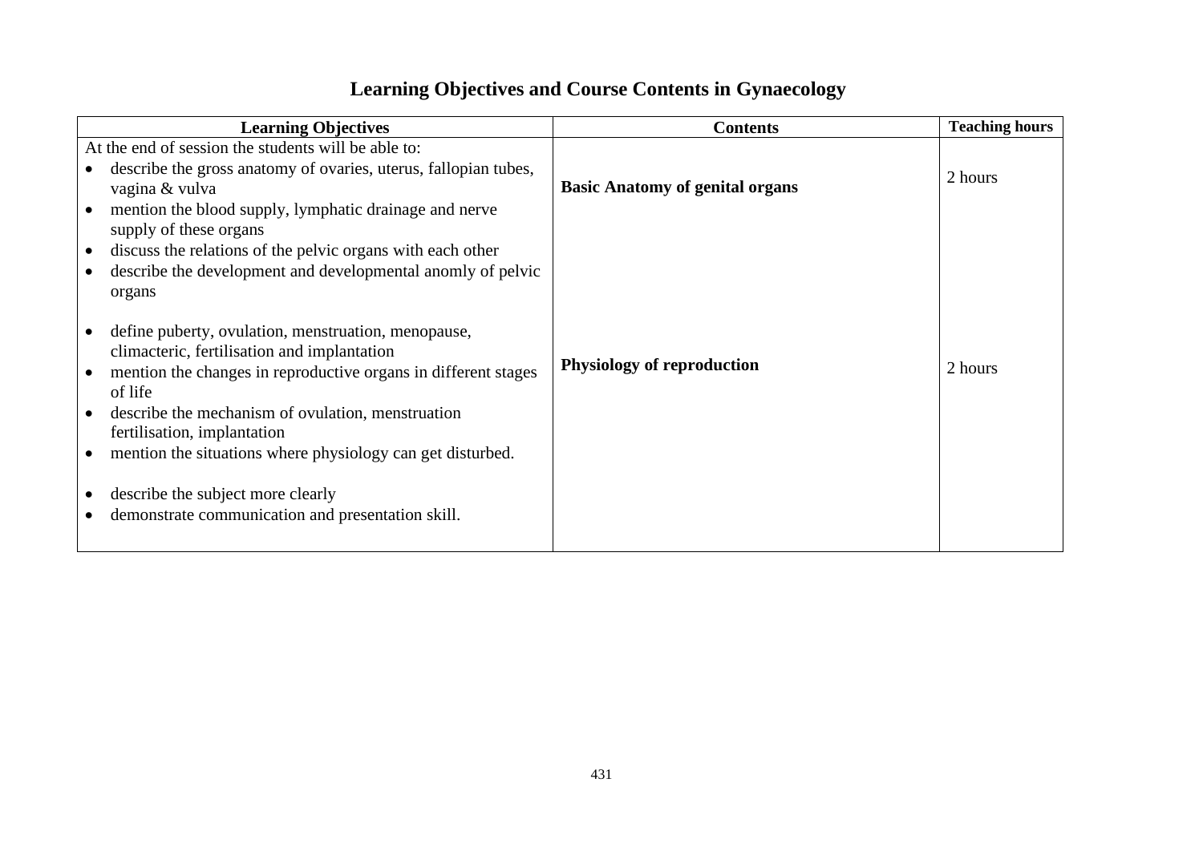# Learning Objectives and Course Contents in Gynaecology

| Learning Objectives | Contents | Teaching hours |
|---|---|---|
| At the end of session the students will be able to:<br>• describe the gross anatomy of ovaries, uterus, fallopian tubes, vagina & vulva<br>• mention the blood supply, lymphatic drainage and nerve supply of these organs<br>• discuss the relations of the pelvic organs with each other<br>• describe the development and developmental anomly of pelvic organs | **Basic Anatomy of genital organs** | 2 hours |
| • define puberty, ovulation, menstruation, menopause, climacteric, fertilisation and implantation<br>• mention the changes in reproductive organs in different stages of life<br>• describe the mechanism of ovulation, menstruation fertilisation, implantation<br>• mention the situations where physiology can get disturbed.<br><br>• describe the subject more clearly<br>• demonstrate communication and presentation skill. | **Physiology of reproduction** | 2 hours |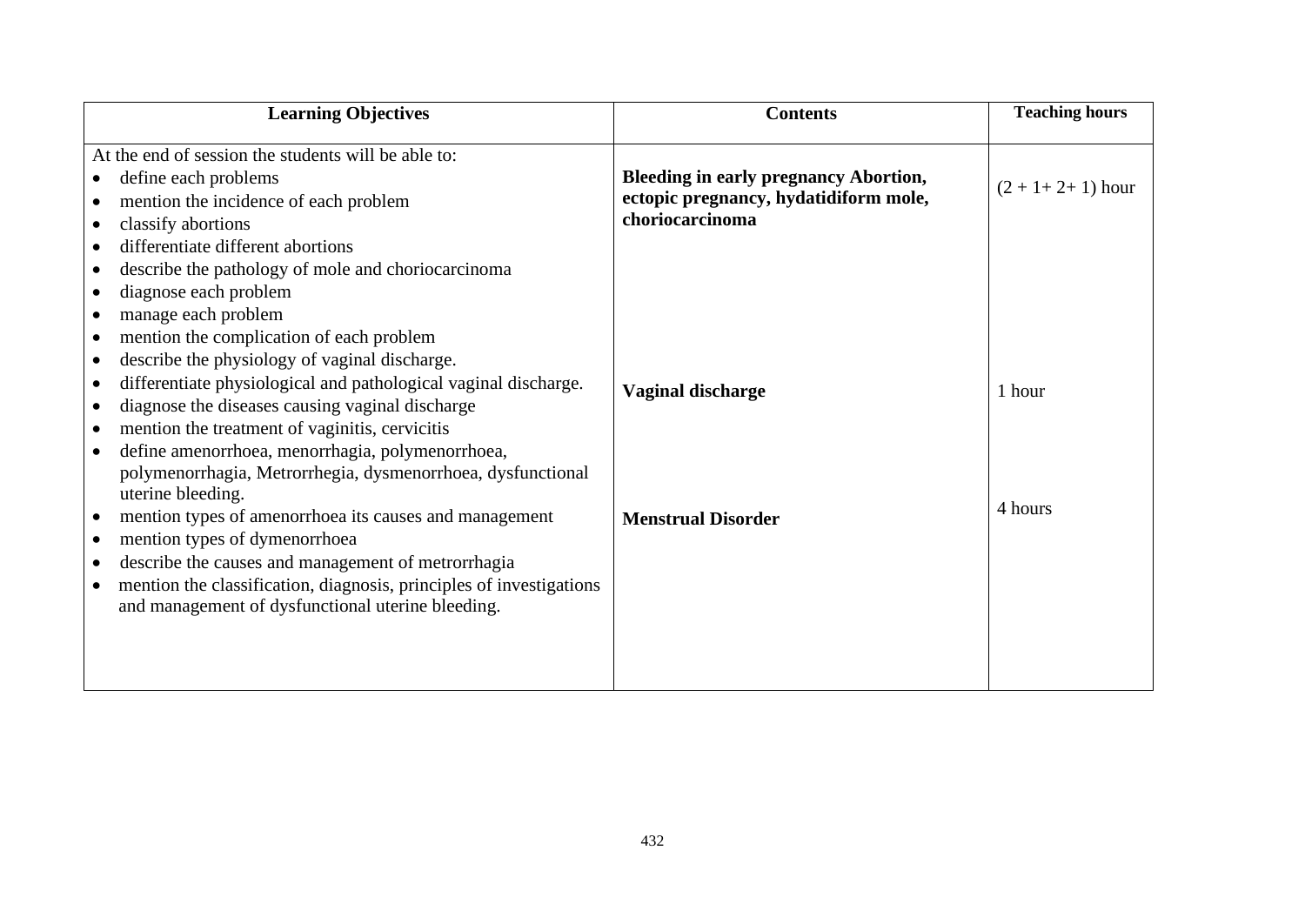| Learning Objectives | Contents | Teaching hours |
|---|---|---|
| At the end of session the students will be able to:<br>• define each problems<br>• mention the incidence of each problem<br>• classify abortions<br>• differentiate different abortions<br>• describe the pathology of mole and choriocarcinoma<br>• diagnose each problem<br>• manage each problem<br>• mention the complication of each problem | **Bleeding in early pregnancy Abortion, ectopic pregnancy, hydatidiform mole, choriocarcinoma** | (2 + 1+ 2+ 1) hour |
| • describe the physiology of vaginal discharge.<br>• differentiate physiological and pathological vaginal discharge.<br>• diagnose the diseases causing vaginal discharge<br>• mention the treatment of vaginitis, cervicitis | **Vaginal discharge** | 1 hour |
| • define amenorrhoea, menorrhagia, polymenorrhoea, polymenorrhagia, Metrorrhegia, dysmenorrhoea, dysfunctional uterine bleeding.<br>• mention types of amenorrhoea its causes and management<br>• mention types of dymenorrhoea<br>• describe the causes and management of metrorrhagia<br>• mention the classification, diagnosis, principles of investigations and management of dysfunctional uterine bleeding. | **Menstrual Disorder** | 4 hours |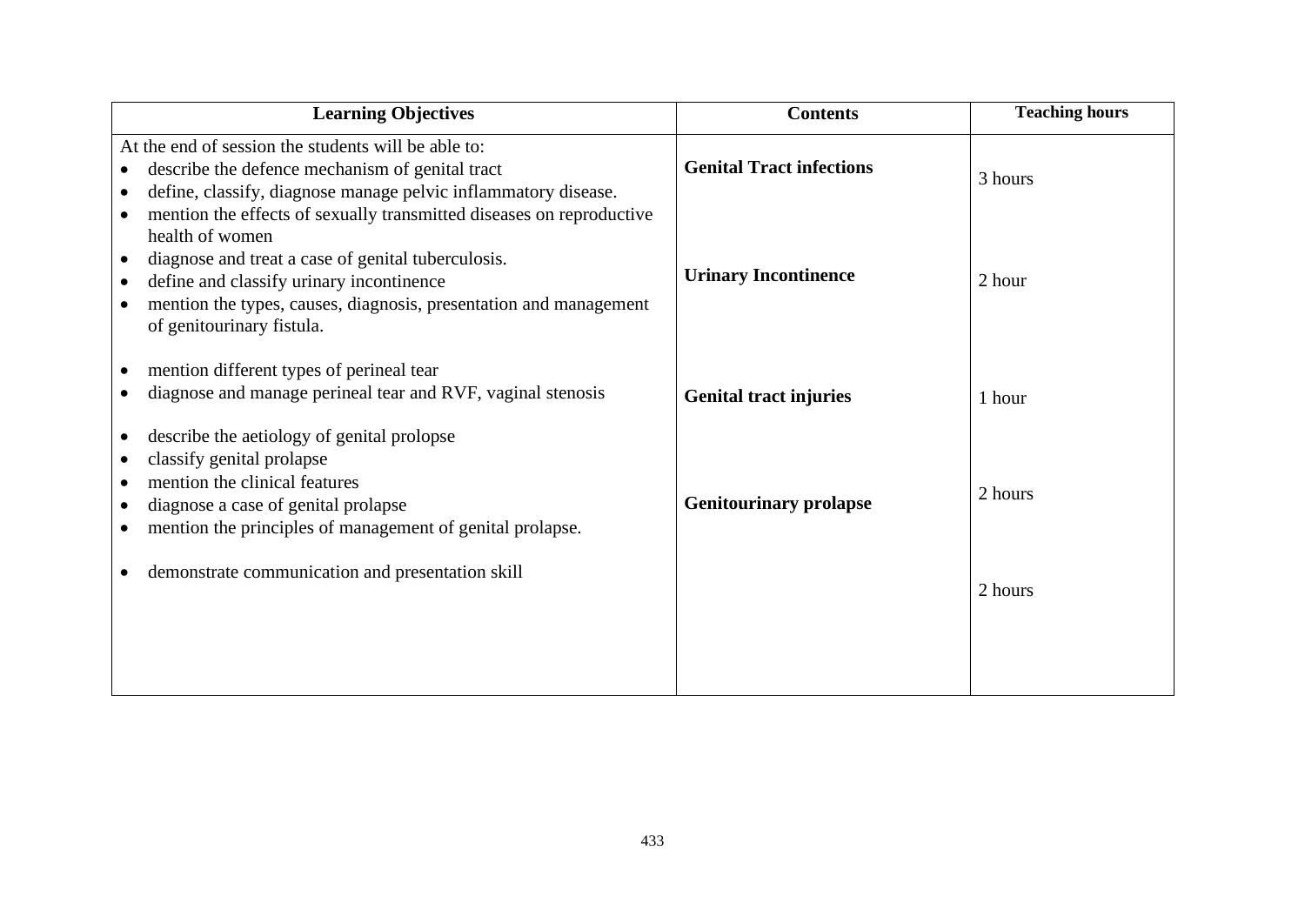| Learning Objectives | Contents | Teaching hours |
|---|---|---|
| At the end of session the students will be able to:<br>• describe the defence mechanism of genital tract<br>• define, classify, diagnose manage pelvic inflammatory disease.<br>• mention the effects of sexually transmitted diseases on reproductive health of women<br>• diagnose and treat a case of genital tuberculosis. | **Genital Tract infections** | 3 hours |
| • define and classify urinary incontinence<br>• mention the types, causes, diagnosis, presentation and management of genitourinary fistula. | **Urinary Incontinence** | 2 hour |
| • mention different types of perineal tear<br>• diagnose and manage perineal tear and RVF, vaginal stenosis | **Genital tract injuries** | 1 hour |
| • describe the aetiology of genital prolopse<br>• classify genital prolapse<br>• mention the clinical features<br>• diagnose a case of genital prolapse<br>• mention the principles of management of genital prolapse. | **Genitourinary prolapse** | 2 hours |
| • demonstrate communication and presentation skill | | 2 hours |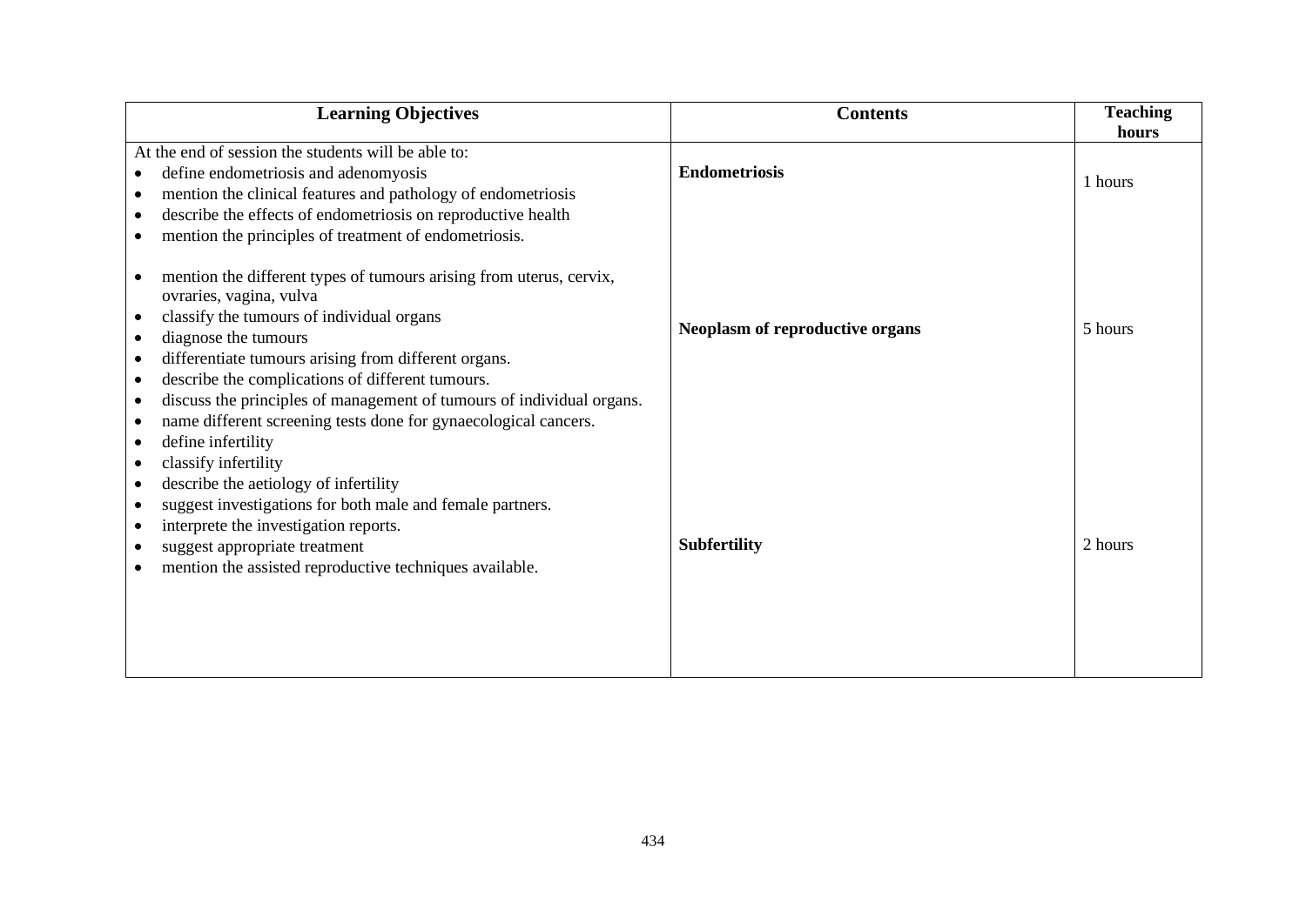| Learning Objectives | Contents | Teaching hours |
|---|---|---|
| At the end of session the students will be able to:<br>• define endometriosis and adenomyosis<br>• mention the clinical features and pathology of endometriosis<br>• describe the effects of endometriosis on reproductive health<br>• mention the principles of treatment of endometriosis. | **Endometriosis** | 1 hours |
| • mention the different types of tumours arising from uterus, cervix, ovraries, vagina, vulva<br>• classify the tumours of individual organs<br>• diagnose the tumours<br>• differentiate tumours arising from different organs.<br>• describe the complications of different tumours.<br>• discuss the principles of management of tumours of individual organs.<br>• name different screening tests done for gynaecological cancers. | **Neoplasm of reproductive organs** | 5 hours |
| • define infertility<br>• classify infertility<br>• describe the aetiology of infertility<br>• suggest investigations for both male and female partners.<br>• interprete the investigation reports.<br>• suggest appropriate treatment<br>• mention the assisted reproductive techniques available. | **Subfertility** | 2 hours |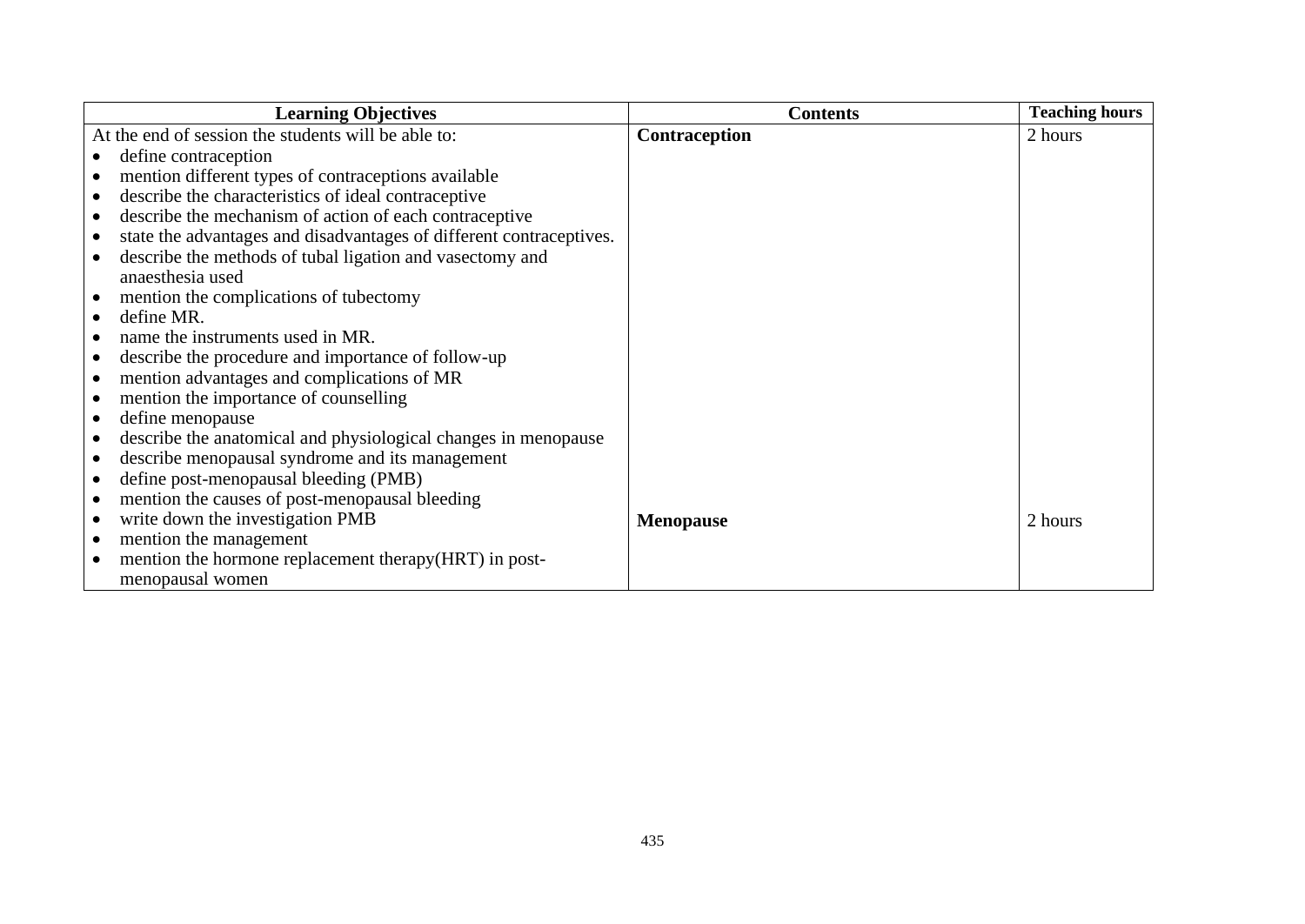| Learning Objectives | Contents | Teaching hours |
|---|---|---|
| At the end of session the students will be able to:<br>• define contraception<br>• mention different types of contraceptions available<br>• describe the characteristics of ideal contraceptive<br>• describe the mechanism of action of each contraceptive<br>• state the advantages and disadvantages of different contraceptives.<br>• describe the methods of tubal ligation and vasectomy and anaesthesia used<br>• mention the complications of tubectomy<br>• define MR.<br>• name the instruments used in MR.<br>• describe the procedure and importance of follow-up<br>• mention advantages and complications of MR<br>• mention the importance of counselling | **Contraception** | 2 hours |
| • define menopause<br>• describe the anatomical and physiological changes in menopause<br>• describe menopausal syndrome and its management<br>• define post-menopausal bleeding (PMB)<br>• mention the causes of post-menopausal bleeding<br>• write down the investigation PMB<br>• mention the management<br>• mention the hormone replacement therapy(HRT) in post-menopausal women | **Menopause** | 2 hours |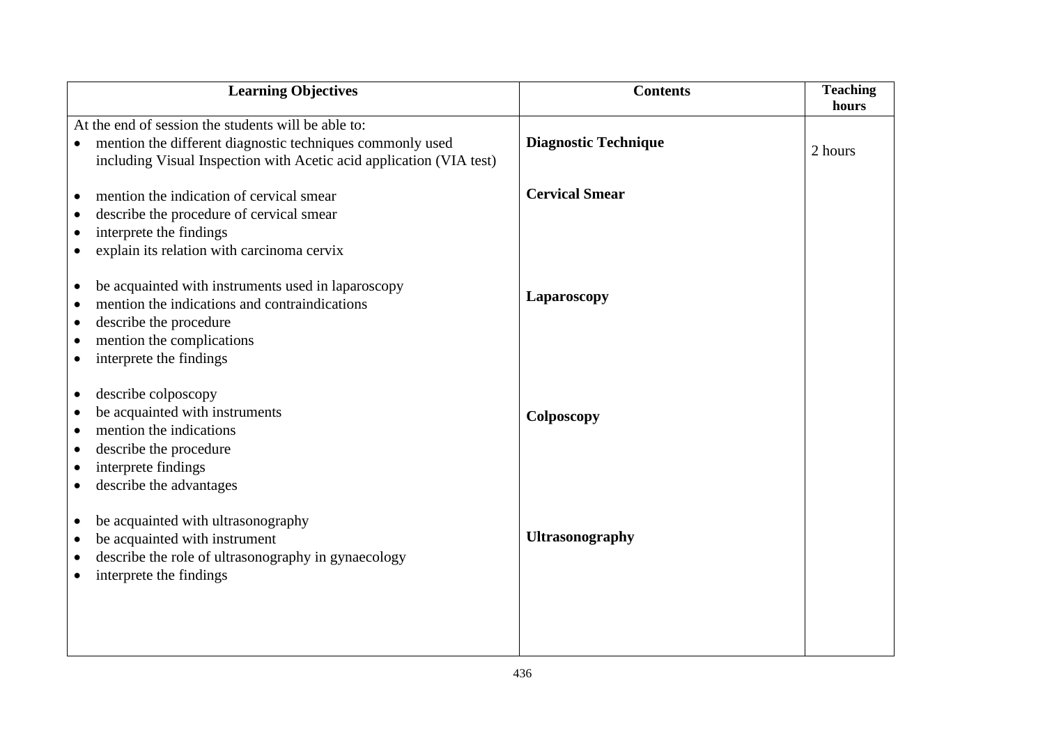| Learning Objectives | Contents | Teaching hours |
|---|---|---|
| At the end of session the students will be able to:<br>• mention the different diagnostic techniques commonly used including Visual Inspection with Acetic acid application (VIA test) | **Diagnostic Technique** | 2 hours |
| • mention the indication of cervical smear<br>• describe the procedure of cervical smear<br>• interprete the findings<br>• explain its relation with carcinoma cervix | **Cervical Smear** | |
| • be acquainted with instruments used in laparoscopy<br>• mention the indications and contraindications<br>• describe the procedure<br>• mention the complications<br>• interprete the findings | **Laparoscopy** | |
| • describe colposcopy<br>• be acquainted with instruments<br>• mention the indications<br>• describe the procedure<br>• interprete findings<br>• describe the advantages | **Colposcopy** | |
| • be acquainted with ultrasonography<br>• be acquainted with instrument<br>• describe the role of ultrasonography in gynaecology<br>• interprete the findings | **Ultrasonography** | |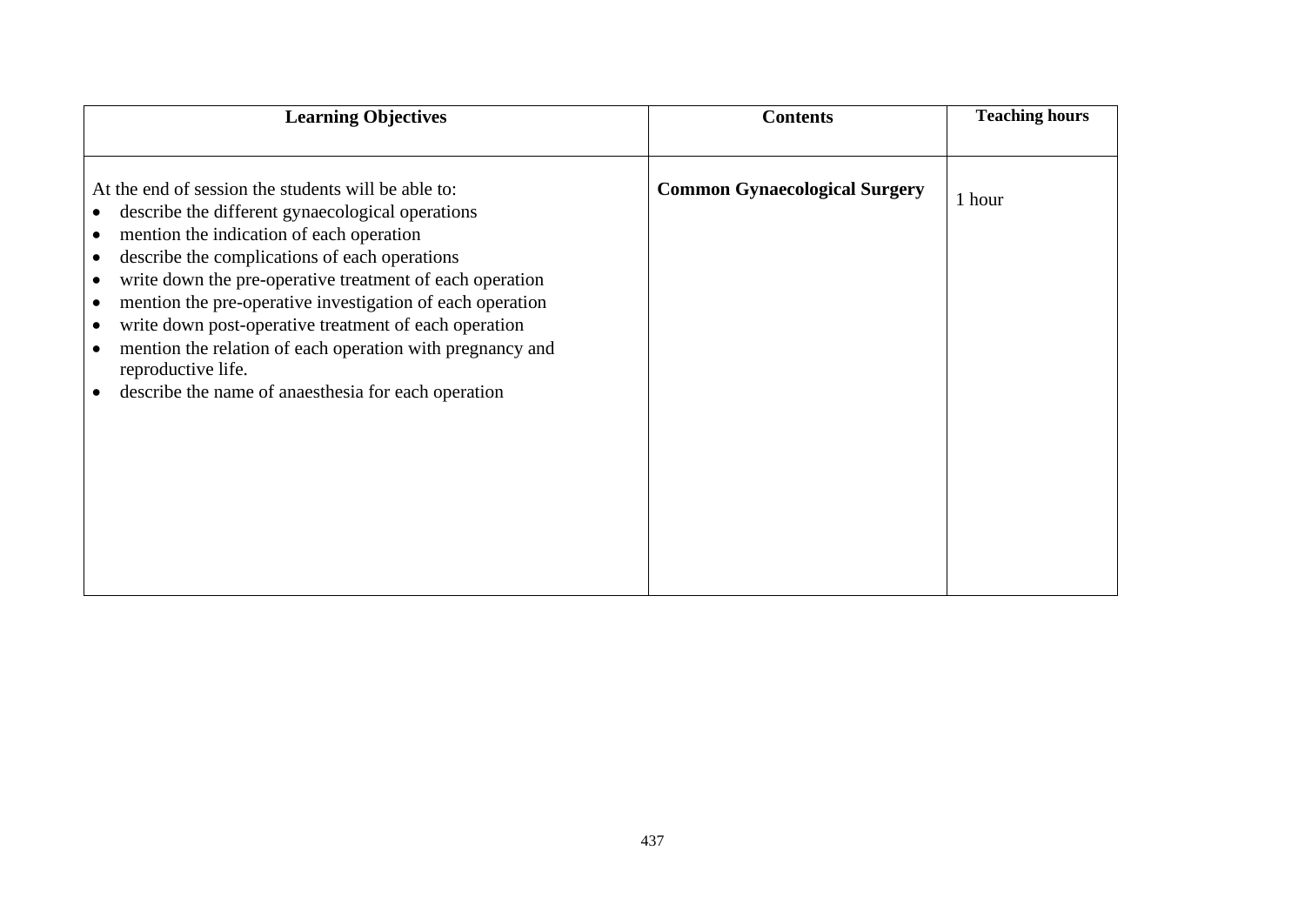| Learning Objectives | Contents | Teaching hours |
|---|---|---|
| At the end of session the students will be able to:<br>• describe the different gynaecological operations<br>• mention the indication of each operation<br>• describe the complications of each operations<br>• write down the pre-operative treatment of each operation<br>• mention the pre-operative investigation of each operation<br>• write down post-operative treatment of each operation<br>• mention the relation of each operation with pregnancy and reproductive life.<br>• describe the name of anaesthesia for each operation | **Common Gynaecological Surgery** | 1 hour |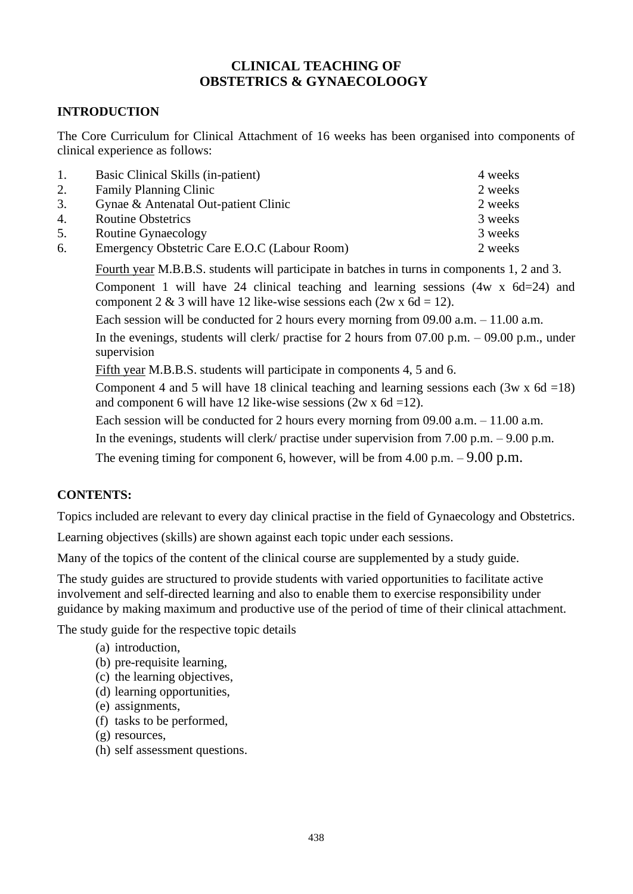# CLINICAL TEACHING OF OBSTETRICS & GYNAECOLOOGY

## INTRODUCTION

The Core Curriculum for Clinical Attachment of 16 weeks has been organised into components of clinical experience as follows:

| | | |
|---|---|---|
| 1. | Basic Clinical Skills (in-patient) | 4 weeks |
| 2. | Family Planning Clinic | 2 weeks |
| 3. | Gynae & Antenatal Out-patient Clinic | 2 weeks |
| 4. | Routine Obstetrics | 3 weeks |
| 5. | Routine Gynaecology | 3 weeks |
| 6. | Emergency Obstetric Care E.O.C (Labour Room) | 2 weeks |

Fourth year M.B.B.S. students will participate in batches in turns in components 1, 2 and 3.

Component 1 will have 24 clinical teaching and learning sessions (4w x 6d=24) and component 2 & 3 will have 12 like-wise sessions each (2w x 6d = 12).

Each session will be conducted for 2 hours every morning from 09.00 a.m. – 11.00 a.m.

In the evenings, students will clerk/ practise for 2 hours from 07.00 p.m. – 09.00 p.m., under supervision

Fifth year M.B.B.S. students will participate in components 4, 5 and 6.

Component 4 and 5 will have 18 clinical teaching and learning sessions each (3w x 6d =18) and component 6 will have 12 like-wise sessions (2w x 6d =12).

Each session will be conducted for 2 hours every morning from 09.00 a.m. – 11.00 a.m.

In the evenings, students will clerk/ practise under supervision from 7.00 p.m. – 9.00 p.m.

The evening timing for component 6, however, will be from 4.00 p.m. – 9.00 p.m.

## CONTENTS:

Topics included are relevant to every day clinical practise in the field of Gynaecology and Obstetrics.

Learning objectives (skills) are shown against each topic under each sessions.

Many of the topics of the content of the clinical course are supplemented by a study guide.

The study guides are structured to provide students with varied opportunities to facilitate active involvement and self-directed learning and also to enable them to exercise responsibility under guidance by making maximum and productive use of the period of time of their clinical attachment.

The study guide for the respective topic details

(a) introduction,
(b) pre-requisite learning,
(c) the learning objectives,
(d) learning opportunities,
(e) assignments,
(f) tasks to be performed,
(g) resources,
(h) self assessment questions.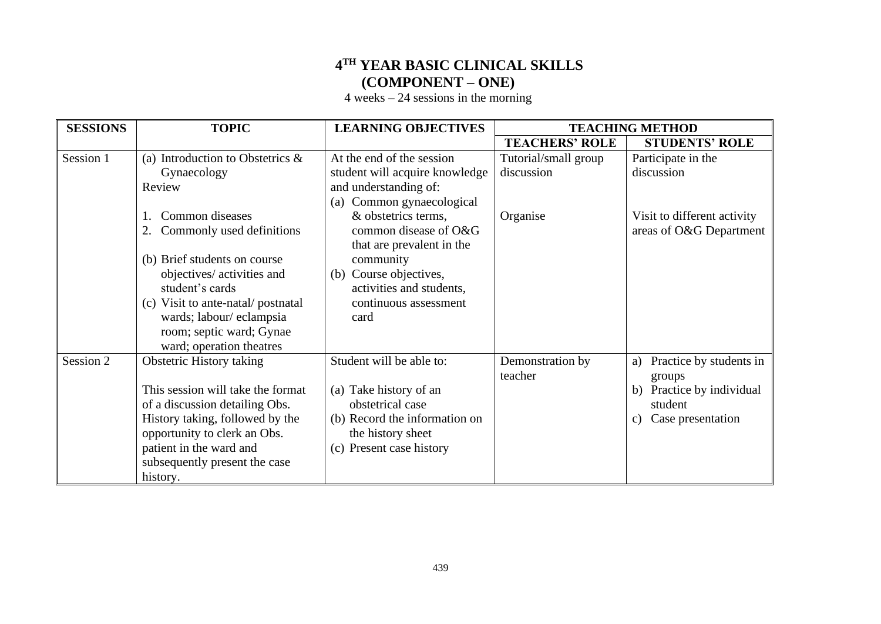# 4[TH] YEAR BASIC CLINICAL SKILLS (COMPONENT – ONE)

4 weeks – 24 sessions in the morning

| SESSIONS | TOPIC | LEARNING OBJECTIVES | TEACHING METHOD | |
|---|---|---|---|---|
| | | | TEACHERS' ROLE | STUDENTS' ROLE |
| Session 1 | (a) Introduction to Obstetrics & Gynaecology<br>Review<br><br>1. Common diseases<br>2. Commonly used definitions<br><br>(b) Brief students on course objectives/ activities and student's cards<br>(c) Visit to ante-natal/ postnatal wards; labour/ eclampsia room; septic ward; Gynae ward; operation theatres | At the end of the session student will acquire knowledge and understanding of:<br>(a) Common gynaecological & obstetrics terms, common disease of O&G that are prevalent in the community<br>(b) Course objectives, activities and students, continuous assessment card | Tutorial/small group discussion<br><br>Organise | Participate in the discussion<br><br>Visit to different activity areas of O&G Department |
| Session 2 | Obstetric History taking<br><br>This session will take the format of a discussion detailing Obs. History taking, followed by the opportunity to clerk an Obs. patient in the ward and subsequently present the case history. | Student will be able to:<br><br>(a) Take history of an obstetrical case<br>(b) Record the information on the history sheet<br>(c) Present case history | Demonstration by teacher | a) Practice by students in groups<br>b) Practice by individual student<br>c) Case presentation |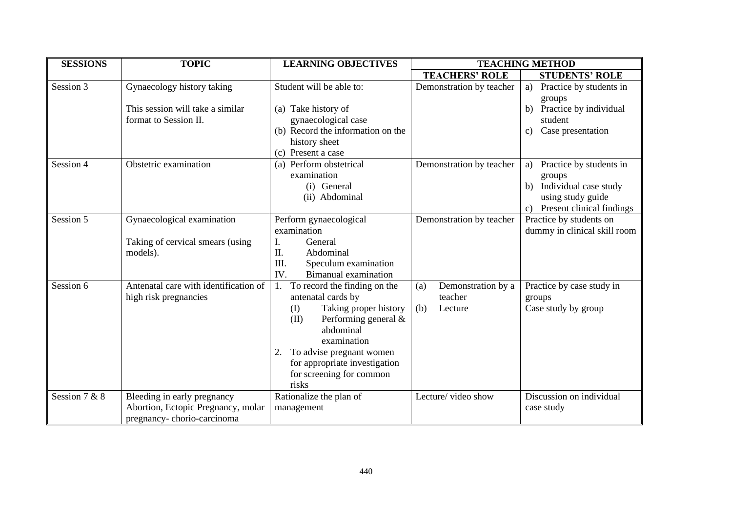| SESSIONS | TOPIC | LEARNING OBJECTIVES | TEACHING METHOD | |
|---|---|---|---|---|
| | | | TEACHERS' ROLE | STUDENTS' ROLE |
| Session 3 | Gynaecology history taking<br><br>This session will take a similar format to Session II. | Student will be able to:<br><br>(a) Take history of gynaecological case<br>(b) Record the information on the history sheet<br>(c) Present a case | Demonstration by teacher | a) Practice by students in groups<br>b) Practice by individual student<br>c) Case presentation |
| Session 4 | Obstetric examination | (a) Perform obstetrical examination<br>(i) General<br>(ii) Abdominal | Demonstration by teacher | a) Practice by students in groups<br>b) Individual case study using study guide<br>c) Present clinical findings |
| Session 5 | Gynaecological examination<br><br>Taking of cervical smears (using models). | Perform gynaecological examination<br>I. General<br>II. Abdominal<br>III. Speculum examination<br>IV. Bimanual examination | Demonstration by teacher | Practice by students on dummy in clinical skill room |
| Session 6 | Antenatal care with identification of high risk pregnancies | 1. To record the finding on the antenatal cards by<br>(I) Taking proper history<br>(II) Performing general & abdominal examination<br>2. To advise pregnant women for appropriate investigation for screening for common risks | (a) Demonstration by a teacher<br>(b) Lecture | Practice by case study in groups<br>Case study by group |
| Session 7 & 8 | Bleeding in early pregnancy<br>Abortion, Ectopic Pregnancy, molar pregnancy- chorio-carcinoma | Rationalize the plan of management | Lecture/ video show | Discussion on individual case study |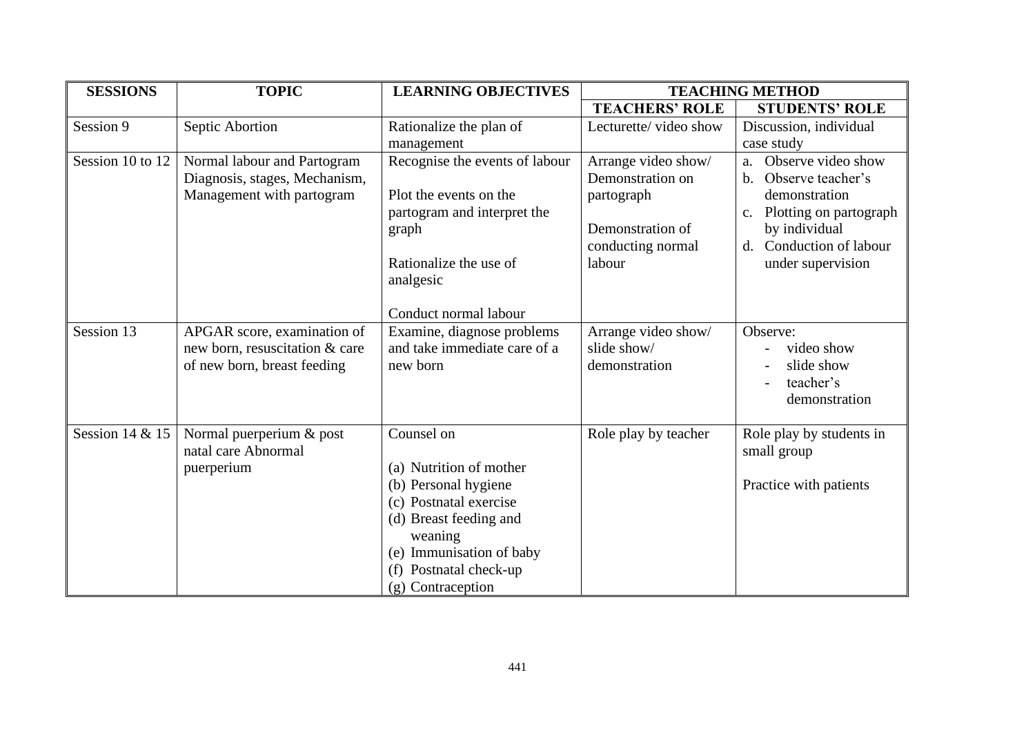| SESSIONS | TOPIC | LEARNING OBJECTIVES | TEACHING METHOD | |
|---|---|---|---|---|
| | | | **TEACHERS' ROLE** | **STUDENTS' ROLE** |
| Session 9 | Septic Abortion | Rationalize the plan of management | Lecturette/ video show | Discussion, individual case study |
| Session 10 to 12 | Normal labour and Partogram Diagnosis, stages, Mechanism, Management with partogram | Recognise the events of labour<br><br>Plot the events on the partogram and interpret the graph<br><br>Rationalize the use of analgesic<br><br>Conduct normal labour | Arrange video show/ Demonstration on partograph<br><br>Demonstration of conducting normal labour | a. Observe video show<br>b. Observe teacher's demonstration<br>c. Plotting on partograph by individual<br>d. Conduction of labour under supervision |
| Session 13 | APGAR score, examination of new born, resuscitation & care of new born, breast feeding | Examine, diagnose problems and take immediate care of a new born | Arrange video show/ slide show/ demonstration | Observe:<br>- video show<br>- slide show<br>- teacher's demonstration |
| Session 14 & 15 | Normal puerperium & post natal care Abnormal puerperium | Counsel on<br><br>(a) Nutrition of mother<br>(b) Personal hygiene<br>(c) Postnatal exercise<br>(d) Breast feeding and weaning<br>(e) Immunisation of baby<br>(f) Postnatal check-up<br>(g) Contraception | Role play by teacher | Role play by students in small group<br><br>Practice with patients |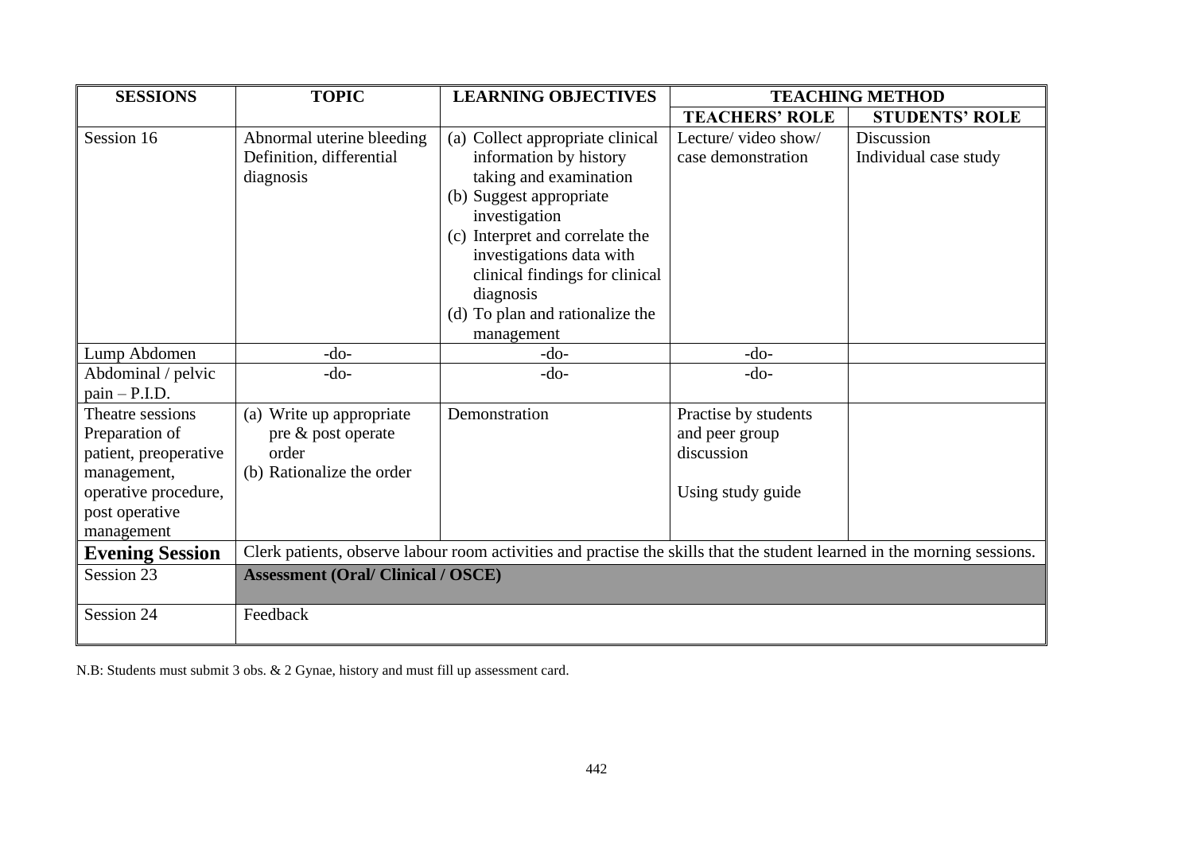| SESSIONS | TOPIC | LEARNING OBJECTIVES | TEACHING METHOD | |
|---|---|---|---|---|
| | | | **TEACHERS' ROLE** | **STUDENTS' ROLE** |
| Session 16 | Abnormal uterine bleeding Definition, differential diagnosis | (a) Collect appropriate clinical information by history taking and examination (b) Suggest appropriate investigation (c) Interpret and correlate the investigations data with clinical findings for clinical diagnosis (d) To plan and rationalize the management | Lecture/ video show/ case demonstration | Discussion Individual case study |
| Lump Abdomen | -do- | -do- | -do- | |
| Abdominal / pelvic pain – P.I.D. | -do- | -do- | -do- | |
| Theatre sessions Preparation of patient, preoperative management, operative procedure, post operative management | (a) Write up appropriate pre & post operate order (b) Rationalize the order | Demonstration | Practise by students and peer group discussion<br><br>Using study guide | |
| **Evening Session** | Clerk patients, observe labour room activities and practise the skills that the student learned in the morning sessions. | | | |
| Session 23 | **Assessment (Oral/ Clinical / OSCE)** | | | |
| Session 24 | Feedback | | | |

N.B: Students must submit 3 obs. & 2 Gynae, history and must fill up assessment card.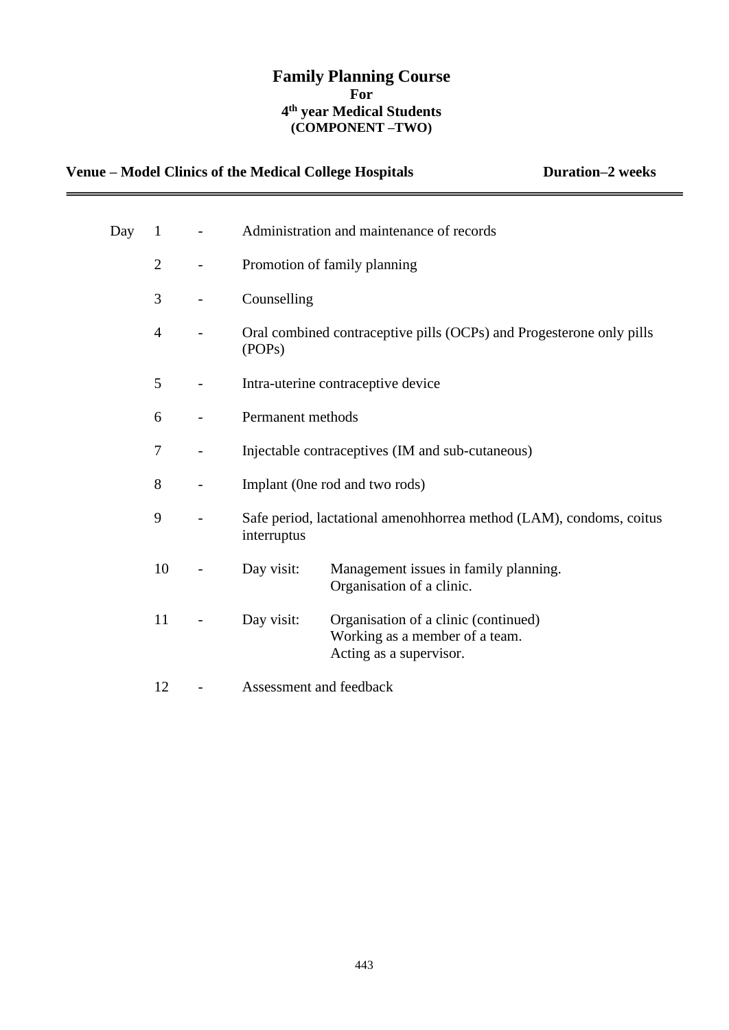# Family Planning Course
## For
## 4th year Medical Students
## (COMPONENT –TWO)

**Venue – Model Clinics of the Medical College Hospitals** **Duration–2 weeks**

---

| Day | | | |
|---|---|---|---|
| 1 | - | Administration and maintenance of records | |
| 2 | - | Promotion of family planning | |
| 3 | - | Counselling | |
| 4 | - | Oral combined contraceptive pills (OCPs) and Progesterone only pills (POPs) | |
| 5 | - | Intra-uterine contraceptive device | |
| 6 | - | Permanent methods | |
| 7 | - | Injectable contraceptives (IM and sub-cutaneous) | |
| 8 | - | Implant (0ne rod and two rods) | |
| 9 | - | Safe period, lactational amenohhorrea method (LAM), condoms, coitus interruptus | |
| 10 | - | Day visit: | Management issues in family planning. Organisation of a clinic. |
| 11 | - | Day visit: | Organisation of a clinic (continued) Working as a member of a team. Acting as a supervisor. |
| 12 | - | Assessment and feedback | |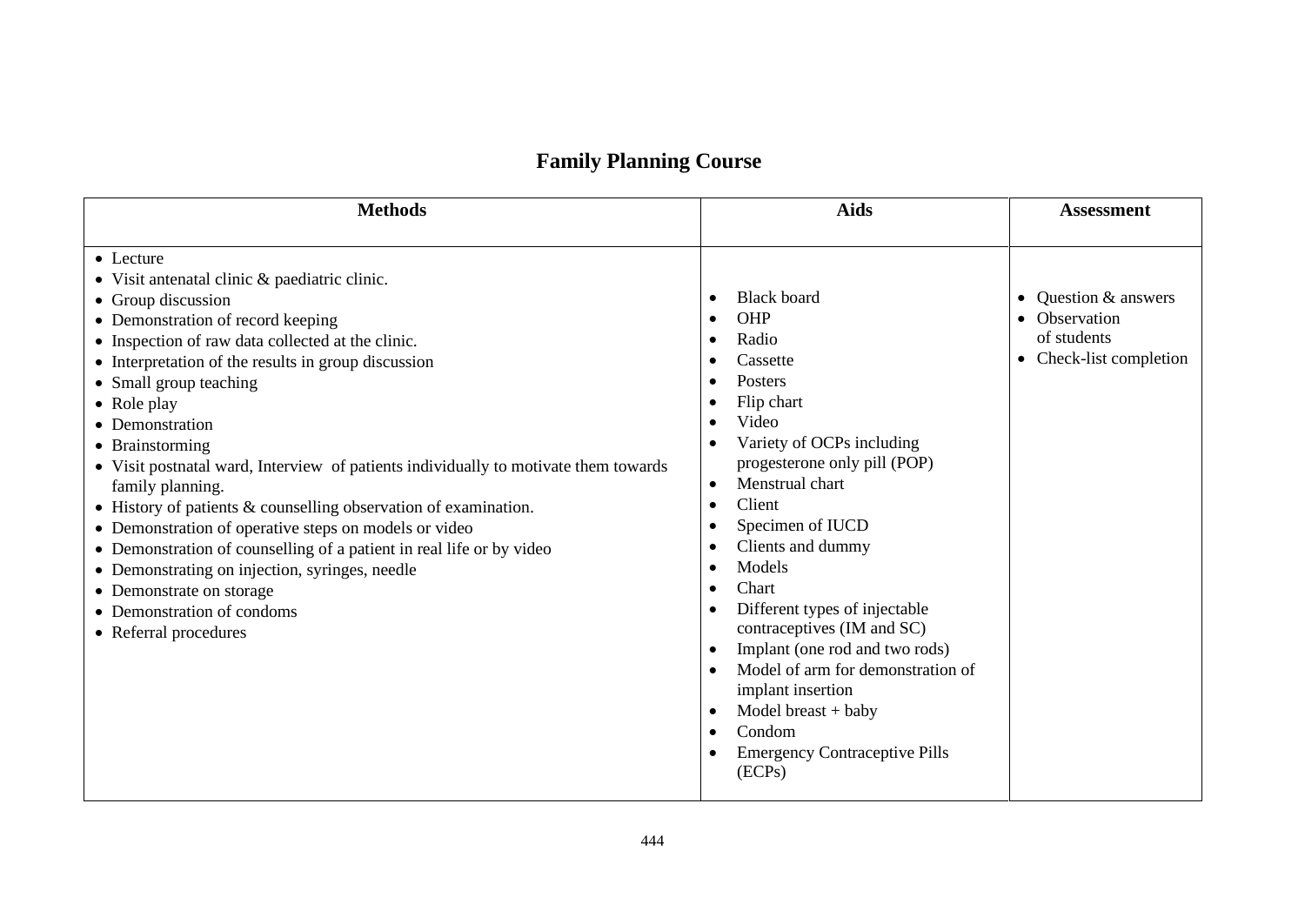# Family Planning Course

| Methods | Aids | Assessment |
|---|---|---|
| • Lecture<br>• Visit antenatal clinic & paediatric clinic.<br>• Group discussion<br>• Demonstration of record keeping<br>• Inspection of raw data collected at the clinic.<br>• Interpretation of the results in group discussion<br>• Small group teaching<br>• Role play<br>• Demonstration<br>• Brainstorming<br>• Visit postnatal ward, Interview of patients individually to motivate them towards family planning.<br>• History of patients & counselling observation of examination.<br>• Demonstration of operative steps on models or video<br>• Demonstration of counselling of a patient in real life or by video<br>• Demonstrating on injection, syringes, needle<br>• Demonstrate on storage<br>• Demonstration of condoms<br>• Referral procedures | • Black board<br>• OHP<br>• Radio<br>• Cassette<br>• Posters<br>• Flip chart<br>• Video<br>• Variety of OCPs including progesterone only pill (POP)<br>• Menstrual chart<br>• Client<br>• Specimen of IUCD<br>• Clients and dummy<br>• Models<br>• Chart<br>• Different types of injectable contraceptives (IM and SC)<br>• Implant (one rod and two rods)<br>• Model of arm for demonstration of implant insertion<br>• Model breast + baby<br>• Condom<br>• Emergency Contraceptive Pills (ECPs) | • Question & answers<br>• Observation of students<br>• Check-list completion |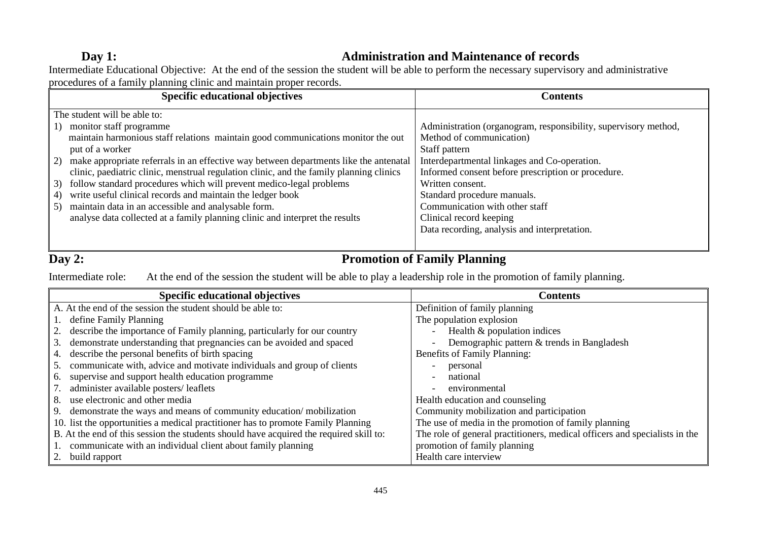## Day 1: Administration and Maintenance of records

Intermediate Educational Objective: At the end of the session the student will be able to perform the necessary supervisory and administrative procedures of a family planning clinic and maintain proper records.

| Specific educational objectives | Contents |
|---|---|
| The student will be able to:<br>1) monitor staff programme<br>maintain harmonious staff relations maintain good communications monitor the out put of a worker<br>2) make appropriate referrals in an effective way between departments like the antenatal clinic, paediatric clinic, menstrual regulation clinic, and the family planning clinics<br>3) follow standard procedures which will prevent medico-legal problems<br>4) write useful clinical records and maintain the ledger book<br>5) maintain data in an accessible and analysable form.<br>analyse data collected at a family planning clinic and interpret the results | Administration (organogram, responsibility, supervisory method, Method of communication)<br>Staff pattern<br>Interdepartmental linkages and Co-operation.<br>Informed consent before prescription or procedure.<br>Written consent.<br>Standard procedure manuals.<br>Communication with other staff<br>Clinical record keeping<br>Data recording, analysis and interpretation. |

## Day 2: Promotion of Family Planning

Intermediate role: At the end of the session the student will be able to play a leadership role in the promotion of family planning.

| Specific educational objectives | Contents |
|---|---|
| A. At the end of the session the student should be able to: | Definition of family planning |
| 1. define Family Planning | The population explosion |
| 2. describe the importance of Family planning, particularly for our country | - Health & population indices |
| 3. demonstrate understanding that pregnancies can be avoided and spaced | - Demographic pattern & trends in Bangladesh |
| 4. describe the personal benefits of birth spacing | Benefits of Family Planning: |
| 5. communicate with, advice and motivate individuals and group of clients | - personal |
| 6. supervise and support health education programme | - national |
| 7. administer available posters/ leaflets | - environmental |
| 8. use electronic and other media | Health education and counseling |
| 9. demonstrate the ways and means of community education/ mobilization | Community mobilization and participation |
| 10. list the opportunities a medical practitioner has to promote Family Planning | The use of media in the promotion of family planning |
| B. At the end of this session the students should have acquired the required skill to: | The role of general practitioners, medical officers and specialists in the |
| 1. communicate with an individual client about family planning | promotion of family planning |
| 2. build rapport | Health care interview |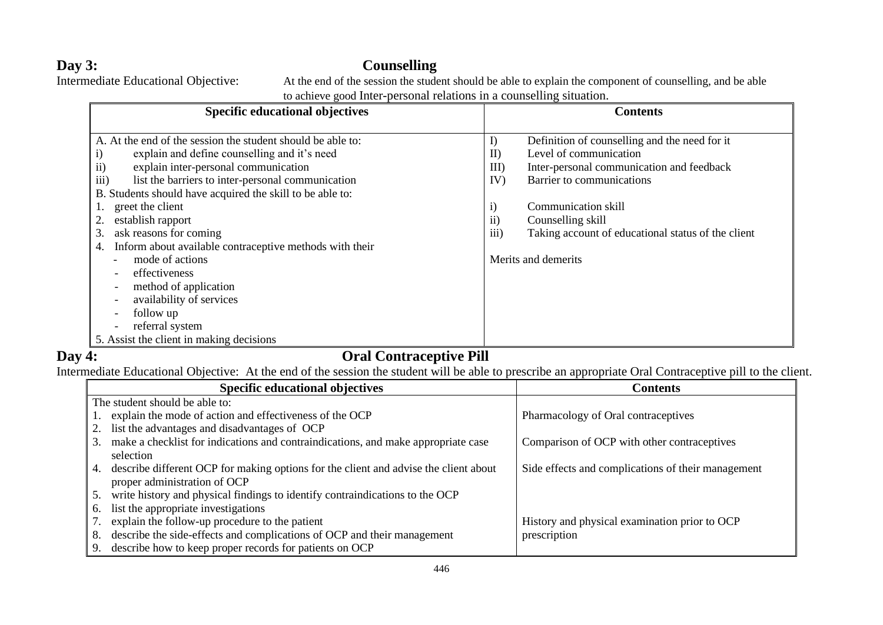## Day 3: Counselling

Intermediate Educational Objective: At the end of the session the student should be able to explain the component of counselling, and be able to achieve good Inter-personal relations in a counselling situation.

| Specific educational objectives | Contents |
|---|---|
| A. At the end of the session the student should be able to:<br>i) explain and define counselling and it's need<br>ii) explain inter-personal communication<br>iii) list the barriers to inter-personal communication | I) Definition of counselling and the need for it<br>II) Level of communication<br>III) Inter-personal communication and feedback<br>IV) Barrier to communications |
| B. Students should have acquired the skill to be able to:<br>1. greet the client<br>2. establish rapport<br>3. ask reasons for coming<br>4. Inform about available contraceptive methods with their<br>- mode of actions<br>- effectiveness<br>- method of application<br>- availability of services<br>- follow up<br>- referral system<br>5. Assist the client in making decisions | i) Communication skill<br>ii) Counselling skill<br>iii) Taking account of educational status of the client<br><br>Merits and demerits |

## Day 4: Oral Contraceptive Pill

Intermediate Educational Objective: At the end of the session the student will be able to prescribe an appropriate Oral Contraceptive pill to the client.

| Specific educational objectives | Contents |
|---|---|
| The student should be able to:<br>1. explain the mode of action and effectiveness of the OCP<br>2. list the advantages and disadvantages of OCP | Pharmacology of Oral contraceptives |
| 3. make a checklist for indications and contraindications, and make appropriate case selection | Comparison of OCP with other contraceptives |
| 4. describe different OCP for making options for the client and advise the client about proper administration of OCP<br>5. write history and physical findings to identify contraindications to the OCP<br>6. list the appropriate investigations | Side effects and complications of their management |
| 7. explain the follow-up procedure to the patient<br>8. describe the side-effects and complications of OCP and their management<br>9. describe how to keep proper records for patients on OCP | History and physical examination prior to OCP prescription |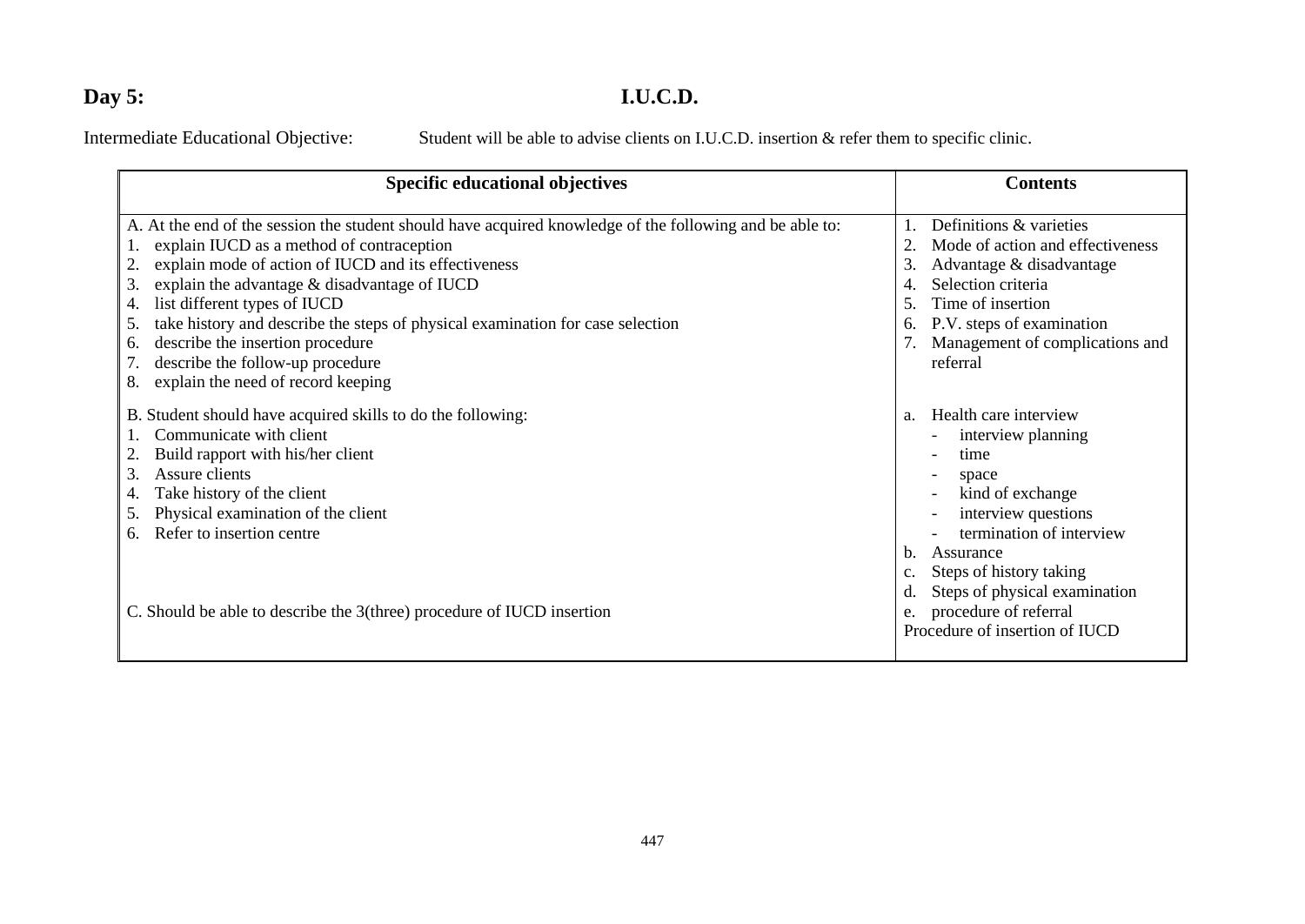## Day 5: I.U.C.D.

Intermediate Educational Objective: Student will be able to advise clients on I.U.C.D. insertion & refer them to specific clinic.

| Specific educational objectives | Contents |
|---|---|
| A. At the end of the session the student should have acquired knowledge of the following and be able to:<br>1. explain IUCD as a method of contraception<br>2. explain mode of action of IUCD and its effectiveness<br>3. explain the advantage & disadvantage of IUCD<br>4. list different types of IUCD<br>5. take history and describe the steps of physical examination for case selection<br>6. describe the insertion procedure<br>7. describe the follow-up procedure<br>8. explain the need of record keeping | 1. Definitions & varieties<br>2. Mode of action and effectiveness<br>3. Advantage & disadvantage<br>4. Selection criteria<br>5. Time of insertion<br>6. P.V. steps of examination<br>7. Management of complications and referral |
| B. Student should have acquired skills to do the following:<br>1. Communicate with client<br>2. Build rapport with his/her client<br>3. Assure clients<br>4. Take history of the client<br>5. Physical examination of the client<br>6. Refer to insertion centre | a. Health care interview<br>- interview planning<br>- time<br>- space<br>- kind of exchange<br>- interview questions<br>- termination of interview<br>b. Assurance<br>c. Steps of history taking<br>d. Steps of physical examination<br>e. procedure of referral |
| C. Should be able to describe the 3(three) procedure of IUCD insertion | Procedure of insertion of IUCD |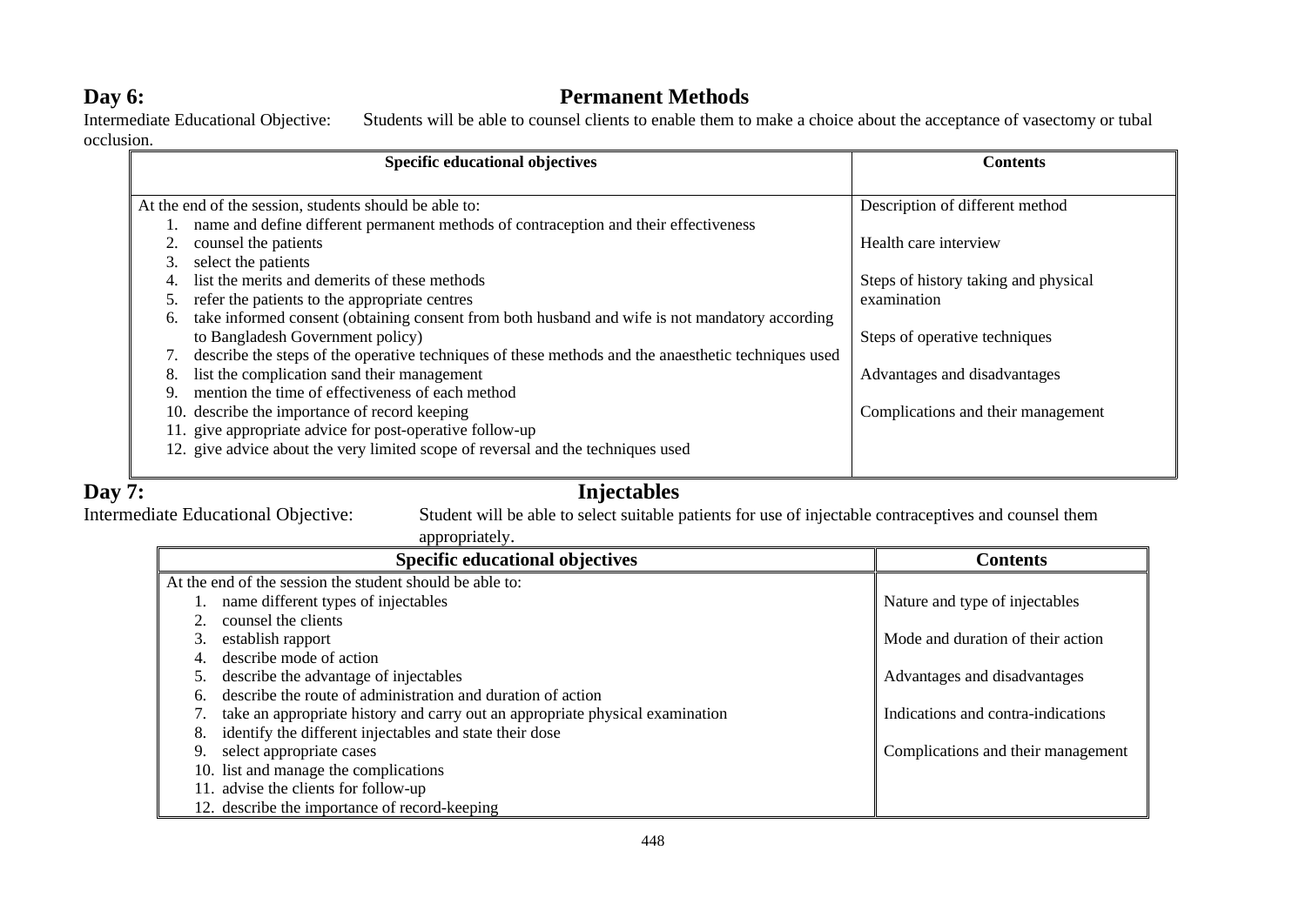## Day 6: Permanent Methods

Intermediate Educational Objective: Students will be able to counsel clients to enable them to make a choice about the acceptance of vasectomy or tubal occlusion.

| Specific educational objectives | Contents |
|---|---|
| At the end of the session, students should be able to:<br>1. name and define different permanent methods of contraception and their effectiveness<br>2. counsel the patients<br>3. select the patients<br>4. list the merits and demerits of these methods<br>5. refer the patients to the appropriate centres<br>6. take informed consent (obtaining consent from both husband and wife is not mandatory according to Bangladesh Government policy)<br>7. describe the steps of the operative techniques of these methods and the anaesthetic techniques used<br>8. list the complication sand their management<br>9. mention the time of effectiveness of each method<br>10. describe the importance of record keeping<br>11. give appropriate advice for post-operative follow-up<br>12. give advice about the very limited scope of reversal and the techniques used | Description of different method<br><br>Health care interview<br><br>Steps of history taking and physical examination<br><br>Steps of operative techniques<br><br>Advantages and disadvantages<br><br>Complications and their management |

## Day 7: Injectables

Intermediate Educational Objective: Student will be able to select suitable patients for use of injectable contraceptives and counsel them appropriately.

| Specific educational objectives | Contents |
|---|---|
| At the end of the session the student should be able to:<br>1. name different types of injectables<br>2. counsel the clients<br>3. establish rapport<br>4. describe mode of action<br>5. describe the advantage of injectables<br>6. describe the route of administration and duration of action<br>7. take an appropriate history and carry out an appropriate physical examination<br>8. identify the different injectables and state their dose<br>9. select appropriate cases<br>10. list and manage the complications<br>11. advise the clients for follow-up<br>12. describe the importance of record-keeping | Nature and type of injectables<br><br>Mode and duration of their action<br><br>Advantages and disadvantages<br><br>Indications and contra-indications<br><br>Complications and their management |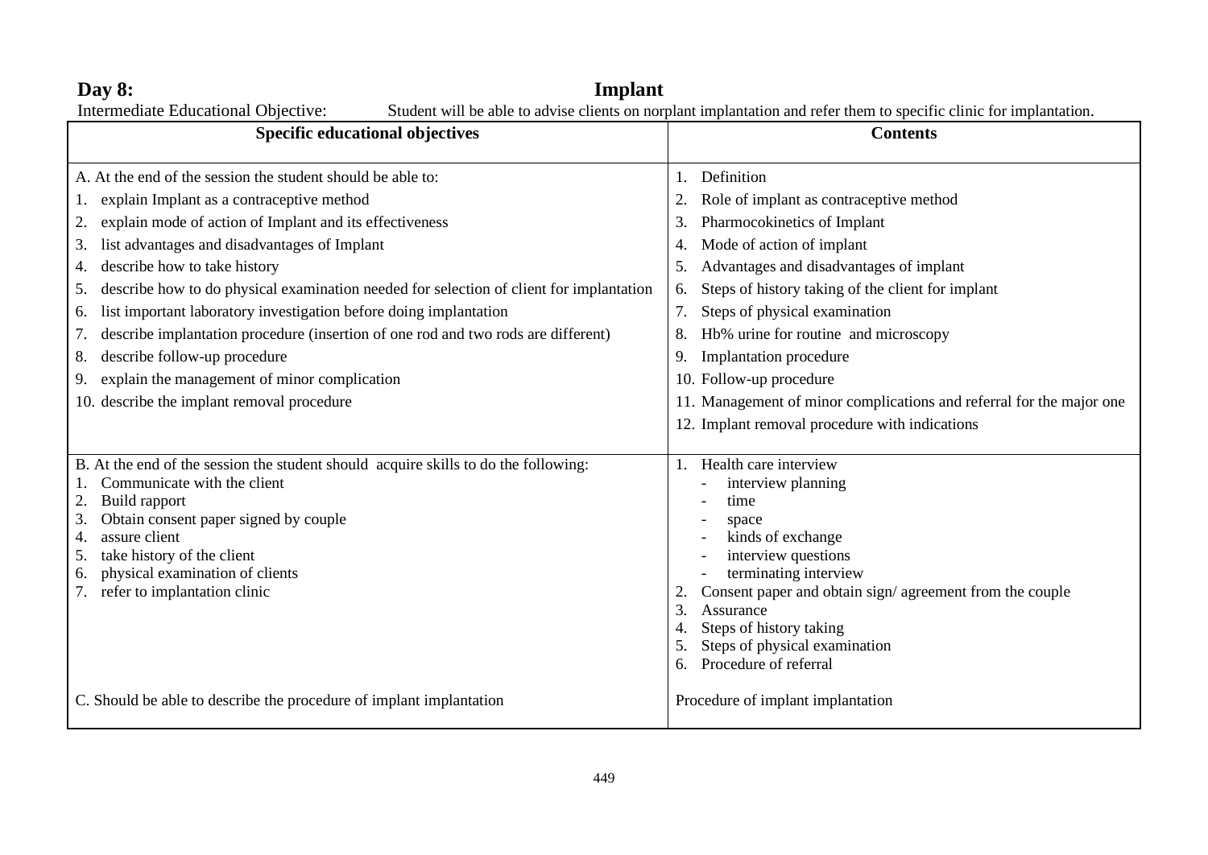**Day 8:** **Implant**

Intermediate Educational Objective: Student will be able to advise clients on norplant implantation and refer them to specific clinic for implantation.

| Specific educational objectives | Contents |
|---|---|
| A. At the end of the session the student should be able to:<br>1. explain Implant as a contraceptive method<br>2. explain mode of action of Implant and its effectiveness<br>3. list advantages and disadvantages of Implant<br>4. describe how to take history<br>5. describe how to do physical examination needed for selection of client for implantation<br>6. list important laboratory investigation before doing implantation<br>7. describe implantation procedure (insertion of one rod and two rods are different)<br>8. describe follow-up procedure<br>9. explain the management of minor complication<br>10. describe the implant removal procedure | 1. Definition<br>2. Role of implant as contraceptive method<br>3. Pharmocokinetics of Implant<br>4. Mode of action of implant<br>5. Advantages and disadvantages of implant<br>6. Steps of history taking of the client for implant<br>7. Steps of physical examination<br>8. Hb% urine for routine and microscopy<br>9. Implantation procedure<br>10. Follow-up procedure<br>11. Management of minor complications and referral for the major one<br>12. Implant removal procedure with indications |
| B. At the end of the session the student should acquire skills to do the following:<br>1. Communicate with the client<br>2. Build rapport<br>3. Obtain consent paper signed by couple<br>4. assure client<br>5. take history of the client<br>6. physical examination of clients<br>7. refer to implantation clinic | 1. Health care interview<br>- interview planning<br>- time<br>- space<br>- kinds of exchange<br>- interview questions<br>- terminating interview<br>2. Consent paper and obtain sign/ agreement from the couple<br>3. Assurance<br>4. Steps of history taking<br>5. Steps of physical examination<br>6. Procedure of referral |
| C. Should be able to describe the procedure of implant implantation | Procedure of implant implantation |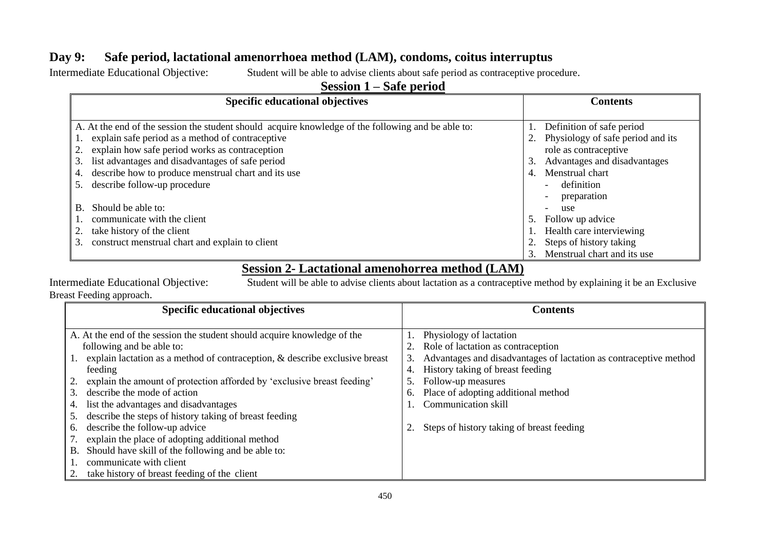## Day 9: Safe period, lactational amenorrhoea method (LAM), condoms, coitus interruptus

Intermediate Educational Objective: Student will be able to advise clients about safe period as contraceptive procedure.

### Session 1 – Safe period

| Specific educational objectives | Contents |
|---|---|
| A. At the end of the session the student should acquire knowledge of the following and be able to:<br>1. explain safe period as a method of contraceptive<br>2. explain how safe period works as contraception<br>3. list advantages and disadvantages of safe period<br>4. describe how to produce menstrual chart and its use<br>5. describe follow-up procedure<br><br>B. Should be able to:<br>1. communicate with the client<br>2. take history of the client<br>3. construct menstrual chart and explain to client | 1. Definition of safe period<br>2. Physiology of safe period and its role as contraceptive<br>3. Advantages and disadvantages<br>4. Menstrual chart<br>- definition<br>- preparation<br>- use<br>5. Follow up advice<br>1. Health care interviewing<br>2. Steps of history taking<br>3. Menstrual chart and its use |

### Session 2- Lactational amenohorrea method (LAM)

Intermediate Educational Objective: Student will be able to advise clients about lactation as a contraceptive method by explaining it be an Exclusive Breast Feeding approach.

| Specific educational objectives | Contents |
|---|---|
| A. At the end of the session the student should acquire knowledge of the following and be able to:<br>1. explain lactation as a method of contraception, & describe exclusive breast feeding<br>2. explain the amount of protection afforded by 'exclusive breast feeding'<br>3. describe the mode of action<br>4. list the advantages and disadvantages<br>5. describe the steps of history taking of breast feeding<br>6. describe the follow-up advice<br>7. explain the place of adopting additional method<br>B. Should have skill of the following and be able to:<br>1. communicate with client<br>2. take history of breast feeding of the client | 1. Physiology of lactation<br>2. Role of lactation as contraception<br>3. Advantages and disadvantages of lactation as contraceptive method<br>4. History taking of breast feeding<br>5. Follow-up measures<br>6. Place of adopting additional method<br>1. Communication skill<br><br>2. Steps of history taking of breast feeding |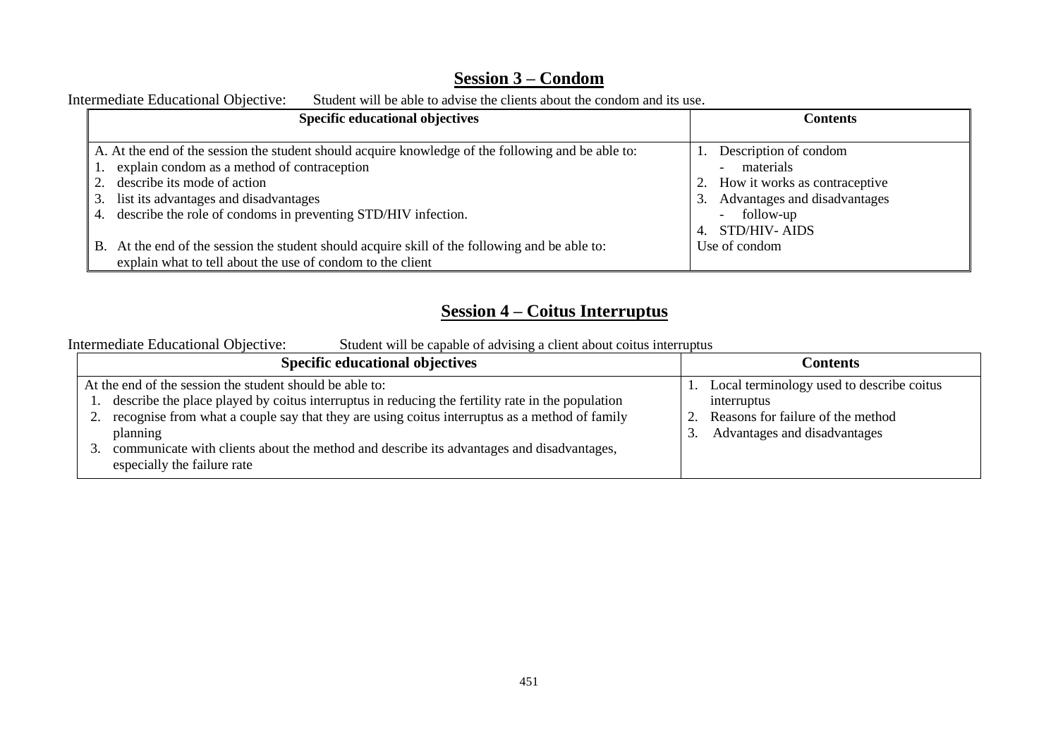## Session 3 – Condom

Intermediate Educational Objective: Student will be able to advise the clients about the condom and its use.

| Specific educational objectives | Contents |
|---|---|
| A. At the end of the session the student should acquire knowledge of the following and be able to:<br>1. explain condom as a method of contraception<br>2. describe its mode of action<br>3. list its advantages and disadvantages<br>4. describe the role of condoms in preventing STD/HIV infection.<br><br>B. At the end of the session the student should acquire skill of the following and be able to: explain what to tell about the use of condom to the client | 1. Description of condom<br>- materials<br>2. How it works as contraceptive<br>3. Advantages and disadvantages<br>- follow-up<br>4. STD/HIV- AIDS<br>Use of condom |

## Session 4 – Coitus Interruptus

Intermediate Educational Objective: Student will be capable of advising a client about coitus interruptus

| Specific educational objectives | Contents |
|---|---|
| At the end of the session the student should be able to:<br>1. describe the place played by coitus interruptus in reducing the fertility rate in the population<br>2. recognise from what a couple say that they are using coitus interruptus as a method of family planning<br>3. communicate with clients about the method and describe its advantages and disadvantages, especially the failure rate | 1. Local terminology used to describe coitus interruptus<br>2. Reasons for failure of the method<br>3. Advantages and disadvantages |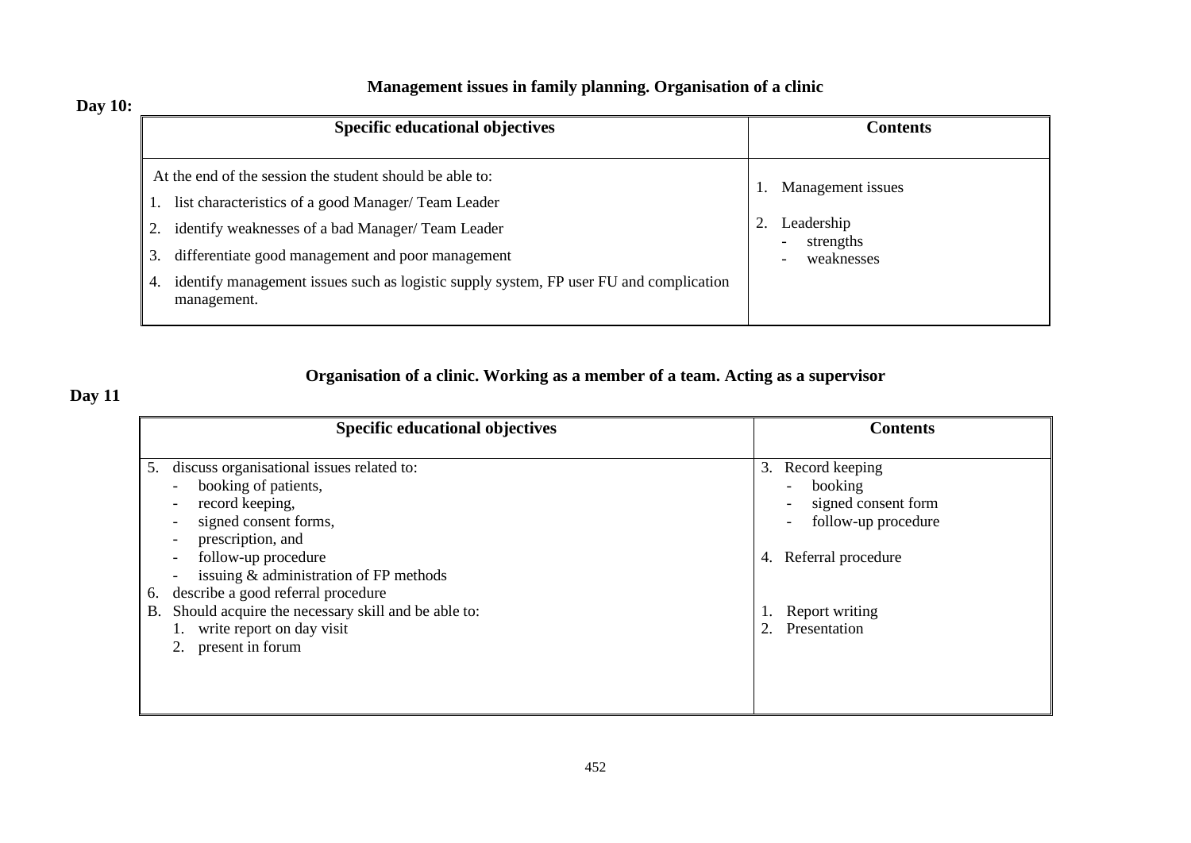**Day 10:**

## Management issues in family planning. Organisation of a clinic

| Specific educational objectives | Contents |
|---|---|
| At the end of the session the student should be able to:<br>1. list characteristics of a good Manager/ Team Leader<br>2. identify weaknesses of a bad Manager/ Team Leader<br>3. differentiate good management and poor management<br>4. identify management issues such as logistic supply system, FP user FU and complication management. | 1. Management issues<br><br>2. Leadership<br>- strengths<br>- weaknesses |

**Day 11**

## Organisation of a clinic. Working as a member of a team. Acting as a supervisor

| Specific educational objectives | Contents |
|---|---|
| 5. discuss organisational issues related to:<br>- booking of patients,<br>- record keeping,<br>- signed consent forms,<br>- prescription, and<br>- follow-up procedure<br>- issuing & administration of FP methods<br>6. describe a good referral procedure<br>B. Should acquire the necessary skill and be able to:<br>1. write report on day visit<br>2. present in forum | 3. Record keeping<br>- booking<br>- signed consent form<br>- follow-up procedure<br><br>4. Referral procedure<br><br>1. Report writing<br>2. Presentation |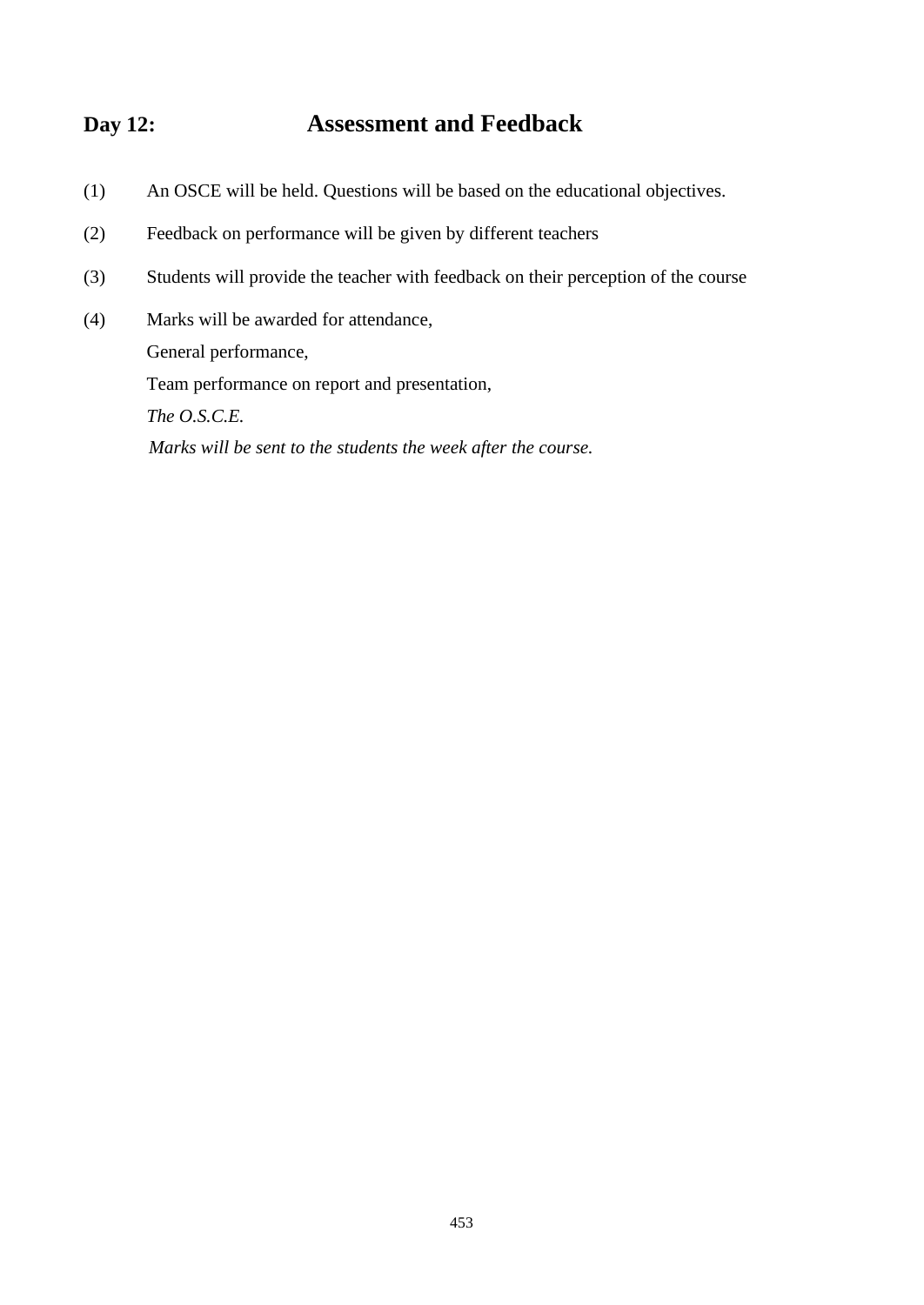## Day 12: Assessment and Feedback

(1) An OSCE will be held. Questions will be based on the educational objectives.

(2) Feedback on performance will be given by different teachers

(3) Students will provide the teacher with feedback on their perception of the course

(4) Marks will be awarded for attendance,
General performance,
Team performance on report and presentation,
*The O.S.C.E.*
*Marks will be sent to the students the week after the course.*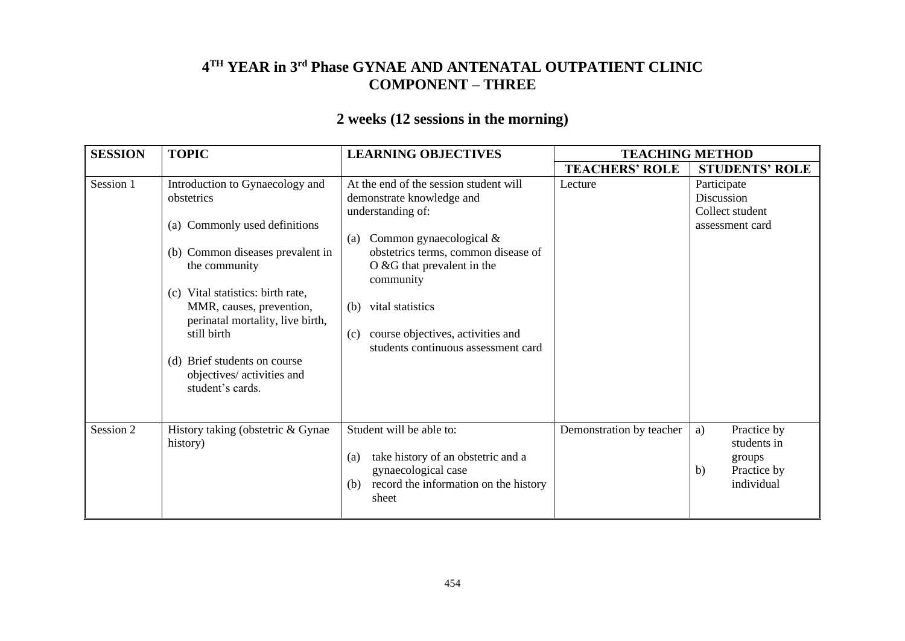# 4TH YEAR in 3rd Phase GYNAE AND ANTENATAL OUTPATIENT CLINIC COMPONENT – THREE

## 2 weeks (12 sessions in the morning)

| SESSION | TOPIC | LEARNING OBJECTIVES | TEACHING METHOD | |
|---|---|---|---|---|
| | | | TEACHERS' ROLE | STUDENTS' ROLE |
| Session 1 | Introduction to Gynaecology and obstetrics<br><br>(a) Commonly used definitions<br><br>(b) Common diseases prevalent in the community<br><br>(c) Vital statistics: birth rate, MMR, causes, prevention, perinatal mortality, live birth, still birth<br><br>(d) Brief students on course objectives/ activities and student's cards. | At the end of the session student will demonstrate knowledge and understanding of:<br><br>(a) Common gynaecological & obstetrics terms, common disease of O &G that prevalent in the community<br><br>(b) vital statistics<br><br>(c) course objectives, activities and students continuous assessment card | Lecture | Participate<br>Discussion<br>Collect student assessment card |
| Session 2 | History taking (obstetric & Gynae history) | Student will be able to:<br><br>(a) take history of an obstetric and a gynaecological case<br>(b) record the information on the history sheet | Demonstration by teacher | a) Practice by students in groups<br>b) Practice by individual |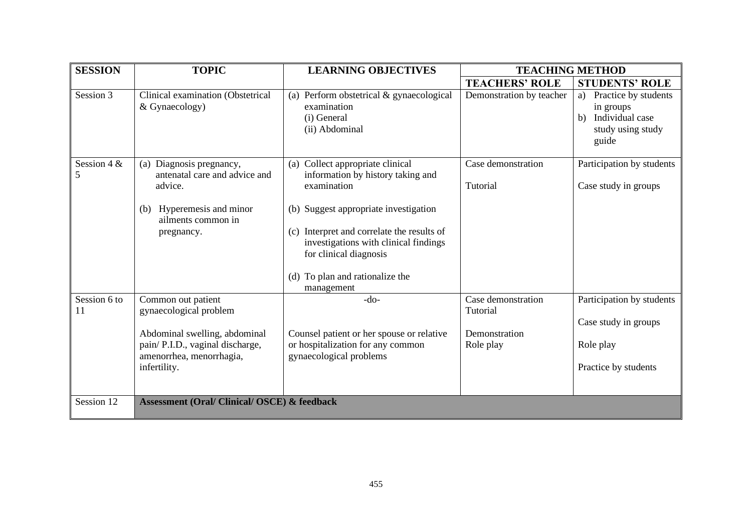| SESSION | TOPIC | LEARNING OBJECTIVES | TEACHING METHOD | |
|---|---|---|---|---|
| | | | TEACHERS' ROLE | STUDENTS' ROLE |
| Session 3 | Clinical examination (Obstetrical & Gynaecology) | (a) Perform obstetrical & gynaecological examination<br>(i) General<br>(ii) Abdominal | Demonstration by teacher | a) Practice by students in groups<br>b) Individual case study using study guide |
| Session 4 & 5 | (a) Diagnosis pregnancy, antenatal care and advice and advice.<br><br>(b) Hyperemesis and minor ailments common in pregnancy. | (a) Collect appropriate clinical information by history taking and examination<br><br>(b) Suggest appropriate investigation<br><br>(c) Interpret and correlate the results of investigations with clinical findings for clinical diagnosis<br><br>(d) To plan and rationalize the management | Case demonstration<br><br>Tutorial | Participation by students<br><br>Case study in groups |
| Session 6 to 11 | Common out patient gynaecological problem<br><br>Abdominal swelling, abdominal pain/ P.I.D., vaginal discharge, amenorrhea, menorrhagia, infertility. | -do-<br><br>Counsel patient or her spouse or relative or hospitalization for any common gynaecological problems | Case demonstration<br>Tutorial<br><br>Demonstration<br>Role play | Participation by students<br><br>Case study in groups<br><br>Role play<br><br>Practice by students |
| Session 12 | **Assessment (Oral/ Clinical/ OSCE) & feedback** | | | |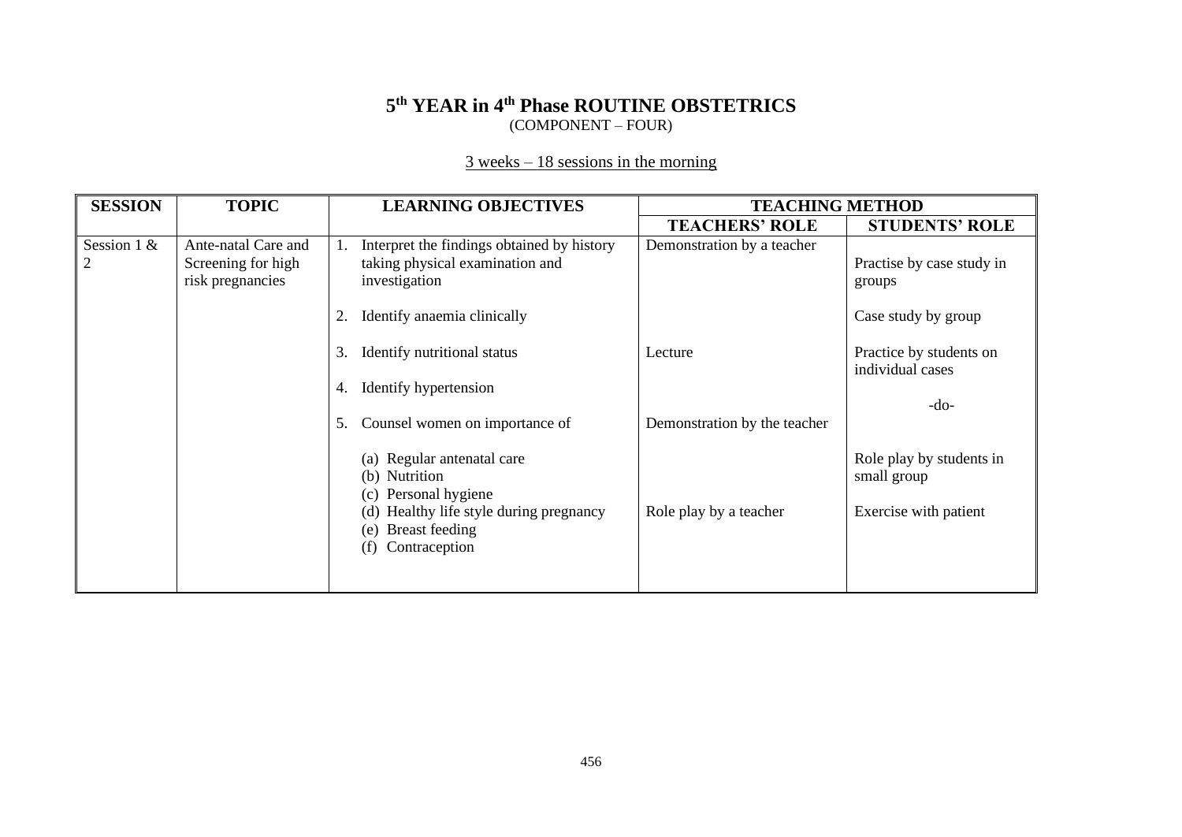# 5[th] YEAR in 4[th] Phase ROUTINE OBSTETRICS

(COMPONENT – FOUR)

<u>3 weeks – 18 sessions in the morning</u>

| SESSION | TOPIC | LEARNING OBJECTIVES | TEACHING METHOD | |
|---|---|---|---|---|
| | | | TEACHERS' ROLE | STUDENTS' ROLE |
| Session 1 & 2 | Ante-natal Care and Screening for high risk pregnancies | 1. Interpret the findings obtained by history taking physical examination and investigation | Demonstration by a teacher | Practise by case study in groups |
| | | 2. Identify anaemia clinically | | Case study by group |
| | | 3. Identify nutritional status | Lecture | Practice by students on individual cases |
| | | 4. Identify hypertension | | -do- |
| | | 5. Counsel women on importance of | Demonstration by the teacher | |
| | | (a) Regular antenatal care<br>(b) Nutrition<br>(c) Personal hygiene | | Role play by students in small group |
| | | (d) Healthy life style during pregnancy<br>(e) Breast feeding<br>(f) Contraception | Role play by a teacher | Exercise with patient |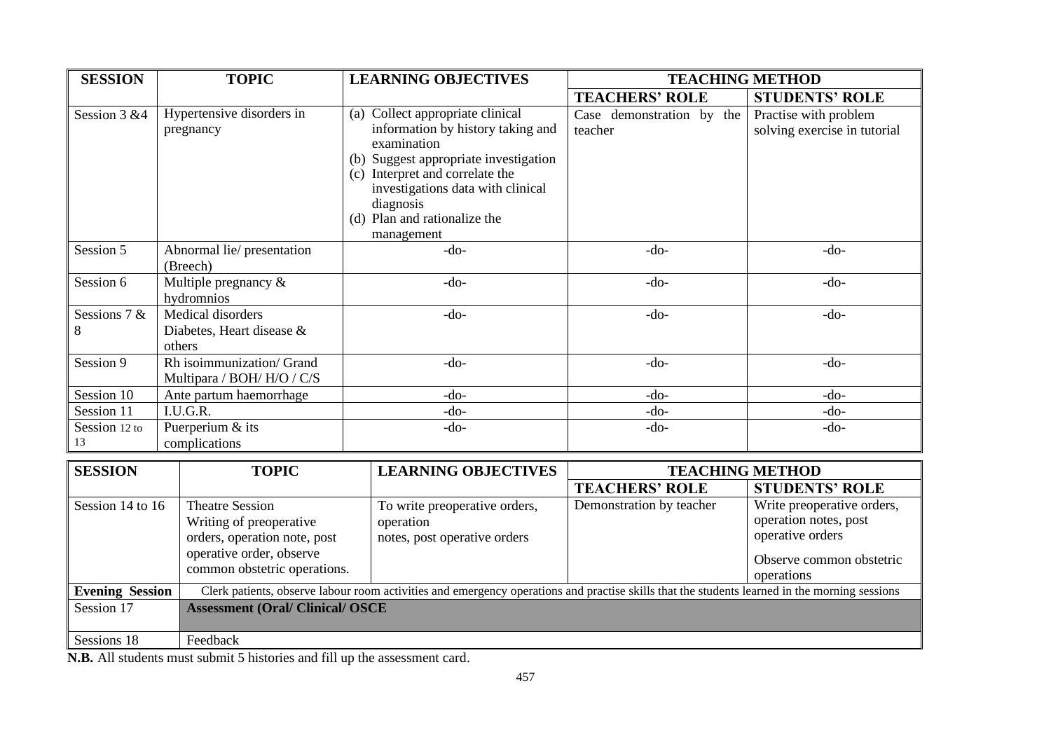| SESSION | TOPIC | LEARNING OBJECTIVES | TEACHING METHOD | |
|---|---|---|---|---|
| | | | TEACHERS' ROLE | STUDENTS' ROLE |
| Session 3 &4 | Hypertensive disorders in pregnancy | (a) Collect appropriate clinical information by history taking and examination<br>(b) Suggest appropriate investigation<br>(c) Interpret and correlate the investigations data with clinical diagnosis<br>(d) Plan and rationalize the management | Case demonstration by the teacher | Practise with problem solving exercise in tutorial |
| Session 5 | Abnormal lie/ presentation (Breech) | -do- | -do- | -do- |
| Session 6 | Multiple pregnancy & hydromnios | -do- | -do- | -do- |
| Sessions 7 & 8 | Medical disorders Diabetes, Heart disease & others | -do- | -do- | -do- |
| Session 9 | Rh isoimmunization/ Grand Multipara / BOH/ H/O / C/S | -do- | -do- | -do- |
| Session 10 | Ante partum haemorrhage | -do- | -do- | -do- |
| Session 11 | I.U.G.R. | -do- | -do- | -do- |
| Session 12 to 13 | Puerperium & its complications | -do- | -do- | -do- |

| SESSION | TOPIC | LEARNING OBJECTIVES | TEACHING METHOD | |
|---|---|---|---|---|
| | | | TEACHERS' ROLE | STUDENTS' ROLE |
| Session 14 to 16 | Theatre Session<br>Writing of preoperative orders, operation note, post operative order, observe common obstetric operations. | To write preoperative orders, operation notes, post operative orders | Demonstration by teacher | Write preoperative orders, operation notes, post operative orders<br><br>Observe common obstetric operations |
| **Evening Session** | Clerk patients, observe labour room activities and emergency operations and practise skills that the students learned in the morning sessions | | | |
| Session 17 | **Assessment (Oral/ Clinical/ OSCE** | | | |
| Sessions 18 | Feedback | | | |

**N.B.** All students must submit 5 histories and fill up the assessment card.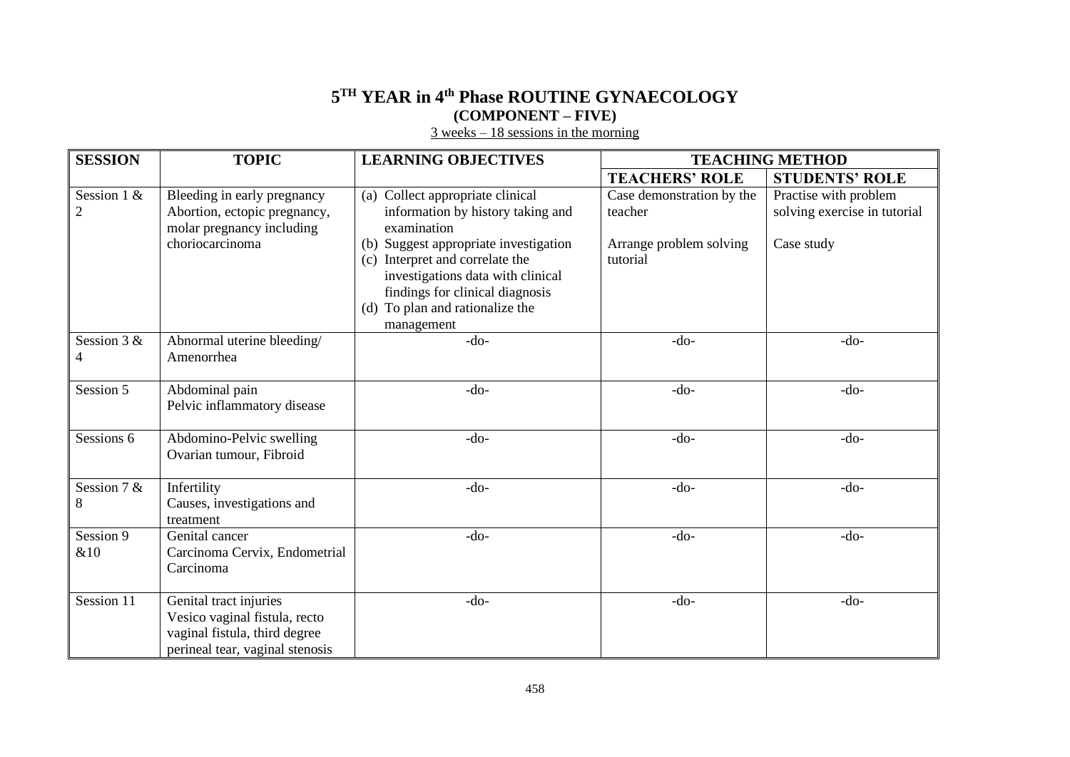# 5[TH] YEAR in 4[th] Phase ROUTINE GYNAECOLOGY

## (COMPONENT – FIVE)

3 weeks – 18 sessions in the morning

| SESSION | TOPIC | LEARNING OBJECTIVES | TEACHING METHOD | |
|---|---|---|---|---|
| | | | **TEACHERS' ROLE** | **STUDENTS' ROLE** |
| Session 1 & 2 | Bleeding in early pregnancy Abortion, ectopic pregnancy, molar pregnancy including choriocarcinoma | (a) Collect appropriate clinical information by history taking and examination<br>(b) Suggest appropriate investigation<br>(c) Interpret and correlate the investigations data with clinical findings for clinical diagnosis<br>(d) To plan and rationalize the management | Case demonstration by the teacher<br><br>Arrange problem solving tutorial | Practise with problem solving exercise in tutorial<br><br>Case study |
| Session 3 & 4 | Abnormal uterine bleeding/ Amenorrhea | -do- | -do- | -do- |
| Session 5 | Abdominal pain<br>Pelvic inflammatory disease | -do- | -do- | -do- |
| Sessions 6 | Abdomino-Pelvic swelling<br>Ovarian tumour, Fibroid | -do- | -do- | -do- |
| Session 7 & 8 | Infertility<br>Causes, investigations and treatment | -do- | -do- | -do- |
| Session 9 &10 | Genital cancer<br>Carcinoma Cervix, Endometrial Carcinoma | -do- | -do- | -do- |
| Session 11 | Genital tract injuries<br>Vesico vaginal fistula, recto vaginal fistula, third degree perineal tear, vaginal stenosis | -do- | -do- | -do- |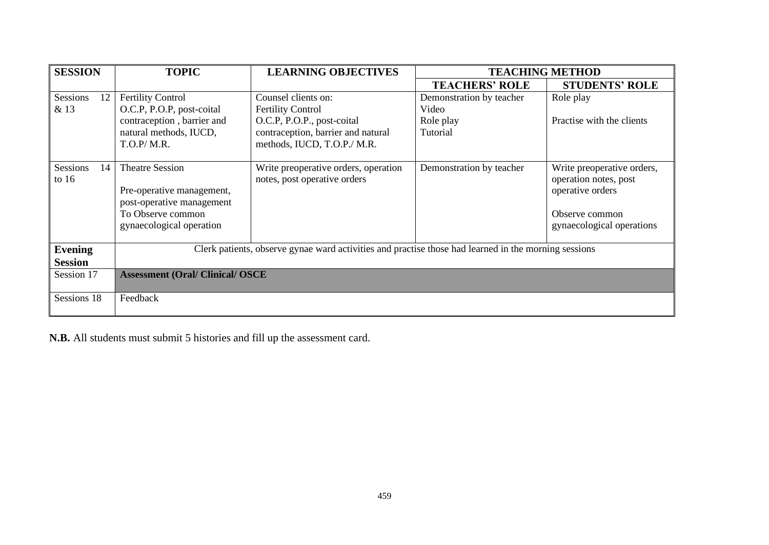| SESSION | TOPIC | LEARNING OBJECTIVES | TEACHING METHOD | |
|---|---|---|---|---|
| | | | **TEACHERS' ROLE** | **STUDENTS' ROLE** |
| Sessions 12 & 13 | Fertility Control<br>O.C.P, P.O.P, post-coital contraception , barrier and natural methods, IUCD, T.O.P/ M.R. | Counsel clients on:<br>Fertility Control<br>O.C.P, P.O.P., post-coital contraception, barrier and natural methods, IUCD, T.O.P./ M.R. | Demonstration by teacher<br>Video<br>Role play<br>Tutorial | Role play<br><br>Practise with the clients |
| Sessions 14 to 16 | Theatre Session<br><br>Pre-operative management, post-operative management<br>To Observe common gynaecological operation | Write preoperative orders, operation notes, post operative orders | Demonstration by teacher | Write preoperative orders, operation notes, post operative orders<br><br>Observe common gynaecological operations |
| **Evening Session** | Clerk patients, observe gynae ward activities and practise those had learned in the morning sessions | | | |
| Session 17 | **Assessment (Oral/ Clinical/ OSCE** | | | |
| Sessions 18 | Feedback | | | |

**N.B.** All students must submit 5 histories and fill up the assessment card.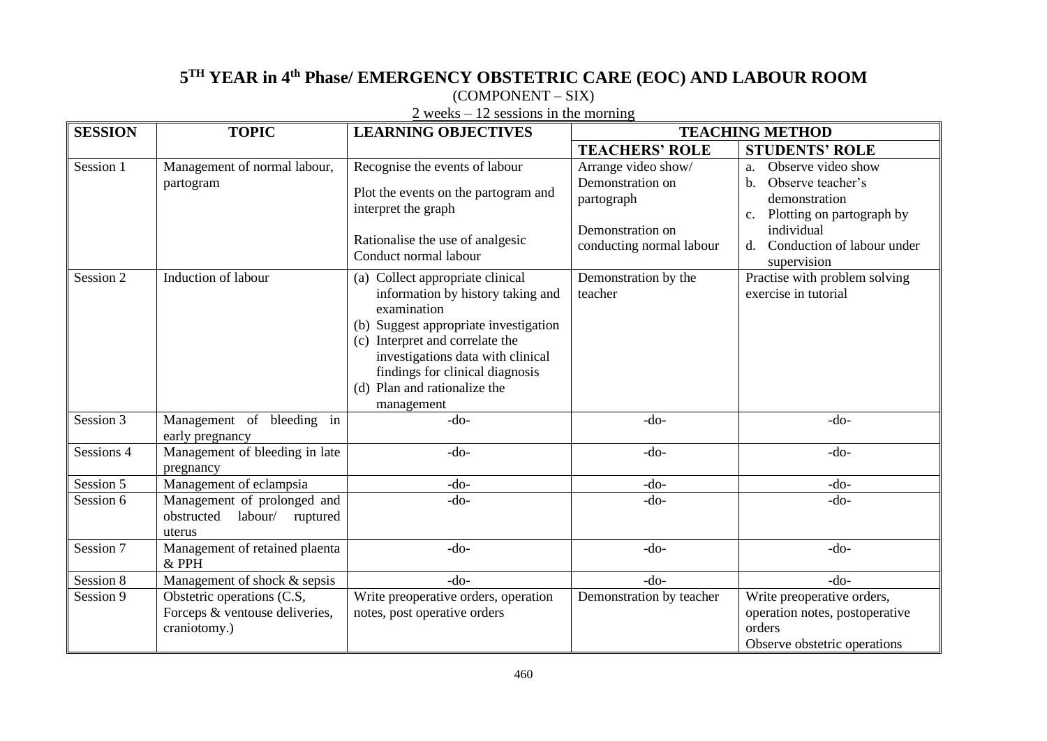# 5TH YEAR in 4th Phase/ EMERGENCY OBSTETRIC CARE (EOC) AND LABOUR ROOM

(COMPONENT – SIX)

2 weeks – 12 sessions in the morning

| SESSION | TOPIC | LEARNING OBJECTIVES | TEACHING METHOD | |
|---|---|---|---|---|
| | | | **TEACHERS' ROLE** | **STUDENTS' ROLE** |
| Session 1 | Management of normal labour, partogram | Recognise the events of labour<br><br>Plot the events on the partogram and interpret the graph<br><br>Rationalise the use of analgesic<br>Conduct normal labour | Arrange video show/ Demonstration on partograph<br><br>Demonstration on conducting normal labour | a. Observe video show<br>b. Observe teacher's demonstration<br>c. Plotting on partograph by individual<br>d. Conduction of labour under supervision |
| Session 2 | Induction of labour | (a) Collect appropriate clinical information by history taking and examination<br>(b) Suggest appropriate investigation<br>(c) Interpret and correlate the investigations data with clinical findings for clinical diagnosis<br>(d) Plan and rationalize the management | Demonstration by the teacher | Practise with problem solving exercise in tutorial |
| Session 3 | Management of bleeding in early pregnancy | -do- | -do- | -do- |
| Sessions 4 | Management of bleeding in late pregnancy | -do- | -do- | -do- |
| Session 5 | Management of eclampsia | -do- | -do- | -do- |
| Session 6 | Management of prolonged and obstructed labour/ ruptured uterus | -do- | -do- | -do- |
| Session 7 | Management of retained plaenta & PPH | -do- | -do- | -do- |
| Session 8 | Management of shock & sepsis | -do- | -do- | -do- |
| Session 9 | Obstetric operations (C.S, Forceps & ventouse deliveries, craniotomy.) | Write preoperative orders, operation notes, post operative orders | Demonstration by teacher | Write preoperative orders, operation notes, postoperative orders<br>Observe obstetric operations |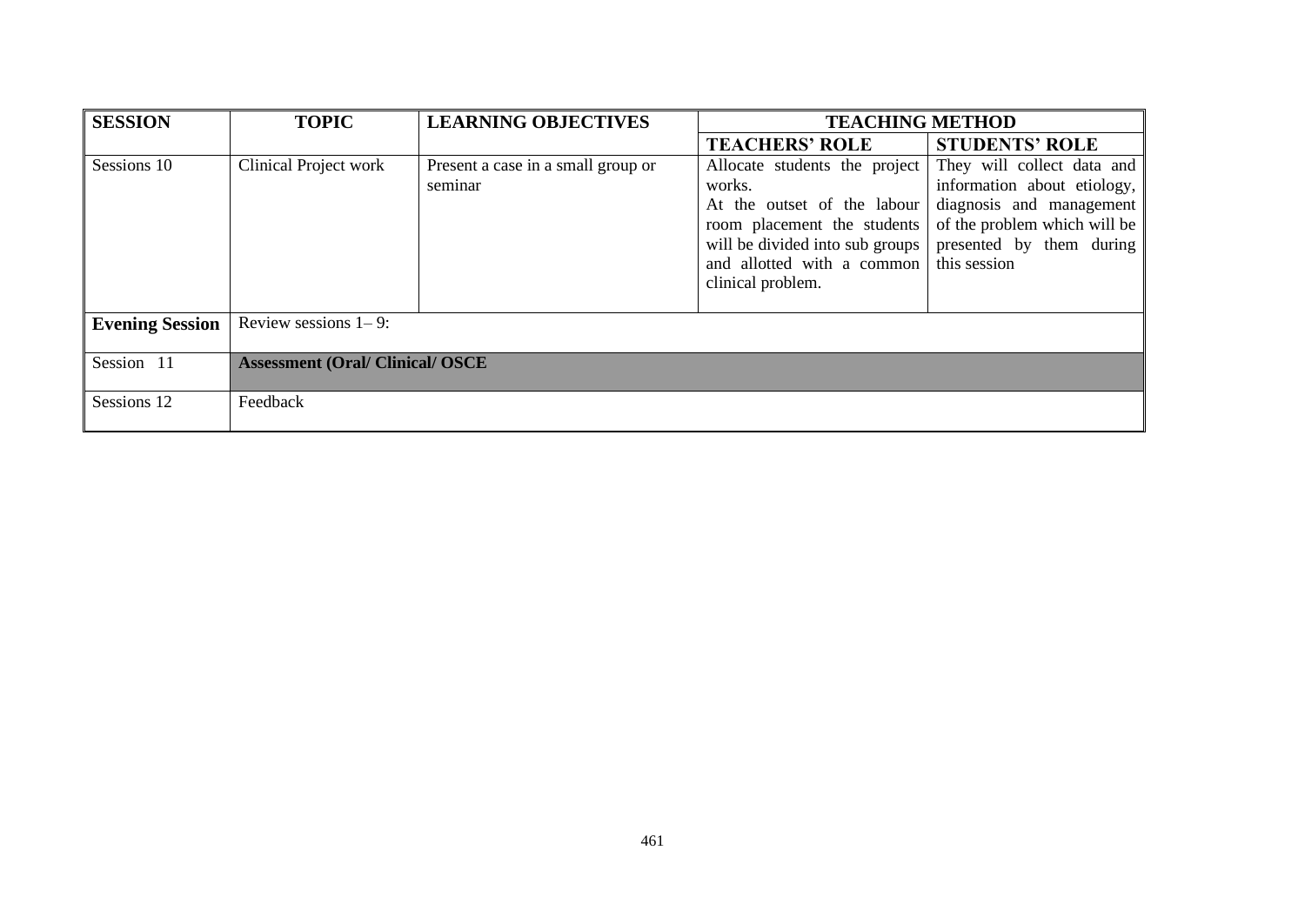| SESSION | TOPIC | LEARNING OBJECTIVES | TEACHING METHOD | |
|---|---|---|---|---|
| | | | **TEACHERS' ROLE** | **STUDENTS' ROLE** |
| Sessions 10 | Clinical Project work | Present a case in a small group or seminar | Allocate students the project works. At the outset of the labour room placement the students will be divided into sub groups and allotted with a common clinical problem. | They will collect data and information about etiology, diagnosis and management of the problem which will be presented by them during this session |
| **Evening Session** | Review sessions 1– 9: | | | |
| Session 11 | **Assessment (Oral/ Clinical/ OSCE** | | | |
| Sessions 12 | Feedback | | | |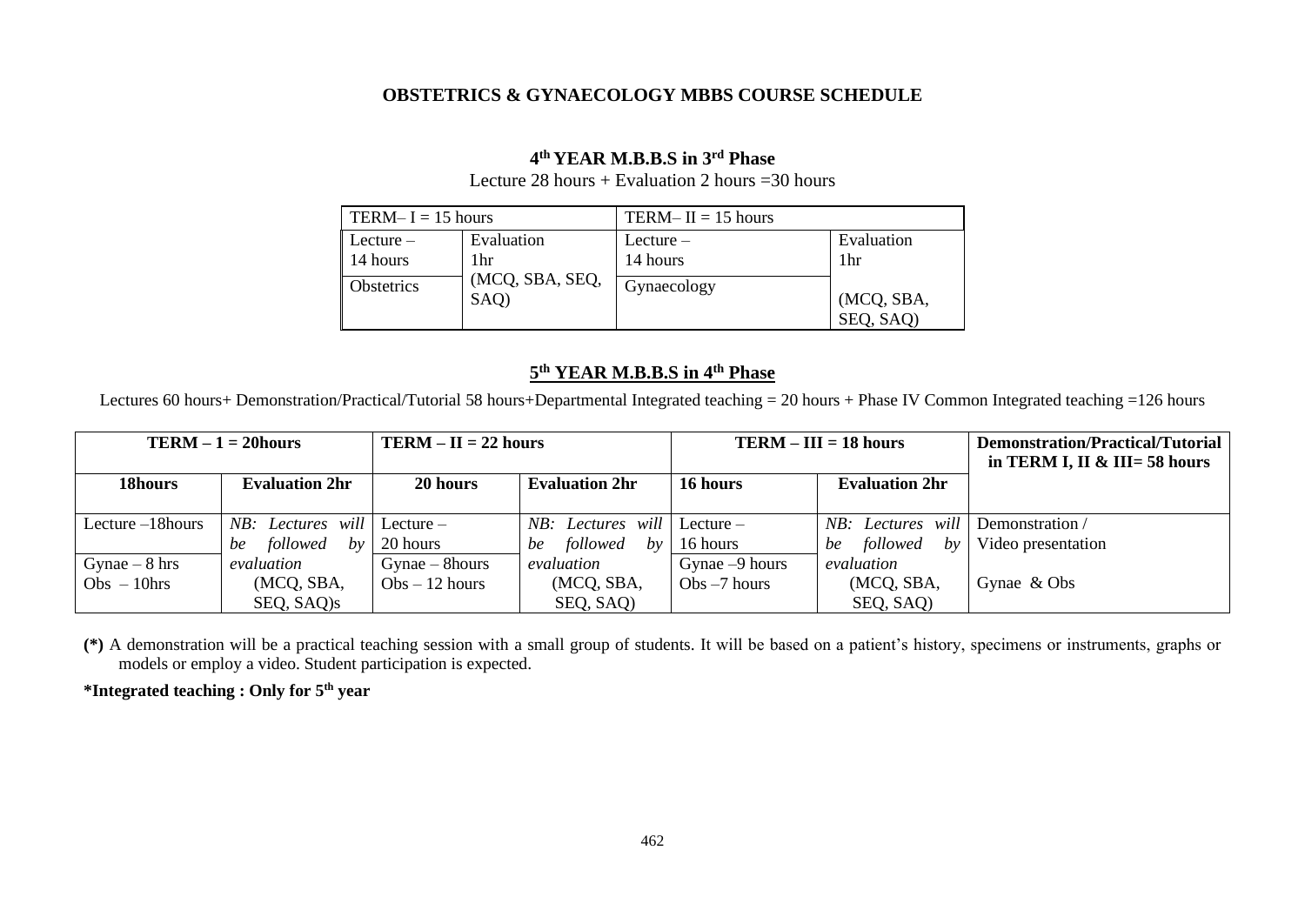**OBSTETRICS & GYNAECOLOGY MBBS COURSE SCHEDULE**

**4th YEAR M.B.B.S in 3rd Phase**

Lecture 28 hours + Evaluation 2 hours =30 hours

| TERM– I = 15 hours | | TERM– II = 15 hours | |
|---|---|---|---|
| Lecture – 14 hours | Evaluation 1hr (MCQ, SBA, SEQ, SAQ) | Lecture – 14 hours | Evaluation 1hr (MCQ, SBA, SEQ, SAQ) |
| Obstetrics | | Gynaecology | |

**5th YEAR M.B.B.S in 4th Phase**

Lectures 60 hours+ Demonstration/Practical/Tutorial 58 hours+Departmental Integrated teaching = 20 hours + Phase IV Common Integrated teaching =126 hours

| **TERM – 1 = 20hours** | | **TERM – II = 22 hours** | | **TERM – III = 18 hours** | | **Demonstration/Practical/Tutorial in TERM I, II & III= 58 hours** |
|---|---|---|---|---|---|---|
| **18hours** | **Evaluation 2hr** | **20 hours** | **Evaluation 2hr** | **16 hours** | **Evaluation 2hr** | |
| Lecture –18hours | *NB: Lectures will be followed by evaluation* (MCQ, SBA, SEQ, SAQ)s | Lecture – 20 hours | *NB: Lectures will be followed by evaluation* (MCQ, SBA, SEQ, SAQ) | Lecture – 16 hours | *NB: Lectures will be followed by evaluation* (MCQ, SBA, SEQ, SAQ) | Demonstration / Video presentation |
| Gynae – 8 hrs<br>Obs – 10hrs | | Gynae – 8hours<br>Obs – 12 hours | | Gynae –9 hours<br>Obs –7 hours | | Gynae & Obs |

**(*)** A demonstration will be a practical teaching session with a small group of students. It will be based on a patient's history, specimens or instruments, graphs or models or employ a video. Student participation is expected.

**\*Integrated teaching : Only for 5th year**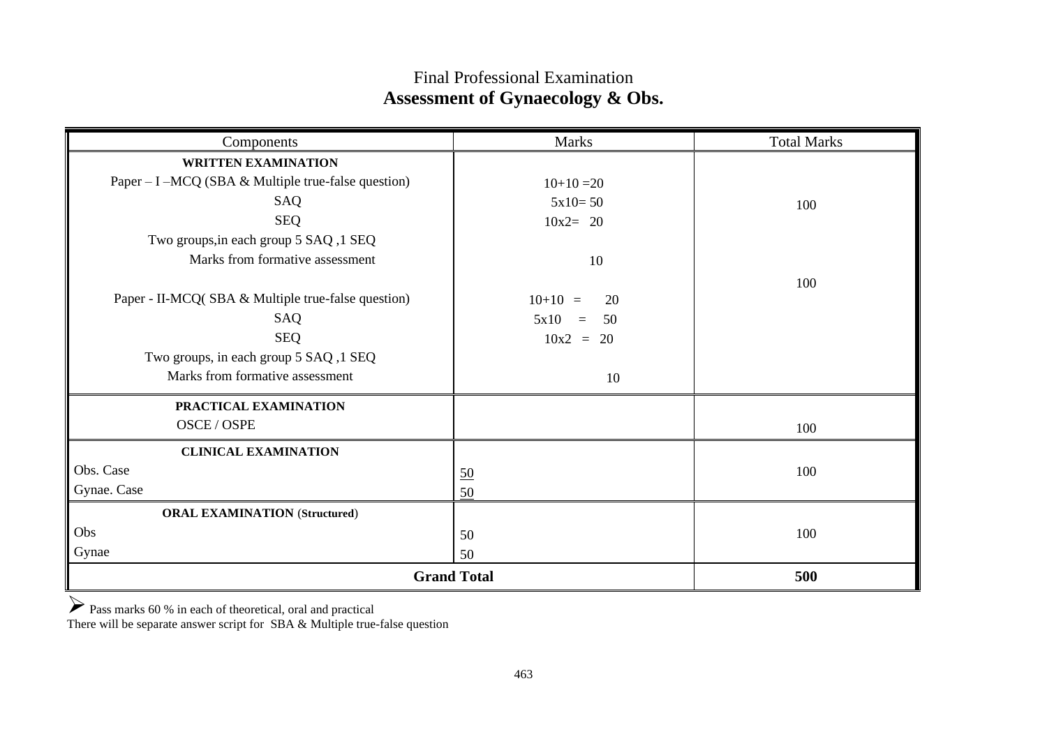Final Professional Examination

# Assessment of Gynaecology & Obs.

| Components | Marks | Total Marks |
|---|---|---|
| **WRITTEN EXAMINATION** | | |
| Paper – I –MCQ (SBA & Multiple true-false question) | 10+10 =20 | 100 |
| SAQ | 5x10= 50 | |
| SEQ | 10x2= 20 | |
| Two groups,in each group 5 SAQ ,1 SEQ | | |
| Marks from formative assessment | 10 | |
| Paper - II-MCQ( SBA & Multiple true-false question) | 10+10 = 20 | 100 |
| SAQ | 5x10 = 50 | |
| SEQ | 10x2 = 20 | |
| Two groups, in each group 5 SAQ ,1 SEQ | | |
| Marks from formative assessment | 10 | |
| **PRACTICAL EXAMINATION** | | |
| OSCE / OSPE | | 100 |
| **CLINICAL EXAMINATION** | | |
| Obs. Case | 50 | 100 |
| Gynae. Case | 50 | |
| **ORAL EXAMINATION (Structured)** | | |
| Obs | 50 | 100 |
| Gynae | 50 | |
| **Grand Total** | | **500** |

- Pass marks 60 % in each of theoretical, oral and practical

There will be separate answer script for SBA & Multiple true-false question